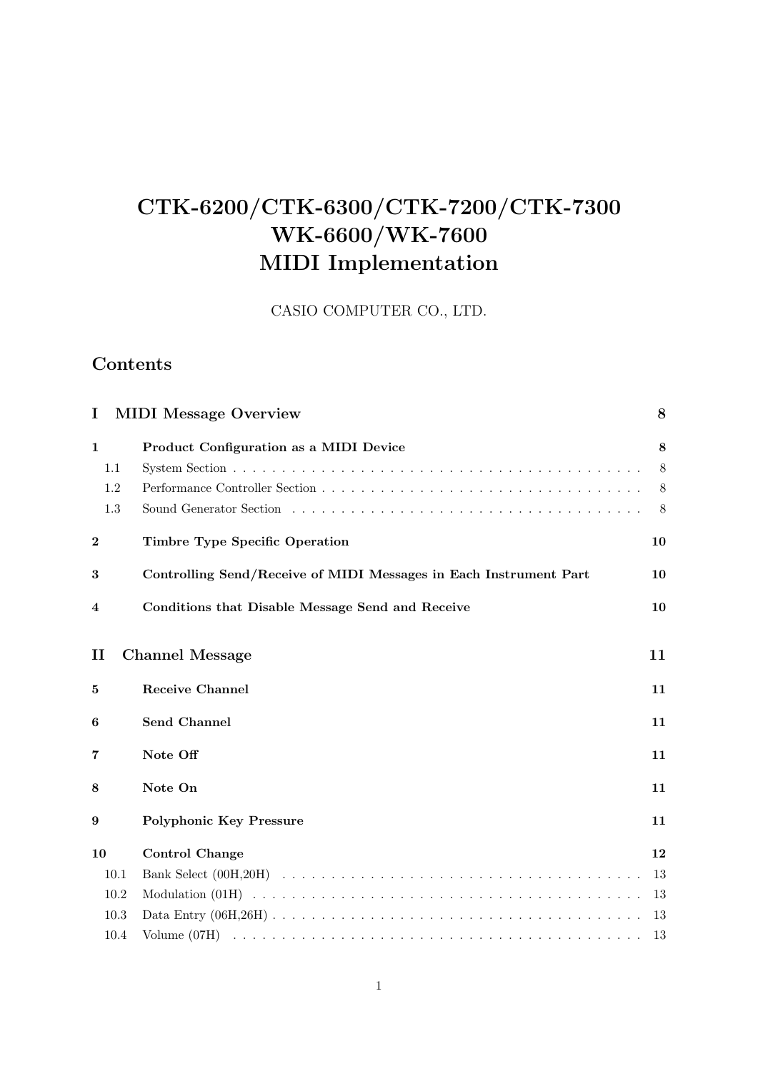# CTK-6200/CTK-6300/CTK-7200/CTK-7300 WK-6600/WK-7600 MIDI Implementation

CASIO COMPUTER CO., LTD.

## Contents

**I MIDI Message Overview** — 8

**1 Product Configuration as a MIDI Device** — 8

- 1.1 System Section — 8
- 1.2 Performance Controller Section — 8
- 1.3 Sound Generator Section — 8

**2 Timbre Type Specific Operation** — 10

**3 Controlling Send/Receive of MIDI Messages in Each Instrument Part** — 10

**4 Conditions that Disable Message Send and Receive** — 10

**II Channel Message** — 11

**5 Receive Channel** — 11

**6 Send Channel** — 11

**7 Note Off** — 11

**8 Note On** — 11

**9 Polyphonic Key Pressure** — 11

**10 Control Change** — 12

- 10.1 Bank Select (00H,20H) — 13
- 10.2 Modulation (01H) — 13
- 10.3 Data Entry (06H,26H) — 13
- 10.4 Volume (07H) — 13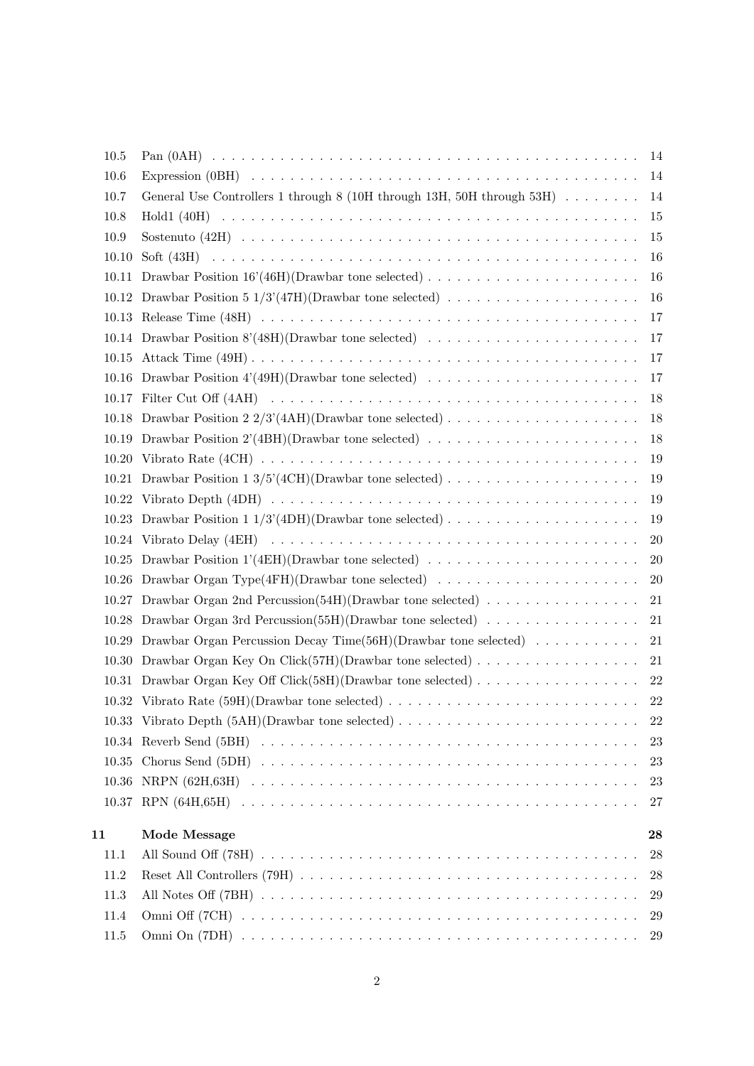| | | |
|---|---|---|
| 10.5 | Pan (0AH) | 14 |
| 10.6 | Expression (0BH) | 14 |
| 10.7 | General Use Controllers 1 through 8 (10H through 13H, 50H through 53H) | 14 |
| 10.8 | Hold1 (40H) | 15 |
| 10.9 | Sostenuto (42H) | 15 |
| 10.10 | Soft (43H) | 16 |
| 10.11 | Drawbar Position 16'(46H)(Drawbar tone selected) | 16 |
| 10.12 | Drawbar Position 5 1/3'(47H)(Drawbar tone selected) | 16 |
| 10.13 | Release Time (48H) | 17 |
| 10.14 | Drawbar Position 8'(48H)(Drawbar tone selected) | 17 |
| 10.15 | Attack Time (49H) | 17 |
| 10.16 | Drawbar Position 4'(49H)(Drawbar tone selected) | 17 |
| 10.17 | Filter Cut Off (4AH) | 18 |
| 10.18 | Drawbar Position 2 2/3'(4AH)(Drawbar tone selected) | 18 |
| 10.19 | Drawbar Position 2'(4BH)(Drawbar tone selected) | 18 |
| 10.20 | Vibrato Rate (4CH) | 19 |
| 10.21 | Drawbar Position 1 3/5'(4CH)(Drawbar tone selected) | 19 |
| 10.22 | Vibrato Depth (4DH) | 19 |
| 10.23 | Drawbar Position 1 1/3'(4DH)(Drawbar tone selected) | 19 |
| 10.24 | Vibrato Delay (4EH) | 20 |
| 10.25 | Drawbar Position 1'(4EH)(Drawbar tone selected) | 20 |
| 10.26 | Drawbar Organ Type(4FH)(Drawbar tone selected) | 20 |
| 10.27 | Drawbar Organ 2nd Percussion(54H)(Drawbar tone selected) | 21 |
| 10.28 | Drawbar Organ 3rd Percussion(55H)(Drawbar tone selected) | 21 |
| 10.29 | Drawbar Organ Percussion Decay Time(56H)(Drawbar tone selected) | 21 |
| 10.30 | Drawbar Organ Key On Click(57H)(Drawbar tone selected) | 21 |
| 10.31 | Drawbar Organ Key Off Click(58H)(Drawbar tone selected) | 22 |
| 10.32 | Vibrato Rate (59H)(Drawbar tone selected) | 22 |
| 10.33 | Vibrato Depth (5AH)(Drawbar tone selected) | 22 |
| 10.34 | Reverb Send (5BH) | 23 |
| 10.35 | Chorus Send (5DH) | 23 |
| 10.36 | NRPN (62H,63H) | 23 |
| 10.37 | RPN (64H,65H) | 27 |
| **11** | **Mode Message** | **28** |
| 11.1 | All Sound Off (78H) | 28 |
| 11.2 | Reset All Controllers (79H) | 28 |
| 11.3 | All Notes Off (7BH) | 29 |
| 11.4 | Omni Off (7CH) | 29 |
| 11.5 | Omni On (7DH) | 29 |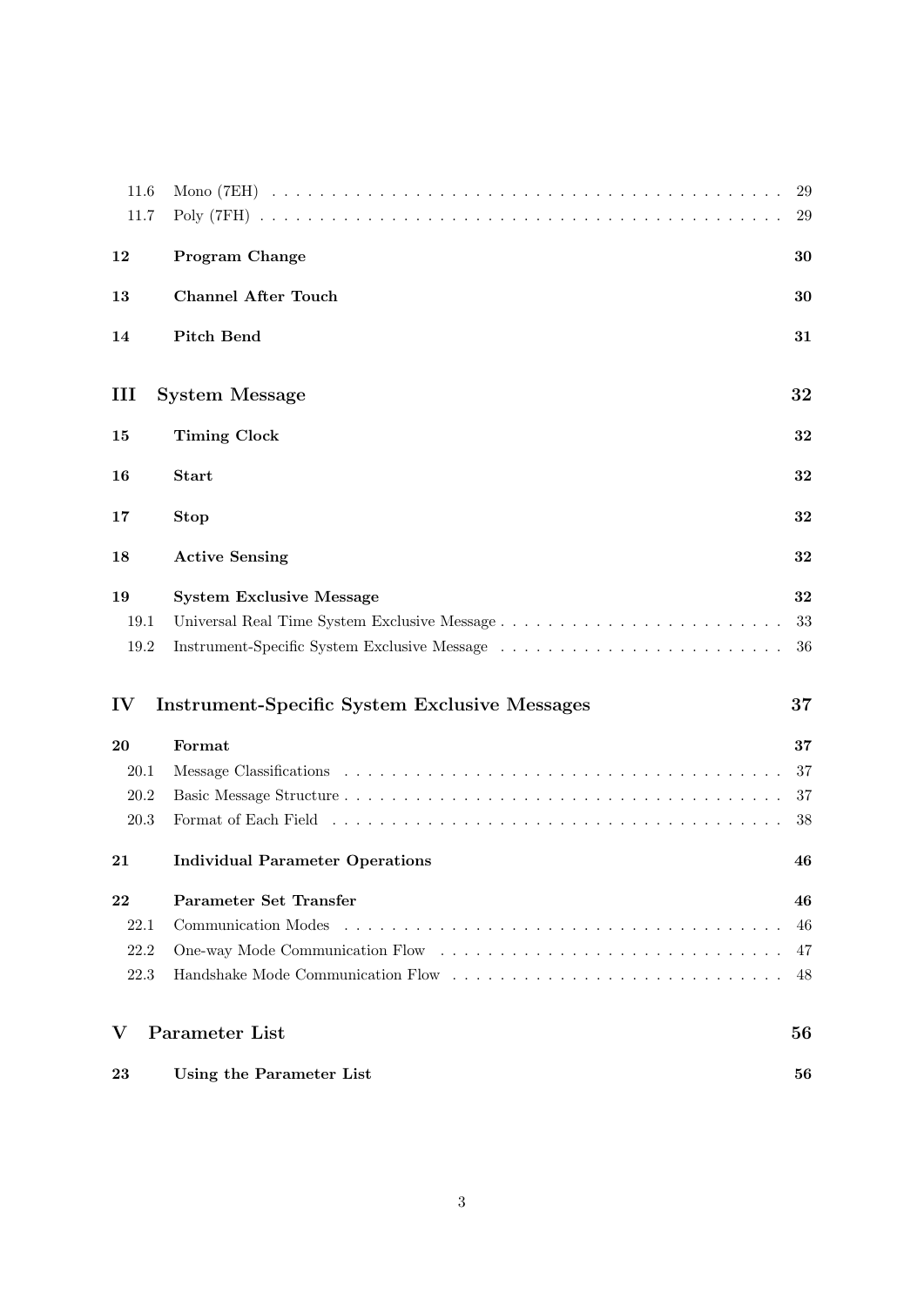| | | |
|---|---|---|
| 11.6 | Mono (7EH) | 29 |
| 11.7 | Poly (7FH) | 29 |
| **12** | **Program Change** | **30** |
| **13** | **Channel After Touch** | **30** |
| **14** | **Pitch Bend** | **31** |
| **III** | **System Message** | **32** |
| **15** | **Timing Clock** | **32** |
| **16** | **Start** | **32** |
| **17** | **Stop** | **32** |
| **18** | **Active Sensing** | **32** |
| **19** | **System Exclusive Message** | **32** |
| 19.1 | Universal Real Time System Exclusive Message | 33 |
| 19.2 | Instrument-Specific System Exclusive Message | 36 |
| **IV** | **Instrument-Specific System Exclusive Messages** | **37** |
| **20** | **Format** | **37** |
| 20.1 | Message Classifications | 37 |
| 20.2 | Basic Message Structure | 37 |
| 20.3 | Format of Each Field | 38 |
| **21** | **Individual Parameter Operations** | **46** |
| **22** | **Parameter Set Transfer** | **46** |
| 22.1 | Communication Modes | 46 |
| 22.2 | One-way Mode Communication Flow | 47 |
| 22.3 | Handshake Mode Communication Flow | 48 |
| **V** | **Parameter List** | **56** |
| **23** | **Using the Parameter List** | **56** |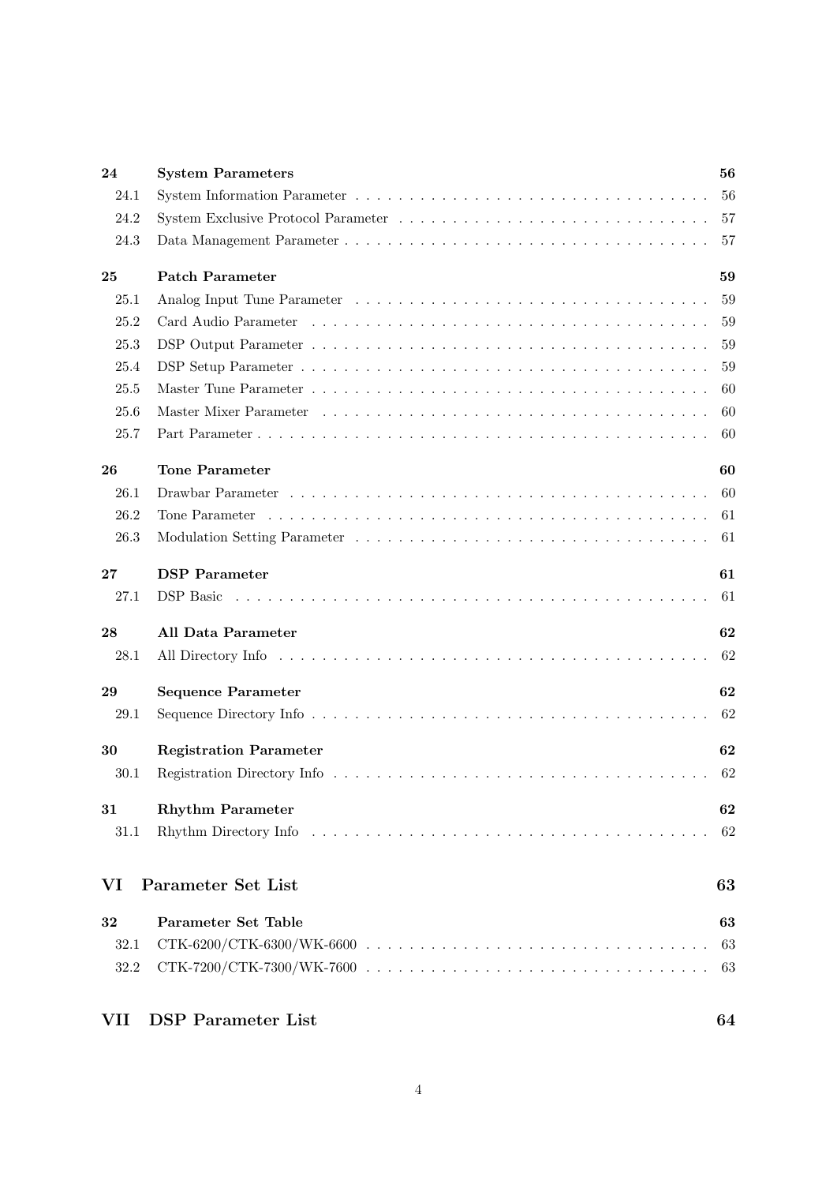| | | |
|---|---|---|
| **24** | **System Parameters** | **56** |
| 24.1 | System Information Parameter | 56 |
| 24.2 | System Exclusive Protocol Parameter | 57 |
| 24.3 | Data Management Parameter | 57 |
| **25** | **Patch Parameter** | **59** |
| 25.1 | Analog Input Tune Parameter | 59 |
| 25.2 | Card Audio Parameter | 59 |
| 25.3 | DSP Output Parameter | 59 |
| 25.4 | DSP Setup Parameter | 59 |
| 25.5 | Master Tune Parameter | 60 |
| 25.6 | Master Mixer Parameter | 60 |
| 25.7 | Part Parameter | 60 |
| **26** | **Tone Parameter** | **60** |
| 26.1 | Drawbar Parameter | 60 |
| 26.2 | Tone Parameter | 61 |
| 26.3 | Modulation Setting Parameter | 61 |
| **27** | **DSP Parameter** | **61** |
| 27.1 | DSP Basic | 61 |
| **28** | **All Data Parameter** | **62** |
| 28.1 | All Directory Info | 62 |
| **29** | **Sequence Parameter** | **62** |
| 29.1 | Sequence Directory Info | 62 |
| **30** | **Registration Parameter** | **62** |
| 30.1 | Registration Directory Info | 62 |
| **31** | **Rhythm Parameter** | **62** |
| 31.1 | Rhythm Directory Info | 62 |

# VI Parameter Set List — 63

| | | |
|---|---|---|
| **32** | **Parameter Set Table** | **63** |
| 32.1 | CTK-6200/CTK-6300/WK-6600 | 63 |
| 32.2 | CTK-7200/CTK-7300/WK-7600 | 63 |

# VII DSP Parameter List — 64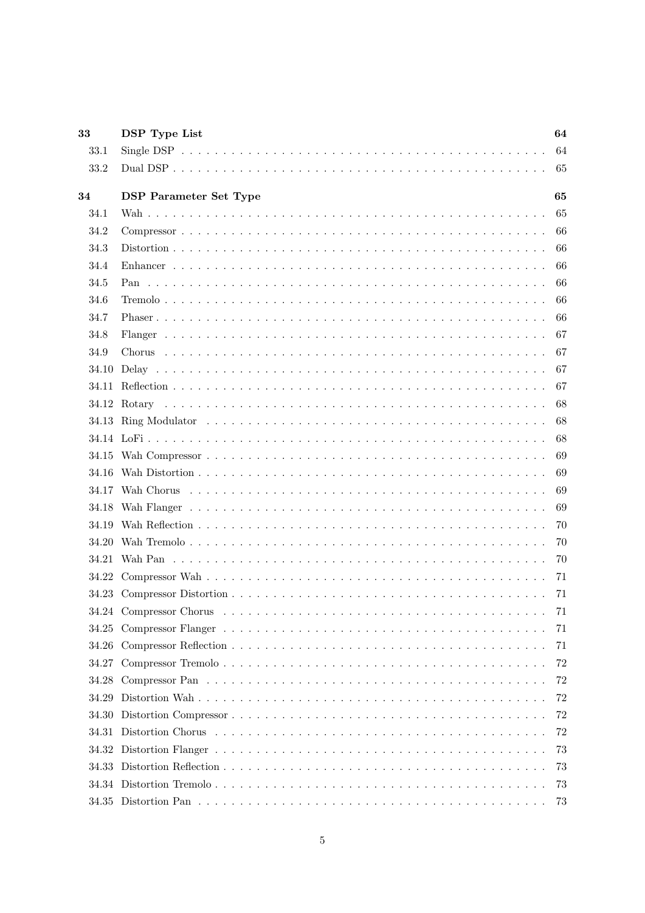| | | |
|---|---|---|
| **33** | **DSP Type List** | **64** |
| 33.1 | Single DSP | 64 |
| 33.2 | Dual DSP | 65 |
| **34** | **DSP Parameter Set Type** | **65** |
| 34.1 | Wah | 65 |
| 34.2 | Compressor | 66 |
| 34.3 | Distortion | 66 |
| 34.4 | Enhancer | 66 |
| 34.5 | Pan | 66 |
| 34.6 | Tremolo | 66 |
| 34.7 | Phaser | 66 |
| 34.8 | Flanger | 67 |
| 34.9 | Chorus | 67 |
| 34.10 | Delay | 67 |
| 34.11 | Reflection | 67 |
| 34.12 | Rotary | 68 |
| 34.13 | Ring Modulator | 68 |
| 34.14 | LoFi | 68 |
| 34.15 | Wah Compressor | 69 |
| 34.16 | Wah Distortion | 69 |
| 34.17 | Wah Chorus | 69 |
| 34.18 | Wah Flanger | 69 |
| 34.19 | Wah Reflection | 70 |
| 34.20 | Wah Tremolo | 70 |
| 34.21 | Wah Pan | 70 |
| 34.22 | Compressor Wah | 71 |
| 34.23 | Compressor Distortion | 71 |
| 34.24 | Compressor Chorus | 71 |
| 34.25 | Compressor Flanger | 71 |
| 34.26 | Compressor Reflection | 71 |
| 34.27 | Compressor Tremolo | 72 |
| 34.28 | Compressor Pan | 72 |
| 34.29 | Distortion Wah | 72 |
| 34.30 | Distortion Compressor | 72 |
| 34.31 | Distortion Chorus | 72 |
| 34.32 | Distortion Flanger | 73 |
| 34.33 | Distortion Reflection | 73 |
| 34.34 | Distortion Tremolo | 73 |
| 34.35 | Distortion Pan | 73 |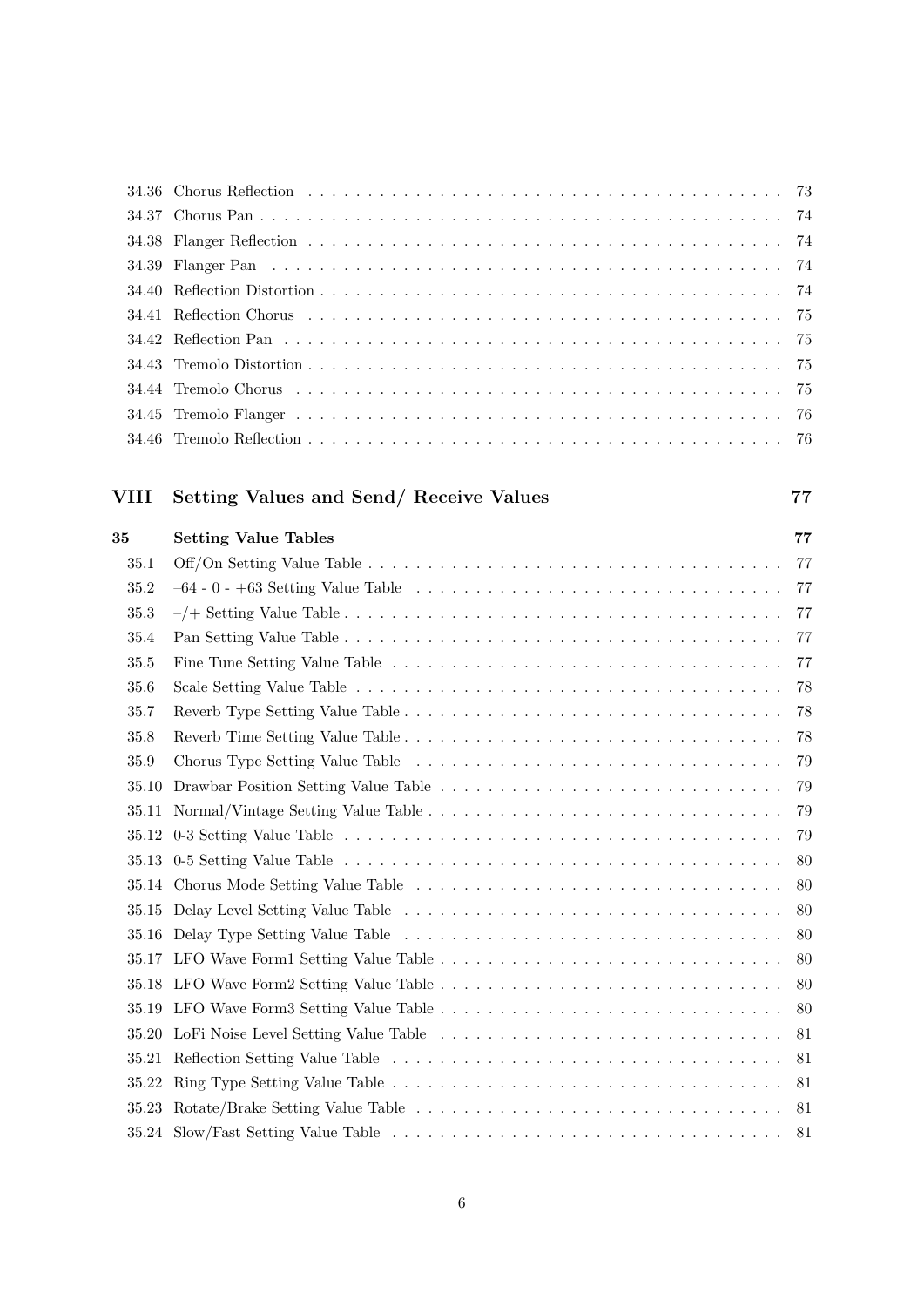34.36 Chorus Reflection . . . 73
34.37 Chorus Pan . . . 74
34.38 Flanger Reflection . . . 74
34.39 Flanger Pan . . . 74
34.40 Reflection Distortion . . . 74
34.41 Reflection Chorus . . . 75
34.42 Reflection Pan . . . 75
34.43 Tremolo Distortion . . . 75
34.44 Tremolo Chorus . . . 75
34.45 Tremolo Flanger . . . 76
34.46 Tremolo Reflection . . . 76

**VIII Setting Values and Send/ Receive Values** **77**

**35 Setting Value Tables** **77**

35.1 Off/On Setting Value Table . . . 77
35.2 –64 - 0 - +63 Setting Value Table . . . 77
35.3 –/+ Setting Value Table . . . 77
35.4 Pan Setting Value Table . . . 77
35.5 Fine Tune Setting Value Table . . . 77
35.6 Scale Setting Value Table . . . 78
35.7 Reverb Type Setting Value Table . . . 78
35.8 Reverb Time Setting Value Table . . . 78
35.9 Chorus Type Setting Value Table . . . 79
35.10 Drawbar Position Setting Value Table . . . 79
35.11 Normal/Vintage Setting Value Table . . . 79
35.12 0-3 Setting Value Table . . . 79
35.13 0-5 Setting Value Table . . . 80
35.14 Chorus Mode Setting Value Table . . . 80
35.15 Delay Level Setting Value Table . . . 80
35.16 Delay Type Setting Value Table . . . 80
35.17 LFO Wave Form1 Setting Value Table . . . 80
35.18 LFO Wave Form2 Setting Value Table . . . 80
35.19 LFO Wave Form3 Setting Value Table . . . 80
35.20 LoFi Noise Level Setting Value Table . . . 81
35.21 Reflection Setting Value Table . . . 81
35.22 Ring Type Setting Value Table . . . 81
35.23 Rotate/Brake Setting Value Table . . . 81
35.24 Slow/Fast Setting Value Table . . . 81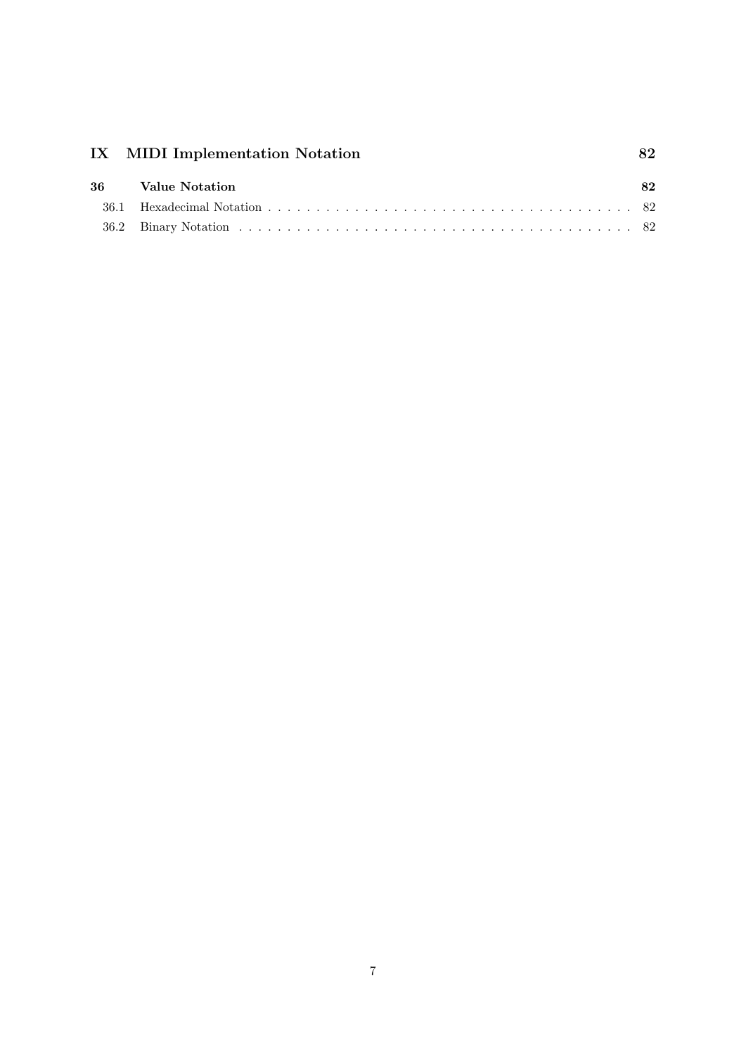**IX MIDI Implementation Notation** **82**

**36 Value Notation** **82**

36.1 Hexadecimal Notation . . . . . . . . . . . . . . . . . . . . . . . . . . . . . . . . . . . . . . 82

36.2 Binary Notation . . . . . . . . . . . . . . . . . . . . . . . . . . . . . . . . . . . . . . . . 82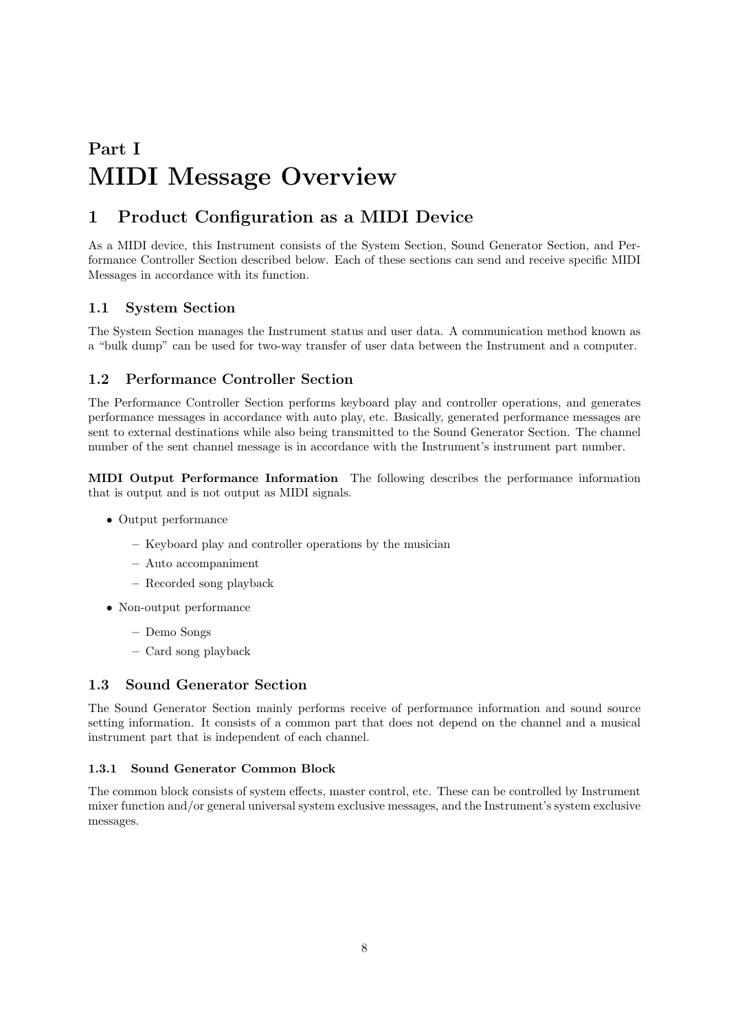# Part I
# MIDI Message Overview

## 1 Product Configuration as a MIDI Device

As a MIDI device, this Instrument consists of the System Section, Sound Generator Section, and Performance Controller Section described below. Each of these sections can send and receive specific MIDI Messages in accordance with its function.

### 1.1 System Section

The System Section manages the Instrument status and user data. A communication method known as a "bulk dump" can be used for two-way transfer of user data between the Instrument and a computer.

### 1.2 Performance Controller Section

The Performance Controller Section performs keyboard play and controller operations, and generates performance messages in accordance with auto play, etc. Basically, generated performance messages are sent to external destinations while also being transmitted to the Sound Generator Section. The channel number of the sent channel message is in accordance with the Instrument's instrument part number.

**MIDI Output Performance Information** The following describes the performance information that is output and is not output as MIDI signals.

- Output performance
  - Keyboard play and controller operations by the musician
  - Auto accompaniment
  - Recorded song playback
- Non-output performance
  - Demo Songs
  - Card song playback

### 1.3 Sound Generator Section

The Sound Generator Section mainly performs receive of performance information and sound source setting information. It consists of a common part that does not depend on the channel and a musical instrument part that is independent of each channel.

#### 1.3.1 Sound Generator Common Block

The common block consists of system effects, master control, etc. These can be controlled by Instrument mixer function and/or general universal system exclusive messages, and the Instrument's system exclusive messages.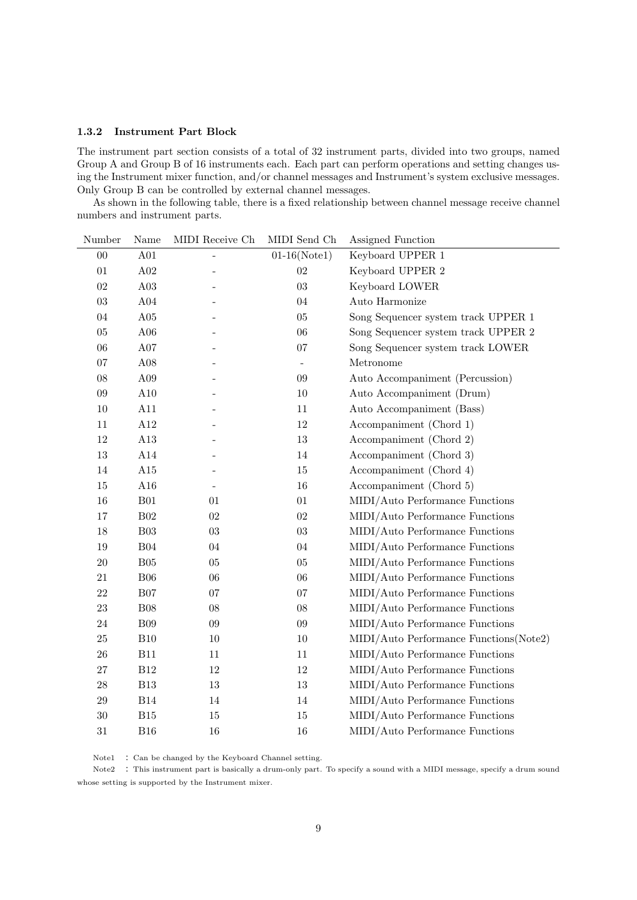### 1.3.2 Instrument Part Block

The instrument part section consists of a total of 32 instrument parts, divided into two groups, named Group A and Group B of 16 instruments each. Each part can perform operations and setting changes using the Instrument mixer function, and/or channel messages and Instrument's system exclusive messages. Only Group B can be controlled by external channel messages.

As shown in the following table, there is a fixed relationship between channel message receive channel numbers and instrument parts.

| Number | Name | MIDI Receive Ch | MIDI Send Ch | Assigned Function |
|---|---|---|---|---|
| 00 | A01 | - | 01-16(Note1) | Keyboard UPPER 1 |
| 01 | A02 | - | 02 | Keyboard UPPER 2 |
| 02 | A03 | - | 03 | Keyboard LOWER |
| 03 | A04 | - | 04 | Auto Harmonize |
| 04 | A05 | - | 05 | Song Sequencer system track UPPER 1 |
| 05 | A06 | - | 06 | Song Sequencer system track UPPER 2 |
| 06 | A07 | - | 07 | Song Sequencer system track LOWER |
| 07 | A08 | - | - | Metronome |
| 08 | A09 | - | 09 | Auto Accompaniment (Percussion) |
| 09 | A10 | - | 10 | Auto Accompaniment (Drum) |
| 10 | A11 | - | 11 | Auto Accompaniment (Bass) |
| 11 | A12 | - | 12 | Accompaniment (Chord 1) |
| 12 | A13 | - | 13 | Accompaniment (Chord 2) |
| 13 | A14 | - | 14 | Accompaniment (Chord 3) |
| 14 | A15 | - | 15 | Accompaniment (Chord 4) |
| 15 | A16 | - | 16 | Accompaniment (Chord 5) |
| 16 | B01 | 01 | 01 | MIDI/Auto Performance Functions |
| 17 | B02 | 02 | 02 | MIDI/Auto Performance Functions |
| 18 | B03 | 03 | 03 | MIDI/Auto Performance Functions |
| 19 | B04 | 04 | 04 | MIDI/Auto Performance Functions |
| 20 | B05 | 05 | 05 | MIDI/Auto Performance Functions |
| 21 | B06 | 06 | 06 | MIDI/Auto Performance Functions |
| 22 | B07 | 07 | 07 | MIDI/Auto Performance Functions |
| 23 | B08 | 08 | 08 | MIDI/Auto Performance Functions |
| 24 | B09 | 09 | 09 | MIDI/Auto Performance Functions |
| 25 | B10 | 10 | 10 | MIDI/Auto Performance Functions(Note2) |
| 26 | B11 | 11 | 11 | MIDI/Auto Performance Functions |
| 27 | B12 | 12 | 12 | MIDI/Auto Performance Functions |
| 28 | B13 | 13 | 13 | MIDI/Auto Performance Functions |
| 29 | B14 | 14 | 14 | MIDI/Auto Performance Functions |
| 30 | B15 | 15 | 15 | MIDI/Auto Performance Functions |
| 31 | B16 | 16 | 16 | MIDI/Auto Performance Functions |

Note1 : Can be changed by the Keyboard Channel setting.

Note2 : This instrument part is basically a drum-only part. To specify a sound with a MIDI message, specify a drum sound whose setting is supported by the Instrument mixer.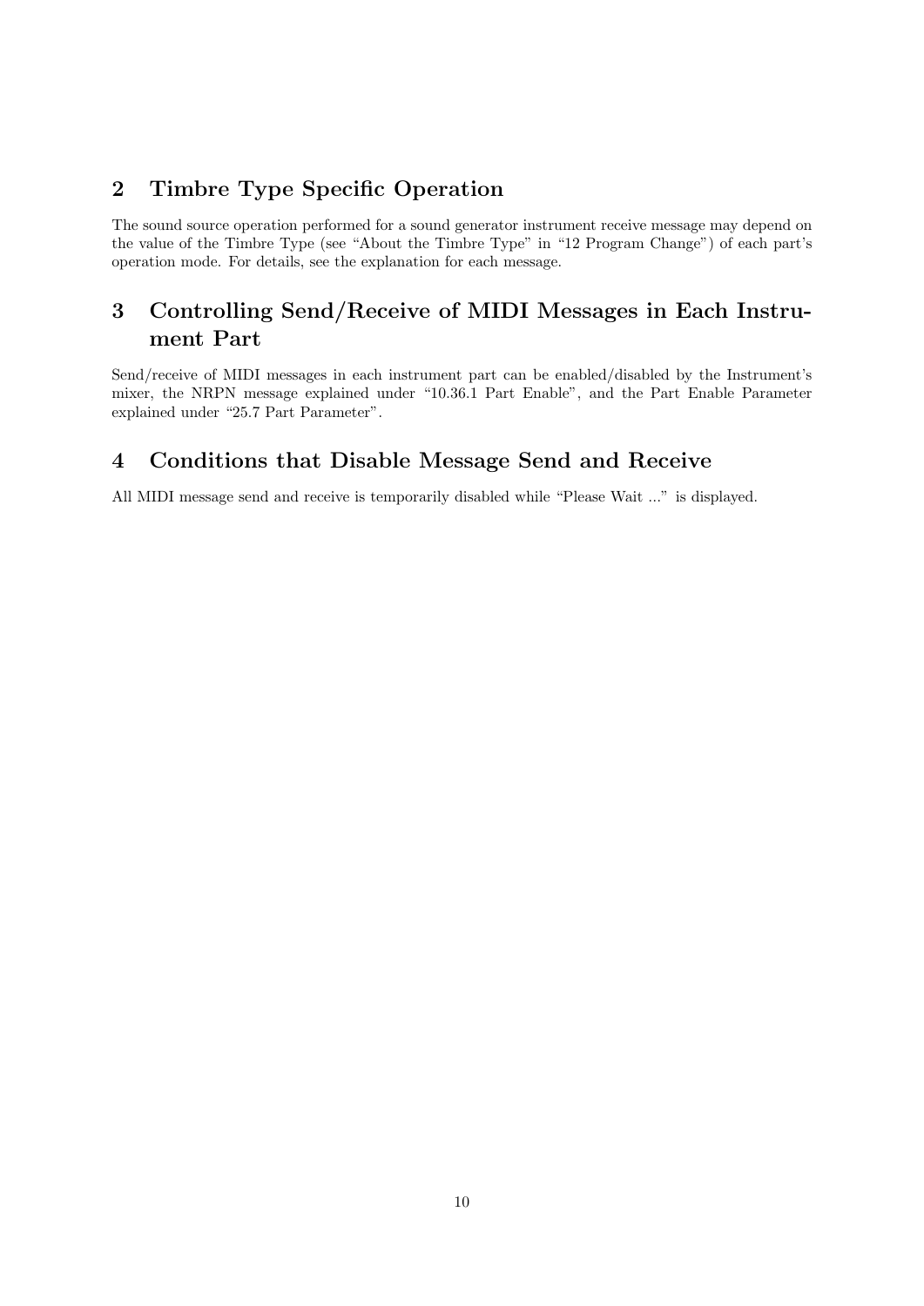## 2 Timbre Type Specific Operation

The sound source operation performed for a sound generator instrument receive message may depend on the value of the Timbre Type (see "About the Timbre Type" in "12 Program Change") of each part's operation mode. For details, see the explanation for each message.

## 3 Controlling Send/Receive of MIDI Messages in Each Instrument Part

Send/receive of MIDI messages in each instrument part can be enabled/disabled by the Instrument's mixer, the NRPN message explained under "10.36.1 Part Enable", and the Part Enable Parameter explained under "25.7 Part Parameter".

## 4 Conditions that Disable Message Send and Receive

All MIDI message send and receive is temporarily disabled while "Please Wait ..." is displayed.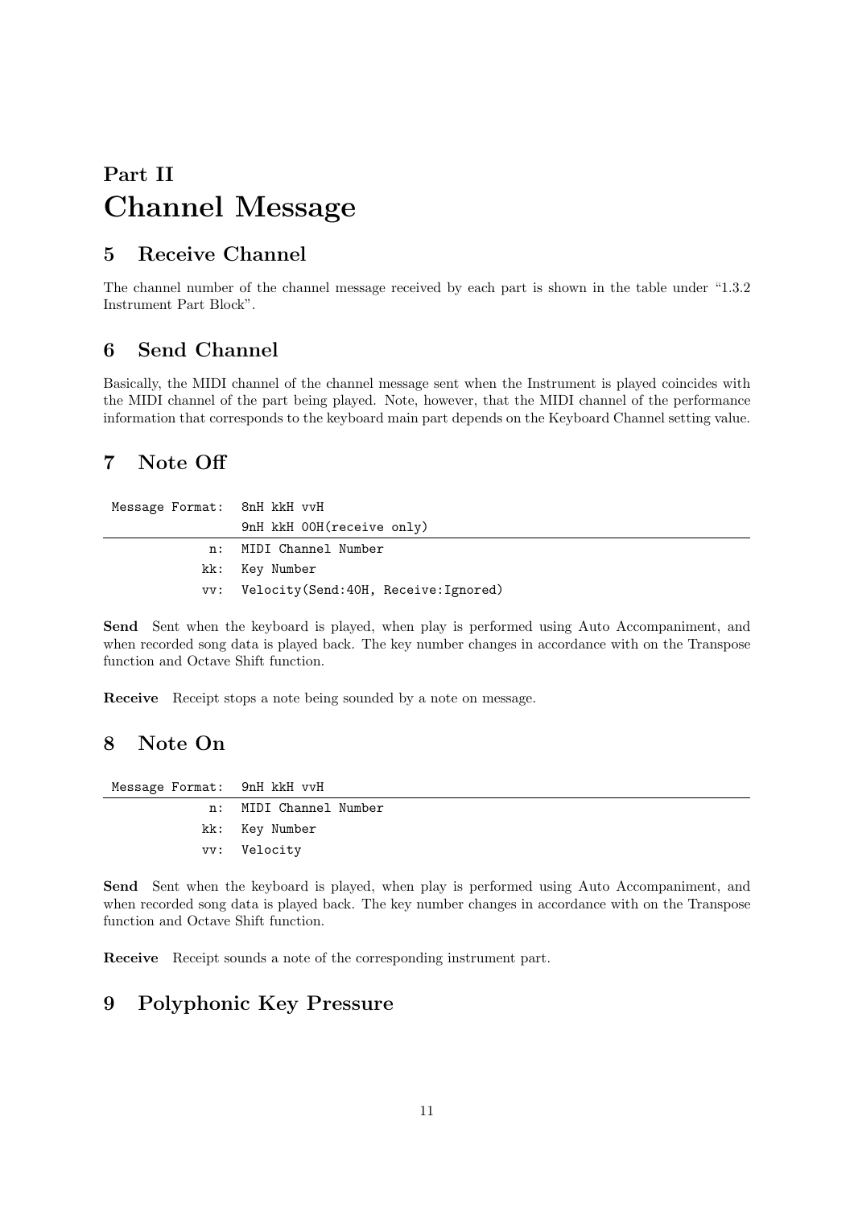# Part II
# Channel Message

## 5 Receive Channel

The channel number of the channel message received by each part is shown in the table under "1.3.2 Instrument Part Block".

## 6 Send Channel

Basically, the MIDI channel of the channel message sent when the Instrument is played coincides with the MIDI channel of the part being played. Note, however, that the MIDI channel of the performance information that corresponds to the keyboard main part depends on the Keyboard Channel setting value.

## 7 Note Off

| Message Format: | 8nH kkH vvH<br>9nH kkH 00H(receive only) |
|---:|---|
| n: | MIDI Channel Number |
| kk: | Key Number |
| vv: | Velocity(Send:40H, Receive:Ignored) |

**Send** Sent when the keyboard is played, when play is performed using Auto Accompaniment, and when recorded song data is played back. The key number changes in accordance with on the Transpose function and Octave Shift function.

**Receive** Receipt stops a note being sounded by a note on message.

## 8 Note On

| Message Format: | 9nH kkH vvH |
|---:|---|
| n: | MIDI Channel Number |
| kk: | Key Number |
| vv: | Velocity |

**Send** Sent when the keyboard is played, when play is performed using Auto Accompaniment, and when recorded song data is played back. The key number changes in accordance with on the Transpose function and Octave Shift function.

**Receive** Receipt sounds a note of the corresponding instrument part.

## 9 Polyphonic Key Pressure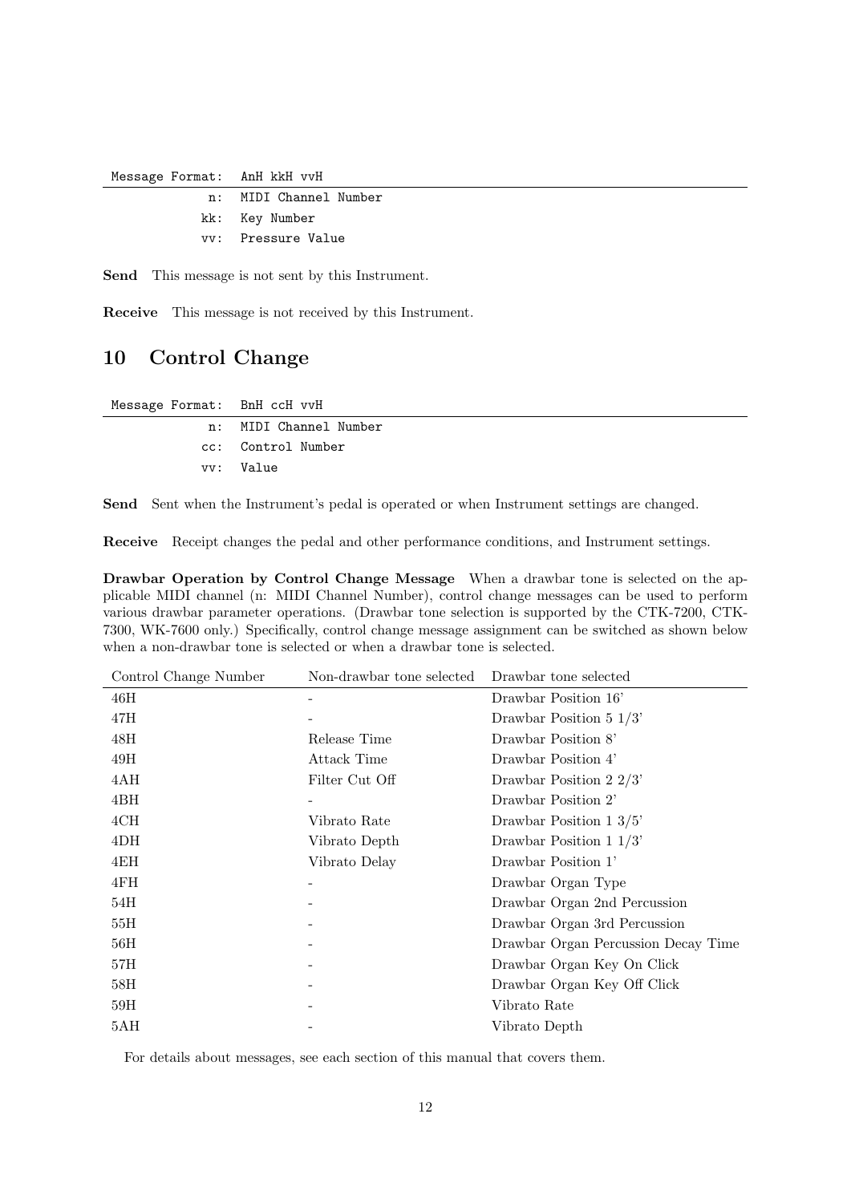```
Message Format:  AnH kkH vvH
              n:  MIDI Channel Number
             kk:  Key Number
             vv:  Pressure Value
```

**Send** This message is not sent by this Instrument.

**Receive** This message is not received by this Instrument.

## 10 Control Change

```
Message Format:  BnH ccH vvH
              n:  MIDI Channel Number
             cc:  Control Number
             vv:  Value
```

**Send** Sent when the Instrument's pedal is operated or when Instrument settings are changed.

**Receive** Receipt changes the pedal and other performance conditions, and Instrument settings.

**Drawbar Operation by Control Change Message** When a drawbar tone is selected on the applicable MIDI channel (n: MIDI Channel Number), control change messages can be used to perform various drawbar parameter operations. (Drawbar tone selection is supported by the CTK-7200, CTK-7300, WK-7600 only.) Specifically, control change message assignment can be switched as shown below when a non-drawbar tone is selected or when a drawbar tone is selected.

| Control Change Number | Non-drawbar tone selected | Drawbar tone selected |
|---|---|---|
| 46H | - | Drawbar Position 16' |
| 47H | - | Drawbar Position 5 1/3' |
| 48H | Release Time | Drawbar Position 8' |
| 49H | Attack Time | Drawbar Position 4' |
| 4AH | Filter Cut Off | Drawbar Position 2 2/3' |
| 4BH | - | Drawbar Position 2' |
| 4CH | Vibrato Rate | Drawbar Position 1 3/5' |
| 4DH | Vibrato Depth | Drawbar Position 1 1/3' |
| 4EH | Vibrato Delay | Drawbar Position 1' |
| 4FH | - | Drawbar Organ Type |
| 54H | - | Drawbar Organ 2nd Percussion |
| 55H | - | Drawbar Organ 3rd Percussion |
| 56H | - | Drawbar Organ Percussion Decay Time |
| 57H | - | Drawbar Organ Key On Click |
| 58H | - | Drawbar Organ Key Off Click |
| 59H | - | Vibrato Rate |
| 5AH | - | Vibrato Depth |

For details about messages, see each section of this manual that covers them.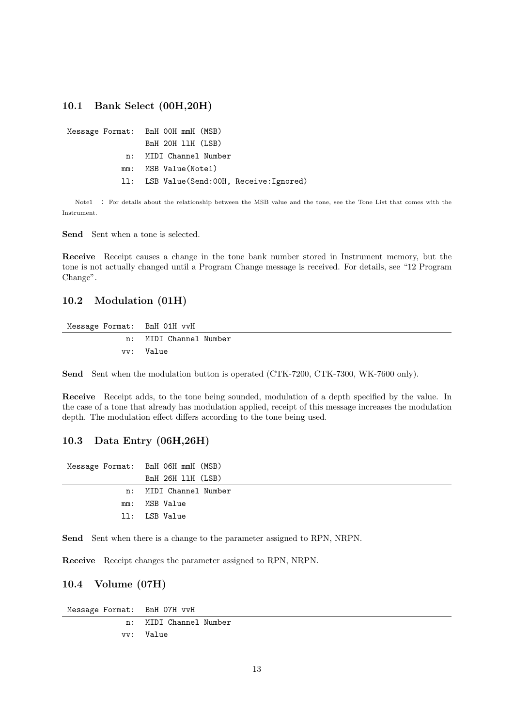### 10.1 Bank Select (00H,20H)

```
Message Format:  BnH 00H mmH (MSB)
                 BnH 20H llH (LSB)
-----------------------------------------------------
              n:  MIDI Channel Number
             mm:  MSB Value(Note1)
             ll:  LSB Value(Send:00H, Receive:Ignored)
```

Note1 : For details about the relationship between the MSB value and the tone, see the Tone List that comes with the Instrument.

**Send** Sent when a tone is selected.

**Receive** Receipt causes a change in the tone bank number stored in Instrument memory, but the tone is not actually changed until a Program Change message is received. For details, see "12 Program Change".

### 10.2 Modulation (01H)

```
Message Format:  BnH 01H vvH
-----------------------------------------------------
              n:  MIDI Channel Number
             vv:  Value
```

**Send** Sent when the modulation button is operated (CTK-7200, CTK-7300, WK-7600 only).

**Receive** Receipt adds, to the tone being sounded, modulation of a depth specified by the value. In the case of a tone that already has modulation applied, receipt of this message increases the modulation depth. The modulation effect differs according to the tone being used.

### 10.3 Data Entry (06H,26H)

```
Message Format:  BnH 06H mmH (MSB)
                 BnH 26H llH (LSB)
-----------------------------------------------------
              n:  MIDI Channel Number
             mm:  MSB Value
             ll:  LSB Value
```

**Send** Sent when there is a change to the parameter assigned to RPN, NRPN.

**Receive** Receipt changes the parameter assigned to RPN, NRPN.

### 10.4 Volume (07H)

```
Message Format:  BnH 07H vvH
-----------------------------------------------------
              n:  MIDI Channel Number
             vv:  Value
```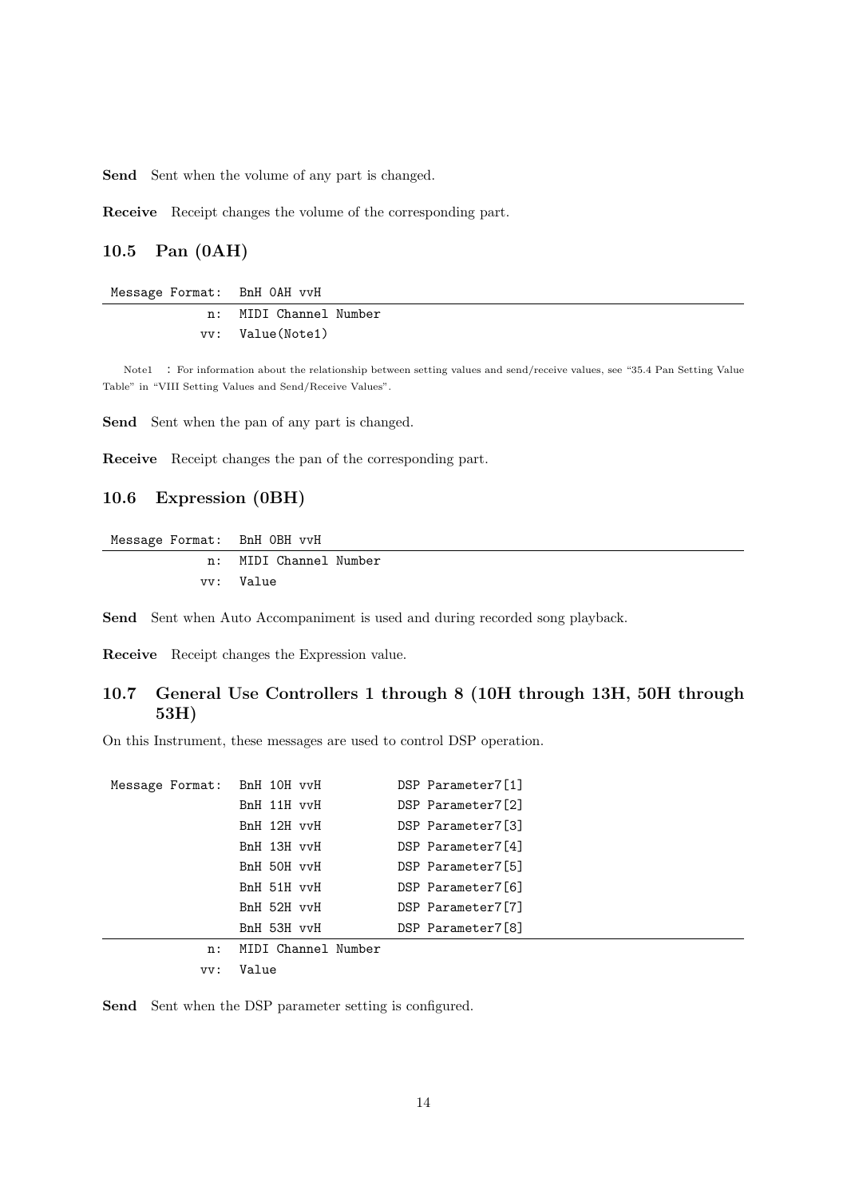**Send** Sent when the volume of any part is changed.

**Receive** Receipt changes the volume of the corresponding part.

### 10.5 Pan (0AH)

| Message Format: | BnH 0AH vvH |
|---|---|
| n: | MIDI Channel Number |
| vv: | Value(Note1) |

Note1 : For information about the relationship between setting values and send/receive values, see "35.4 Pan Setting Value Table" in "VIII Setting Values and Send/Receive Values".

**Send** Sent when the pan of any part is changed.

**Receive** Receipt changes the pan of the corresponding part.

### 10.6 Expression (0BH)

| Message Format: | BnH 0BH vvH |
|---|---|
| n: | MIDI Channel Number |
| vv: | Value |

**Send** Sent when Auto Accompaniment is used and during recorded song playback.

**Receive** Receipt changes the Expression value.

### 10.7 General Use Controllers 1 through 8 (10H through 13H, 50H through 53H)

On this Instrument, these messages are used to control DSP operation.

| Message Format: | BnH 10H vvH | DSP Parameter7[1] |
|---|---|---|
| | BnH 11H vvH | DSP Parameter7[2] |
| | BnH 12H vvH | DSP Parameter7[3] |
| | BnH 13H vvH | DSP Parameter7[4] |
| | BnH 50H vvH | DSP Parameter7[5] |
| | BnH 51H vvH | DSP Parameter7[6] |
| | BnH 52H vvH | DSP Parameter7[7] |
| | BnH 53H vvH | DSP Parameter7[8] |
| n: | MIDI Channel Number | |
| vv: | Value | |

**Send** Sent when the DSP parameter setting is configured.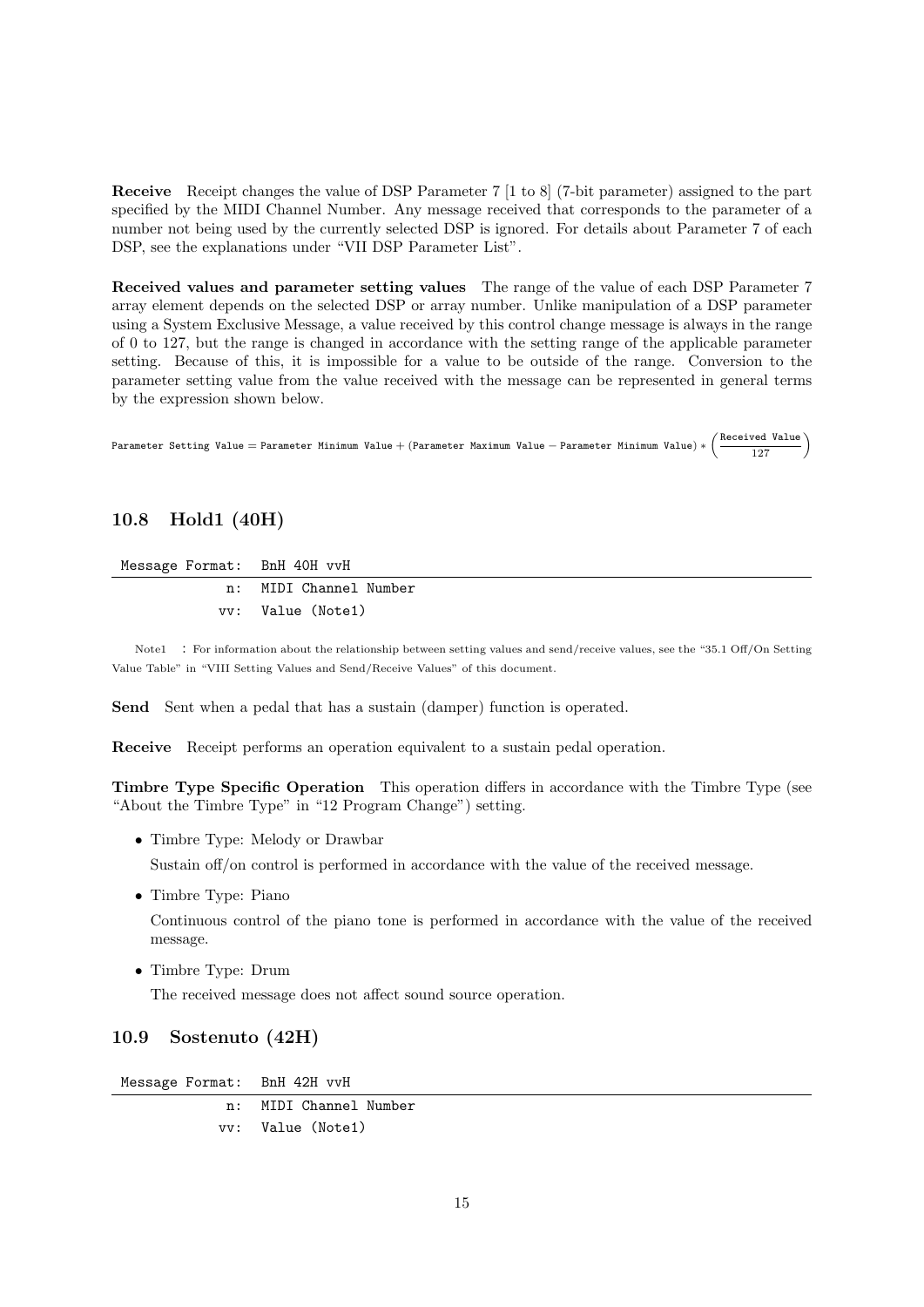**Receive** Receipt changes the value of DSP Parameter 7 [1 to 8] (7-bit parameter) assigned to the part specified by the MIDI Channel Number. Any message received that corresponds to the parameter of a number not being used by the currently selected DSP is ignored. For details about Parameter 7 of each DSP, see the explanations under "VII DSP Parameter List".

**Received values and parameter setting values** The range of the value of each DSP Parameter 7 array element depends on the selected DSP or array number. Unlike manipulation of a DSP parameter using a System Exclusive Message, a value received by this control change message is always in the range of 0 to 127, but the range is changed in accordance with the setting range of the applicable parameter setting. Because of this, it is impossible for a value to be outside of the range. Conversion to the parameter setting value from the value received with the message can be represented in general terms by the expression shown below.

$$\texttt{Parameter Setting Value} = \texttt{Parameter Minimum Value} + (\texttt{Parameter Maximum Value} - \texttt{Parameter Minimum Value}) * \left(\frac{\texttt{Received Value}}{127}\right)$$

## 10.8 Hold1 (40H)

```
Message Format:  BnH 40H vvH
             n:  MIDI Channel Number
            vv:  Value (Note1)
```

Note1 : For information about the relationship between setting values and send/receive values, see the "35.1 Off/On Setting Value Table" in "VIII Setting Values and Send/Receive Values" of this document.

**Send** Sent when a pedal that has a sustain (damper) function is operated.

**Receive** Receipt performs an operation equivalent to a sustain pedal operation.

**Timbre Type Specific Operation** This operation differs in accordance with the Timbre Type (see "About the Timbre Type" in "12 Program Change") setting.

- Timbre Type: Melody or Drawbar

  Sustain off/on control is performed in accordance with the value of the received message.

- Timbre Type: Piano

  Continuous control of the piano tone is performed in accordance with the value of the received message.

- Timbre Type: Drum

  The received message does not affect sound source operation.

## 10.9 Sostenuto (42H)

```
Message Format:  BnH 42H vvH
             n:  MIDI Channel Number
            vv:  Value (Note1)
```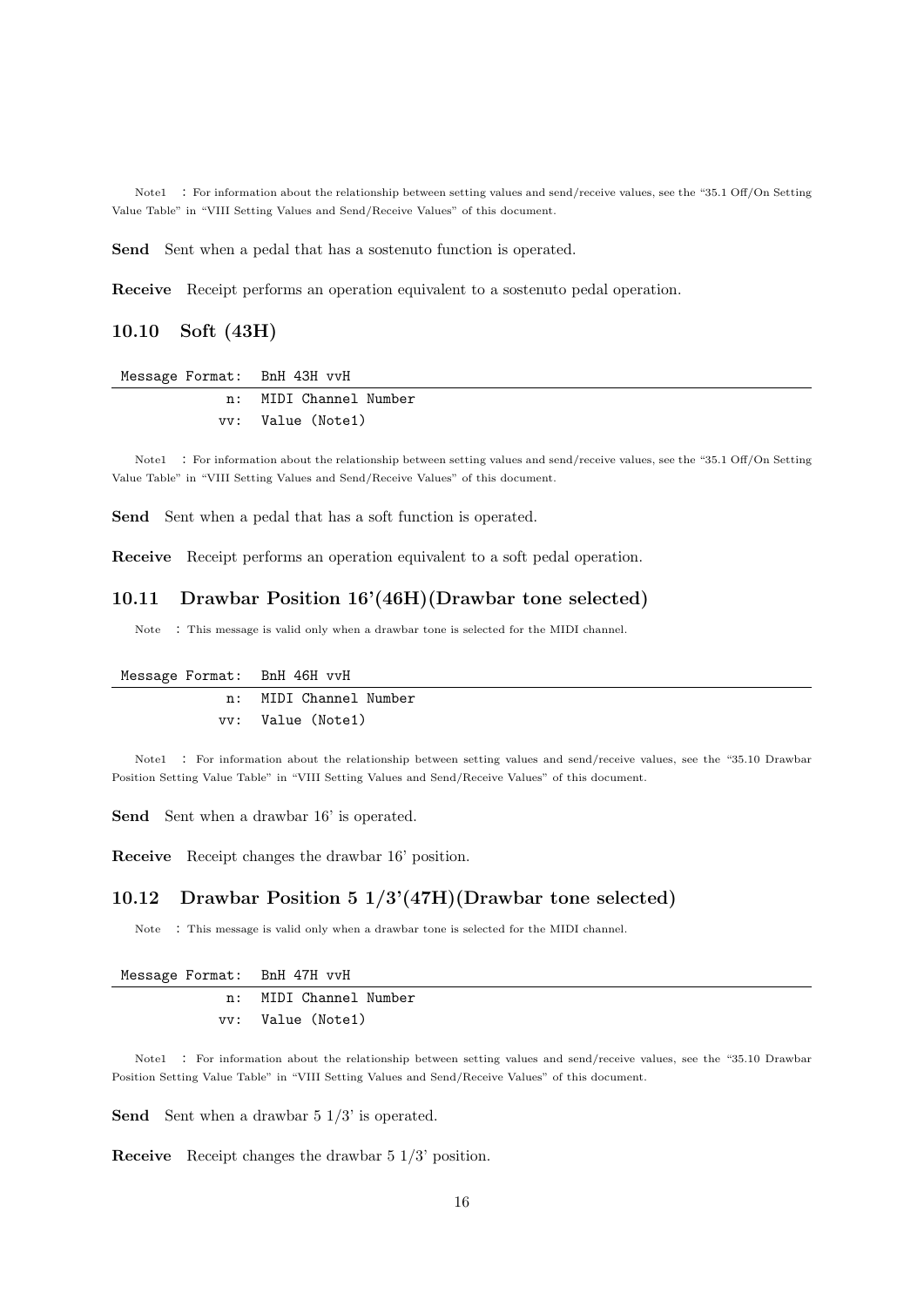Note1 : For information about the relationship between setting values and send/receive values, see the "35.1 Off/On Setting Value Table" in "VIII Setting Values and Send/Receive Values" of this document.

**Send** Sent when a pedal that has a sostenuto function is operated.

**Receive** Receipt performs an operation equivalent to a sostenuto pedal operation.

### 10.10 Soft (43H)

```
Message Format:  BnH 43H vvH
              n:  MIDI Channel Number
             vv:  Value (Note1)
```

Note1 : For information about the relationship between setting values and send/receive values, see the "35.1 Off/On Setting Value Table" in "VIII Setting Values and Send/Receive Values" of this document.

**Send** Sent when a pedal that has a soft function is operated.

**Receive** Receipt performs an operation equivalent to a soft pedal operation.

### 10.11 Drawbar Position 16'(46H)(Drawbar tone selected)

Note : This message is valid only when a drawbar tone is selected for the MIDI channel.

```
Message Format:  BnH 46H vvH
              n:  MIDI Channel Number
             vv:  Value (Note1)
```

Note1 : For information about the relationship between setting values and send/receive values, see the "35.10 Drawbar Position Setting Value Table" in "VIII Setting Values and Send/Receive Values" of this document.

**Send** Sent when a drawbar 16' is operated.

**Receive** Receipt changes the drawbar 16' position.

### 10.12 Drawbar Position 5 1/3'(47H)(Drawbar tone selected)

Note : This message is valid only when a drawbar tone is selected for the MIDI channel.

```
Message Format:  BnH 47H vvH
              n:  MIDI Channel Number
             vv:  Value (Note1)
```

Note1 : For information about the relationship between setting values and send/receive values, see the "35.10 Drawbar Position Setting Value Table" in "VIII Setting Values and Send/Receive Values" of this document.

**Send** Sent when a drawbar 5 1/3' is operated.

**Receive** Receipt changes the drawbar 5 1/3' position.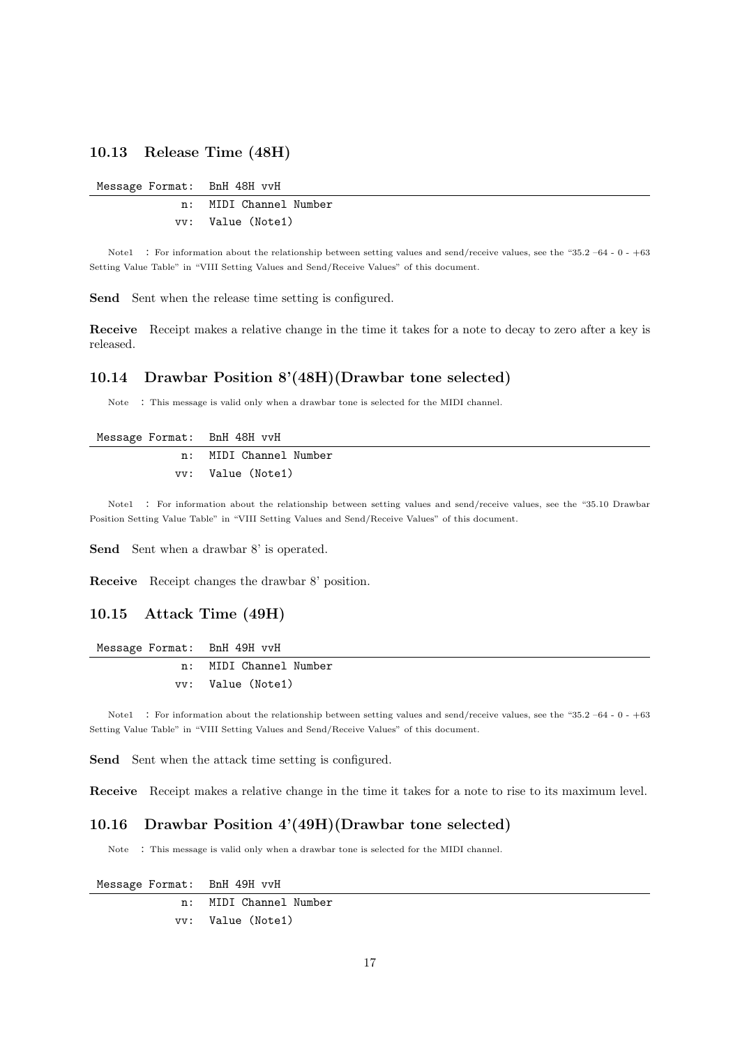### 10.13 Release Time (48H)

```
Message Format:  BnH 48H vvH
             n:  MIDI Channel Number
            vv:  Value (Note1)
```

Note1 : For information about the relationship between setting values and send/receive values, see the "35.2 –64 - 0 - +63 Setting Value Table" in "VIII Setting Values and Send/Receive Values" of this document.

**Send** Sent when the release time setting is configured.

**Receive** Receipt makes a relative change in the time it takes for a note to decay to zero after a key is released.

### 10.14 Drawbar Position 8'(48H)(Drawbar tone selected)

Note : This message is valid only when a drawbar tone is selected for the MIDI channel.

```
Message Format:  BnH 48H vvH
             n:  MIDI Channel Number
            vv:  Value (Note1)
```

Note1 : For information about the relationship between setting values and send/receive values, see the "35.10 Drawbar Position Setting Value Table" in "VIII Setting Values and Send/Receive Values" of this document.

**Send** Sent when a drawbar 8' is operated.

**Receive** Receipt changes the drawbar 8' position.

### 10.15 Attack Time (49H)

```
Message Format:  BnH 49H vvH
             n:  MIDI Channel Number
            vv:  Value (Note1)
```

Note1 : For information about the relationship between setting values and send/receive values, see the "35.2 –64 - 0 - +63 Setting Value Table" in "VIII Setting Values and Send/Receive Values" of this document.

**Send** Sent when the attack time setting is configured.

**Receive** Receipt makes a relative change in the time it takes for a note to rise to its maximum level.

### 10.16 Drawbar Position 4'(49H)(Drawbar tone selected)

Note : This message is valid only when a drawbar tone is selected for the MIDI channel.

```
Message Format:  BnH 49H vvH
             n:  MIDI Channel Number
            vv:  Value (Note1)
```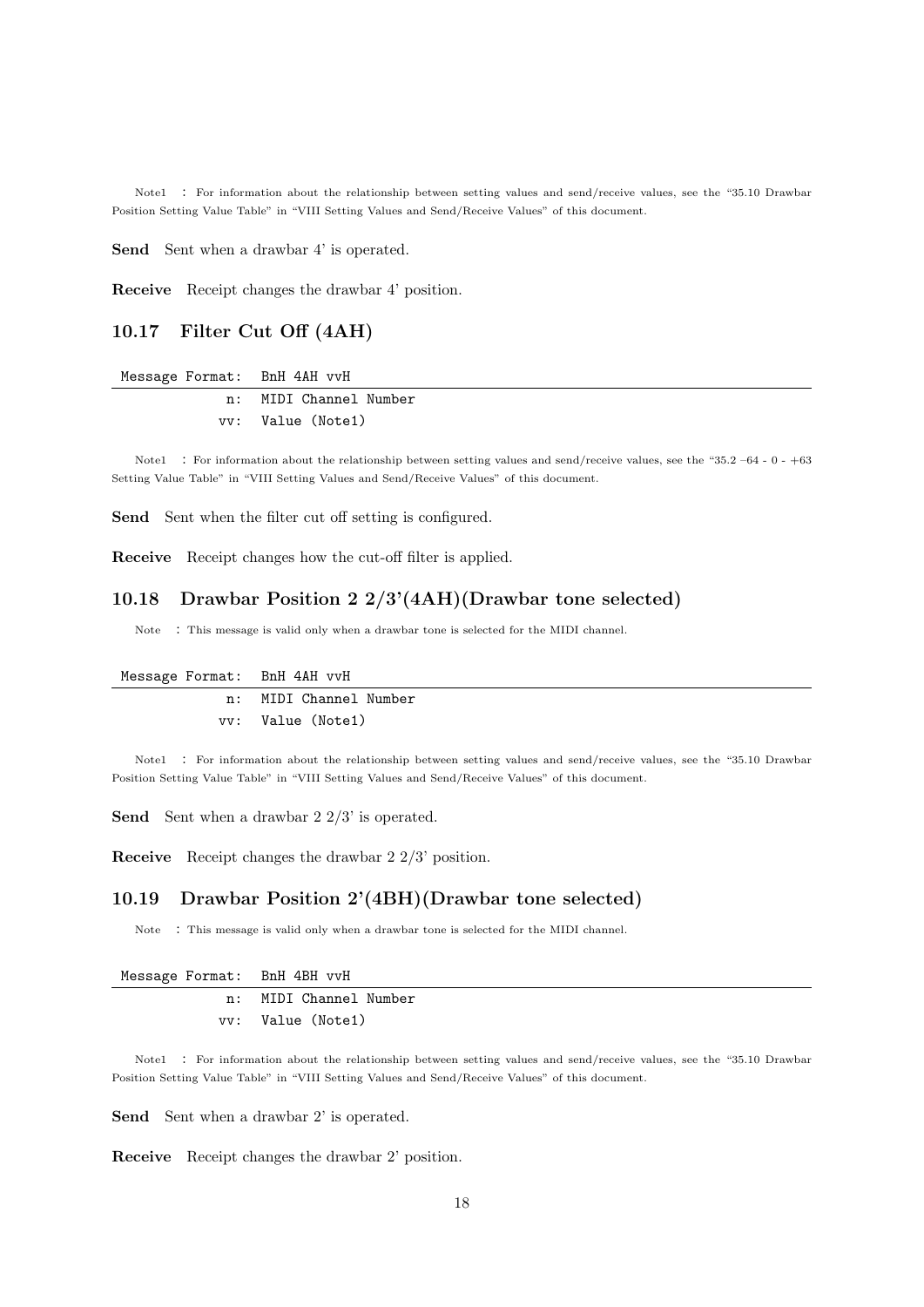Note1 : For information about the relationship between setting values and send/receive values, see the "35.10 Drawbar Position Setting Value Table" in "VIII Setting Values and Send/Receive Values" of this document.

**Send** Sent when a drawbar 4' is operated.

**Receive** Receipt changes the drawbar 4' position.

### 10.17 Filter Cut Off (4AH)

```
Message Format:  BnH 4AH vvH
              n:  MIDI Channel Number
             vv:  Value (Note1)
```

Note1 : For information about the relationship between setting values and send/receive values, see the "35.2 –64 - 0 - +63 Setting Value Table" in "VIII Setting Values and Send/Receive Values" of this document.

**Send** Sent when the filter cut off setting is configured.

**Receive** Receipt changes how the cut-off filter is applied.

### 10.18 Drawbar Position 2 2/3'(4AH)(Drawbar tone selected)

Note : This message is valid only when a drawbar tone is selected for the MIDI channel.

```
Message Format:  BnH 4AH vvH
              n:  MIDI Channel Number
             vv:  Value (Note1)
```

Note1 : For information about the relationship between setting values and send/receive values, see the "35.10 Drawbar Position Setting Value Table" in "VIII Setting Values and Send/Receive Values" of this document.

**Send** Sent when a drawbar 2 2/3' is operated.

**Receive** Receipt changes the drawbar 2 2/3' position.

### 10.19 Drawbar Position 2'(4BH)(Drawbar tone selected)

Note : This message is valid only when a drawbar tone is selected for the MIDI channel.

```
Message Format:  BnH 4BH vvH
              n:  MIDI Channel Number
             vv:  Value (Note1)
```

Note1 : For information about the relationship between setting values and send/receive values, see the "35.10 Drawbar Position Setting Value Table" in "VIII Setting Values and Send/Receive Values" of this document.

**Send** Sent when a drawbar 2' is operated.

**Receive** Receipt changes the drawbar 2' position.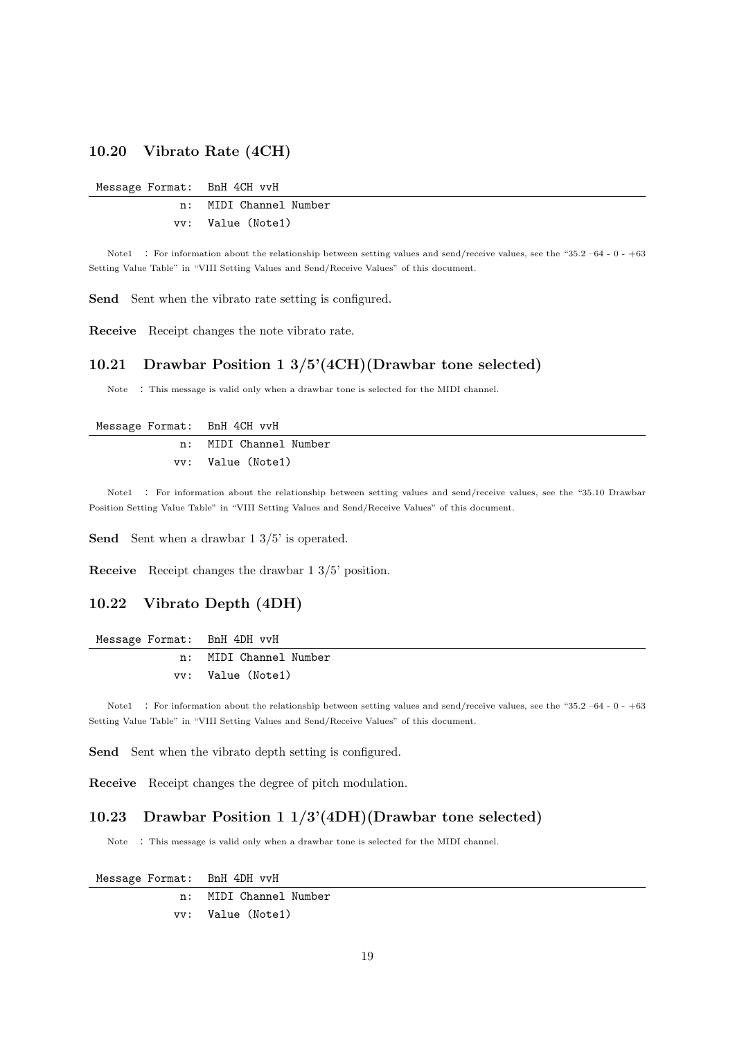## 10.20 Vibrato Rate (4CH)

```
Message Format:  BnH 4CH vvH
             n:  MIDI Channel Number
            vv:  Value (Note1)
```

Note1 : For information about the relationship between setting values and send/receive values, see the "35.2 –64 - 0 - +63 Setting Value Table" in "VIII Setting Values and Send/Receive Values" of this document.

**Send** Sent when the vibrato rate setting is configured.

**Receive** Receipt changes the note vibrato rate.

## 10.21 Drawbar Position 1 3/5'(4CH)(Drawbar tone selected)

Note : This message is valid only when a drawbar tone is selected for the MIDI channel.

```
Message Format:  BnH 4CH vvH
             n:  MIDI Channel Number
            vv:  Value (Note1)
```

Note1 : For information about the relationship between setting values and send/receive values, see the "35.10 Drawbar Position Setting Value Table" in "VIII Setting Values and Send/Receive Values" of this document.

**Send** Sent when a drawbar 1 3/5' is operated.

**Receive** Receipt changes the drawbar 1 3/5' position.

## 10.22 Vibrato Depth (4DH)

```
Message Format:  BnH 4DH vvH
             n:  MIDI Channel Number
            vv:  Value (Note1)
```

Note1 : For information about the relationship between setting values and send/receive values, see the "35.2 –64 - 0 - +63 Setting Value Table" in "VIII Setting Values and Send/Receive Values" of this document.

**Send** Sent when the vibrato depth setting is configured.

**Receive** Receipt changes the degree of pitch modulation.

## 10.23 Drawbar Position 1 1/3'(4DH)(Drawbar tone selected)

Note : This message is valid only when a drawbar tone is selected for the MIDI channel.

```
Message Format:  BnH 4DH vvH
             n:  MIDI Channel Number
            vv:  Value (Note1)
```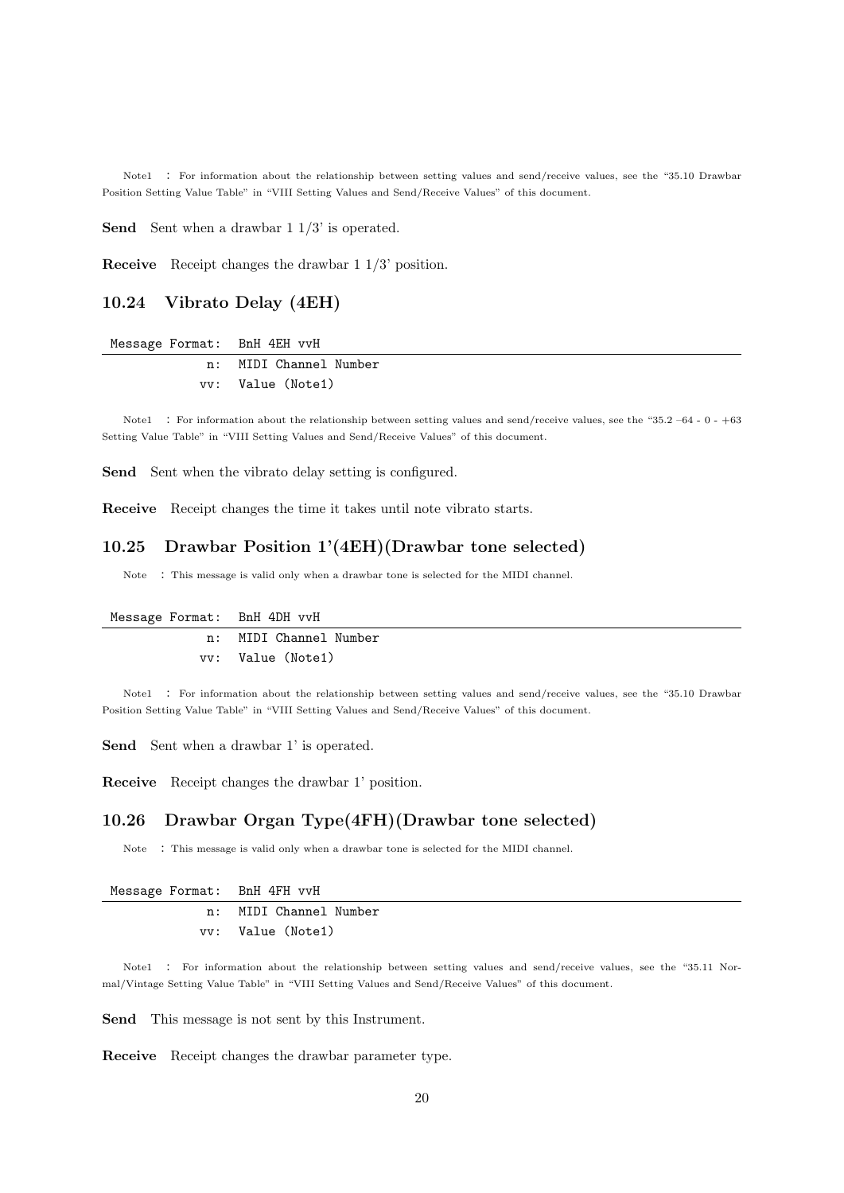Note1 : For information about the relationship between setting values and send/receive values, see the "35.10 Drawbar Position Setting Value Table" in "VIII Setting Values and Send/Receive Values" of this document.

**Send** Sent when a drawbar 1 1/3' is operated.

**Receive** Receipt changes the drawbar 1 1/3' position.

### 10.24 Vibrato Delay (4EH)

| Message Format: | BnH 4EH vvH |
|---|---|
| n: | MIDI Channel Number |
| vv: | Value (Note1) |

Note1 : For information about the relationship between setting values and send/receive values, see the "35.2 –64 - 0 - +63 Setting Value Table" in "VIII Setting Values and Send/Receive Values" of this document.

**Send** Sent when the vibrato delay setting is configured.

**Receive** Receipt changes the time it takes until note vibrato starts.

### 10.25 Drawbar Position 1'(4EH)(Drawbar tone selected)

Note : This message is valid only when a drawbar tone is selected for the MIDI channel.

| Message Format: | BnH 4DH vvH |
|---|---|
| n: | MIDI Channel Number |
| vv: | Value (Note1) |

Note1 : For information about the relationship between setting values and send/receive values, see the "35.10 Drawbar Position Setting Value Table" in "VIII Setting Values and Send/Receive Values" of this document.

**Send** Sent when a drawbar 1' is operated.

**Receive** Receipt changes the drawbar 1' position.

### 10.26 Drawbar Organ Type(4FH)(Drawbar tone selected)

Note : This message is valid only when a drawbar tone is selected for the MIDI channel.

| Message Format: | BnH 4FH vvH |
|---|---|
| n: | MIDI Channel Number |
| vv: | Value (Note1) |

Note1 : For information about the relationship between setting values and send/receive values, see the "35.11 Normal/Vintage Setting Value Table" in "VIII Setting Values and Send/Receive Values" of this document.

**Send** This message is not sent by this Instrument.

**Receive** Receipt changes the drawbar parameter type.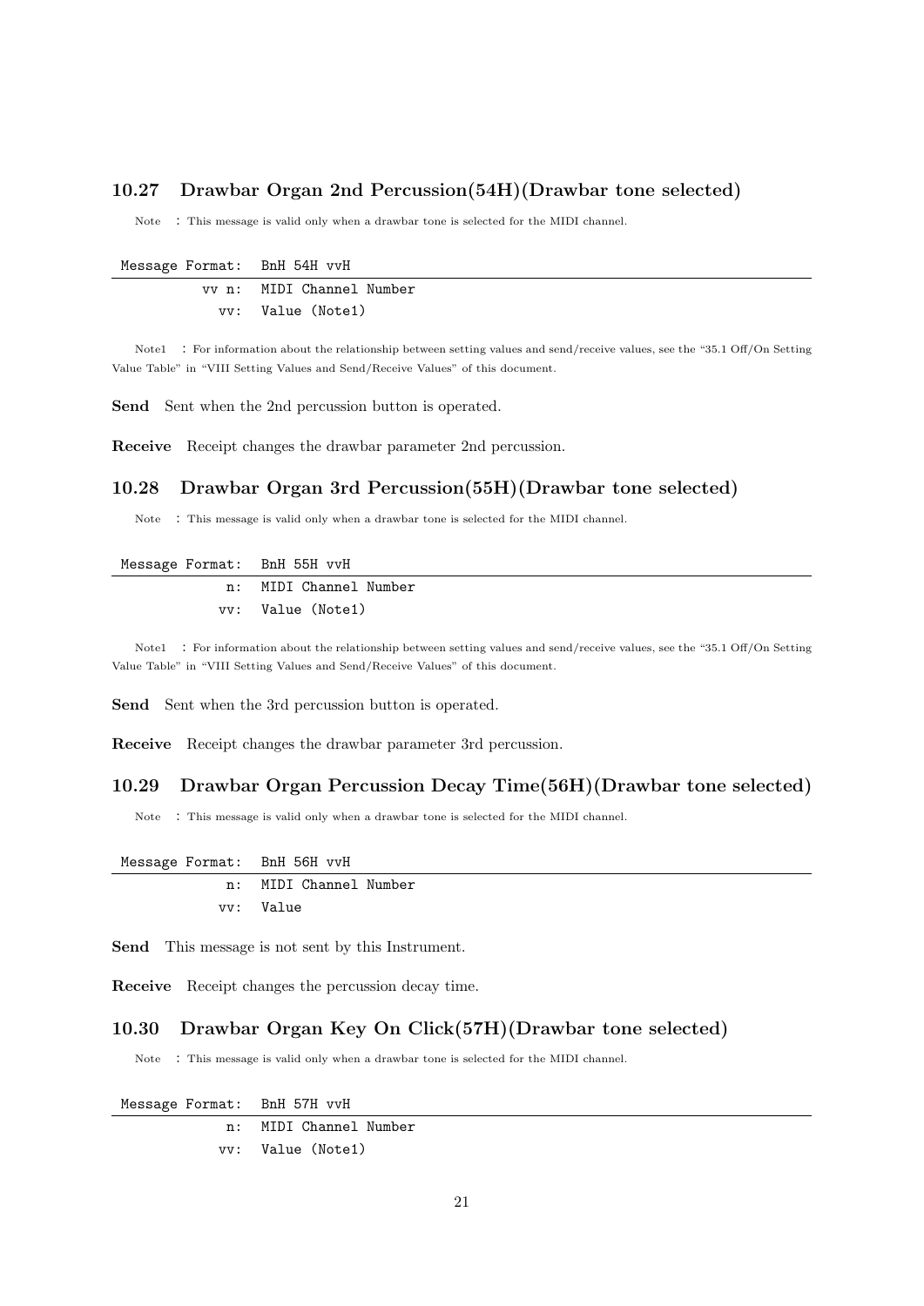## 10.27 Drawbar Organ 2nd Percussion(54H)(Drawbar tone selected)

Note : This message is valid only when a drawbar tone is selected for the MIDI channel.

| Message Format: | BnH 54H vvH |
|---|---|
| vv n: | MIDI Channel Number |
| vv: | Value (Note1) |

Note1 : For information about the relationship between setting values and send/receive values, see the "35.1 Off/On Setting Value Table" in "VIII Setting Values and Send/Receive Values" of this document.

**Send** Sent when the 2nd percussion button is operated.

**Receive** Receipt changes the drawbar parameter 2nd percussion.

## 10.28 Drawbar Organ 3rd Percussion(55H)(Drawbar tone selected)

Note : This message is valid only when a drawbar tone is selected for the MIDI channel.

| Message Format: | BnH 55H vvH |
|---|---|
| n: | MIDI Channel Number |
| vv: | Value (Note1) |

Note1 : For information about the relationship between setting values and send/receive values, see the "35.1 Off/On Setting Value Table" in "VIII Setting Values and Send/Receive Values" of this document.

**Send** Sent when the 3rd percussion button is operated.

**Receive** Receipt changes the drawbar parameter 3rd percussion.

## 10.29 Drawbar Organ Percussion Decay Time(56H)(Drawbar tone selected)

Note : This message is valid only when a drawbar tone is selected for the MIDI channel.

| Message Format: | BnH 56H vvH |
|---|---|
| n: | MIDI Channel Number |
| vv: | Value |

**Send** This message is not sent by this Instrument.

**Receive** Receipt changes the percussion decay time.

## 10.30 Drawbar Organ Key On Click(57H)(Drawbar tone selected)

Note : This message is valid only when a drawbar tone is selected for the MIDI channel.

| Message Format: | BnH 57H vvH |
|---|---|
| n: | MIDI Channel Number |
| vv: | Value (Note1) |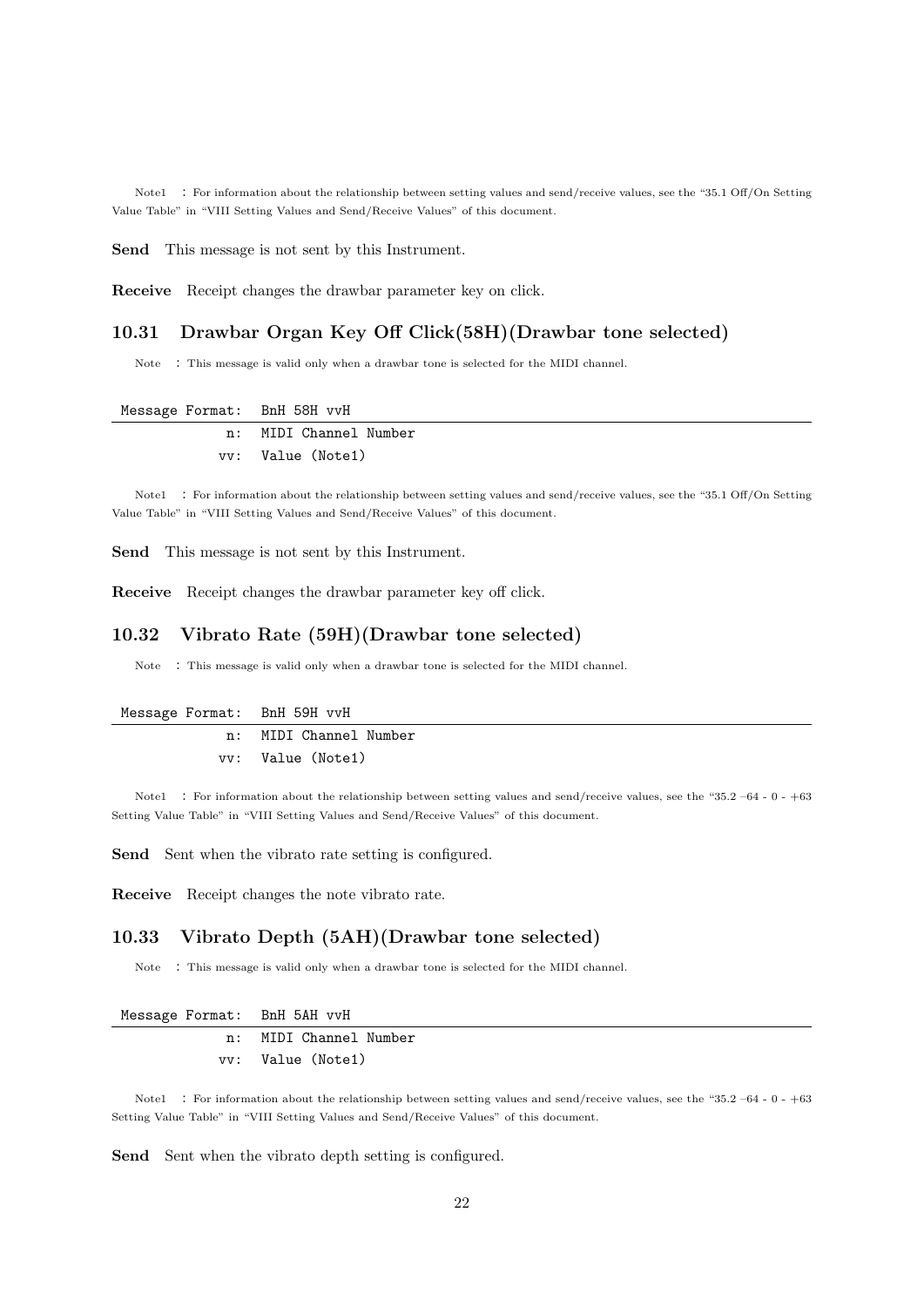Note1 : For information about the relationship between setting values and send/receive values, see the "35.1 Off/On Setting Value Table" in "VIII Setting Values and Send/Receive Values" of this document.

**Send** This message is not sent by this Instrument.

**Receive** Receipt changes the drawbar parameter key on click.

### 10.31 Drawbar Organ Key Off Click(58H)(Drawbar tone selected)

Note : This message is valid only when a drawbar tone is selected for the MIDI channel.

```
Message Format:  BnH 58H vvH
            n:  MIDI Channel Number
           vv:  Value (Note1)
```

Note1 : For information about the relationship between setting values and send/receive values, see the "35.1 Off/On Setting Value Table" in "VIII Setting Values and Send/Receive Values" of this document.

**Send** This message is not sent by this Instrument.

**Receive** Receipt changes the drawbar parameter key off click.

### 10.32 Vibrato Rate (59H)(Drawbar tone selected)

Note : This message is valid only when a drawbar tone is selected for the MIDI channel.

```
Message Format:  BnH 59H vvH
            n:  MIDI Channel Number
           vv:  Value (Note1)
```

Note1 : For information about the relationship between setting values and send/receive values, see the "35.2 –64 - 0 - +63 Setting Value Table" in "VIII Setting Values and Send/Receive Values" of this document.

**Send** Sent when the vibrato rate setting is configured.

**Receive** Receipt changes the note vibrato rate.

### 10.33 Vibrato Depth (5AH)(Drawbar tone selected)

Note : This message is valid only when a drawbar tone is selected for the MIDI channel.

```
Message Format:  BnH 5AH vvH
            n:  MIDI Channel Number
           vv:  Value (Note1)
```

Note1 : For information about the relationship between setting values and send/receive values, see the "35.2 –64 - 0 - +63 Setting Value Table" in "VIII Setting Values and Send/Receive Values" of this document.

**Send** Sent when the vibrato depth setting is configured.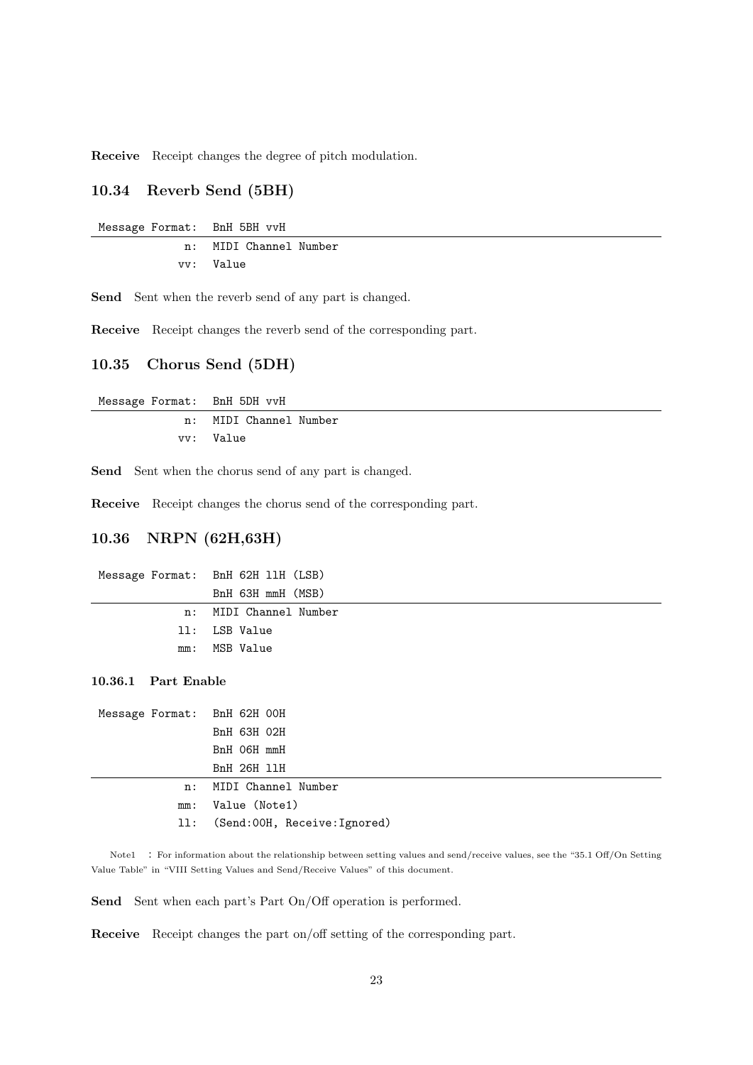**Receive** Receipt changes the degree of pitch modulation.

## 10.34 Reverb Send (5BH)

```
Message Format:  BnH 5BH vvH
-----------------------------------------
              n:  MIDI Channel Number
             vv:  Value
```

**Send** Sent when the reverb send of any part is changed.

**Receive** Receipt changes the reverb send of the corresponding part.

## 10.35 Chorus Send (5DH)

```
Message Format:  BnH 5DH vvH
-----------------------------------------
              n:  MIDI Channel Number
             vv:  Value
```

**Send** Sent when the chorus send of any part is changed.

**Receive** Receipt changes the chorus send of the corresponding part.

## 10.36 NRPN (62H,63H)

```
Message Format:  BnH 62H llH (LSB)
                 BnH 63H mmH (MSB)
-----------------------------------------
              n:  MIDI Channel Number
             ll:  LSB Value
             mm:  MSB Value
```

### 10.36.1 Part Enable

```
Message Format:  BnH 62H 00H
                 BnH 63H 02H
                 BnH 06H mmH
                 BnH 26H llH
-----------------------------------------
              n:  MIDI Channel Number
             mm:  Value (Note1)
             ll:  (Send:00H, Receive:Ignored)
```

Note1 : For information about the relationship between setting values and send/receive values, see the "35.1 Off/On Setting Value Table" in "VIII Setting Values and Send/Receive Values" of this document.

**Send** Sent when each part's Part On/Off operation is performed.

**Receive** Receipt changes the part on/off setting of the corresponding part.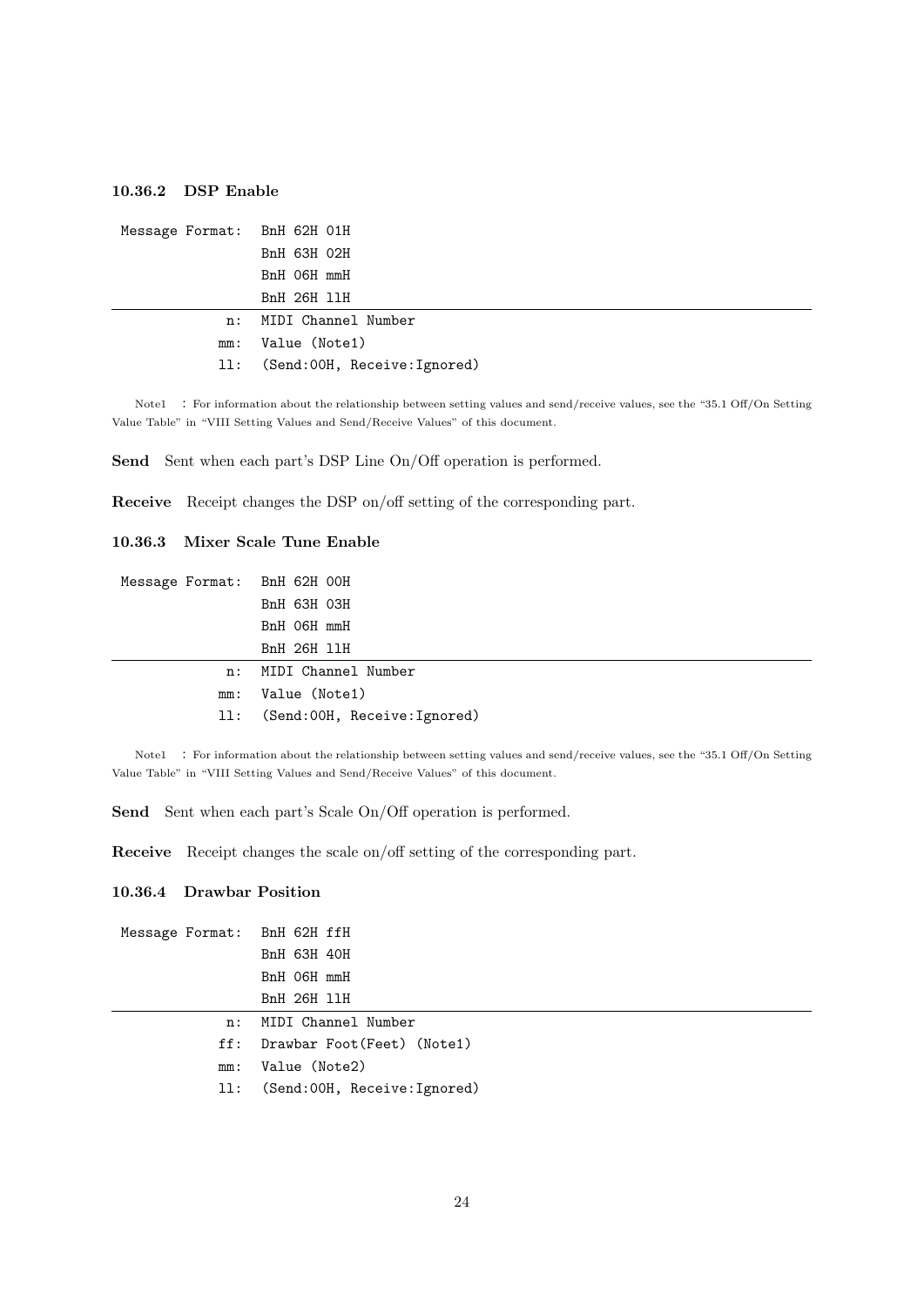### 10.36.2 DSP Enable

```
Message Format:  BnH 62H 01H
                 BnH 63H 02H
                 BnH 06H mmH
                 BnH 26H llH
```

| | |
|---|---|
| n: | MIDI Channel Number |
| mm: | Value (Note1) |
| ll: | (Send:00H, Receive:Ignored) |

Note1 : For information about the relationship between setting values and send/receive values, see the "35.1 Off/On Setting Value Table" in "VIII Setting Values and Send/Receive Values" of this document.

**Send** Sent when each part's DSP Line On/Off operation is performed.

**Receive** Receipt changes the DSP on/off setting of the corresponding part.

### 10.36.3 Mixer Scale Tune Enable

```
Message Format:  BnH 62H 00H
                 BnH 63H 03H
                 BnH 06H mmH
                 BnH 26H llH
```

| | |
|---|---|
| n: | MIDI Channel Number |
| mm: | Value (Note1) |
| ll: | (Send:00H, Receive:Ignored) |

Note1 : For information about the relationship between setting values and send/receive values, see the "35.1 Off/On Setting Value Table" in "VIII Setting Values and Send/Receive Values" of this document.

**Send** Sent when each part's Scale On/Off operation is performed.

**Receive** Receipt changes the scale on/off setting of the corresponding part.

### 10.36.4 Drawbar Position

```
Message Format:  BnH 62H ffH
                 BnH 63H 40H
                 BnH 06H mmH
                 BnH 26H llH
```

| | |
|---|---|
| n: | MIDI Channel Number |
| ff: | Drawbar Foot(Feet) (Note1) |
| mm: | Value (Note2) |
| ll: | (Send:00H, Receive:Ignored) |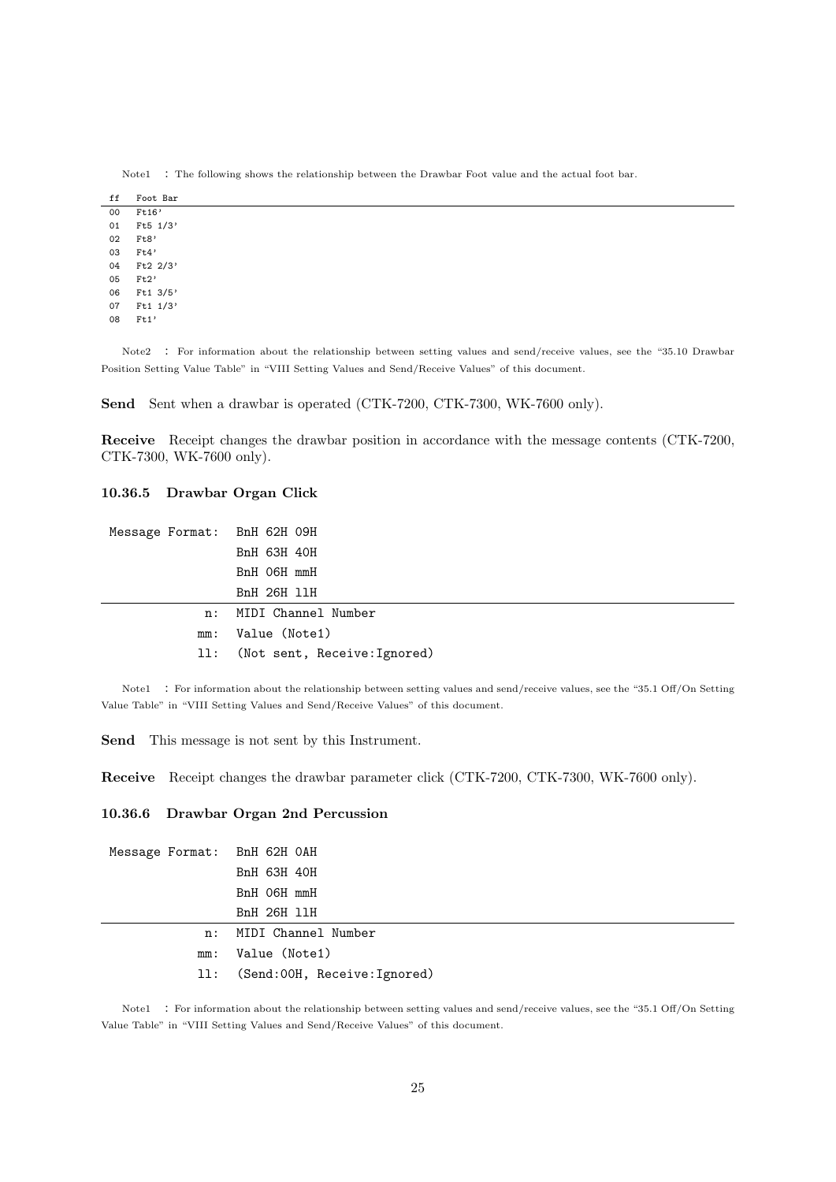Note1 : The following shows the relationship between the Drawbar Foot value and the actual foot bar.

| ff | Foot Bar |
|---|---|
| 00 | Ft16' |
| 01 | Ft5 1/3' |
| 02 | Ft8' |
| 03 | Ft4' |
| 04 | Ft2 2/3' |
| 05 | Ft2' |
| 06 | Ft1 3/5' |
| 07 | Ft1 1/3' |
| 08 | Ft1' |

Note2 : For information about the relationship between setting values and send/receive values, see the "35.10 Drawbar Position Setting Value Table" in "VIII Setting Values and Send/Receive Values" of this document.

**Send** Sent when a drawbar is operated (CTK-7200, CTK-7300, WK-7600 only).

**Receive** Receipt changes the drawbar position in accordance with the message contents (CTK-7200, CTK-7300, WK-7600 only).

### 10.36.5 Drawbar Organ Click

```
Message Format:  BnH 62H 09H
                 BnH 63H 40H
                 BnH 06H mmH
                 BnH 26H llH
```

| | |
|---|---|
| n: | MIDI Channel Number |
| mm: | Value (Note1) |
| ll: | (Not sent, Receive:Ignored) |

Note1 : For information about the relationship between setting values and send/receive values, see the "35.1 Off/On Setting Value Table" in "VIII Setting Values and Send/Receive Values" of this document.

**Send** This message is not sent by this Instrument.

**Receive** Receipt changes the drawbar parameter click (CTK-7200, CTK-7300, WK-7600 only).

### 10.36.6 Drawbar Organ 2nd Percussion

```
Message Format:  BnH 62H 0AH
                 BnH 63H 40H
                 BnH 06H mmH
                 BnH 26H llH
```

| | |
|---|---|
| n: | MIDI Channel Number |
| mm: | Value (Note1) |
| ll: | (Send:00H, Receive:Ignored) |

Note1 : For information about the relationship between setting values and send/receive values, see the "35.1 Off/On Setting Value Table" in "VIII Setting Values and Send/Receive Values" of this document.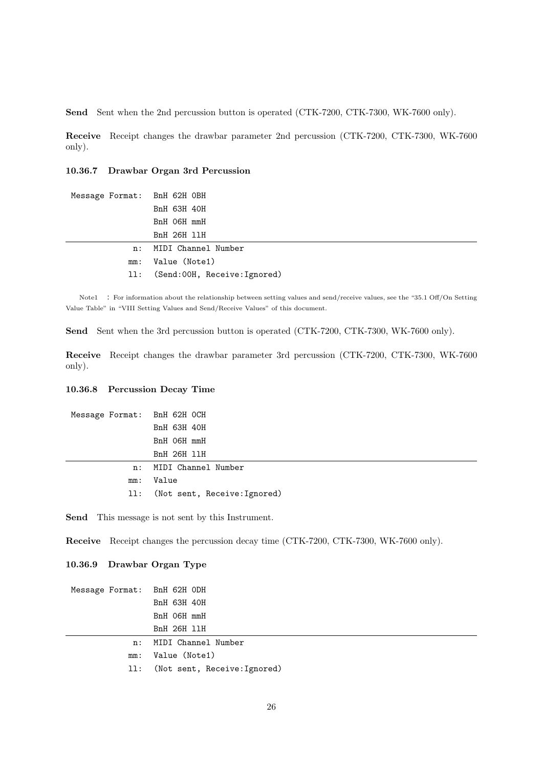**Send** Sent when the 2nd percussion button is operated (CTK-7200, CTK-7300, WK-7600 only).

**Receive** Receipt changes the drawbar parameter 2nd percussion (CTK-7200, CTK-7300, WK-7600 only).

#### 10.36.7 Drawbar Organ 3rd Percussion

```
Message Format:  BnH 62H 0BH
                 BnH 63H 40H
                 BnH 06H mmH
                 BnH 26H llH
```

| | |
|---|---|
| n: | MIDI Channel Number |
| mm: | Value (Note1) |
| ll: | (Send:00H, Receive:Ignored) |

Note1 : For information about the relationship between setting values and send/receive values, see the "35.1 Off/On Setting Value Table" in "VIII Setting Values and Send/Receive Values" of this document.

**Send** Sent when the 3rd percussion button is operated (CTK-7200, CTK-7300, WK-7600 only).

**Receive** Receipt changes the drawbar parameter 3rd percussion (CTK-7200, CTK-7300, WK-7600 only).

#### 10.36.8 Percussion Decay Time

```
Message Format:  BnH 62H 0CH
                 BnH 63H 40H
                 BnH 06H mmH
                 BnH 26H llH
```

| | |
|---|---|
| n: | MIDI Channel Number |
| mm: | Value |
| ll: | (Not sent, Receive:Ignored) |

**Send** This message is not sent by this Instrument.

**Receive** Receipt changes the percussion decay time (CTK-7200, CTK-7300, WK-7600 only).

#### 10.36.9 Drawbar Organ Type

```
Message Format:  BnH 62H 0DH
                 BnH 63H 40H
                 BnH 06H mmH
                 BnH 26H llH
```

| | |
|---|---|
| n: | MIDI Channel Number |
| mm: | Value (Note1) |
| ll: | (Not sent, Receive:Ignored) |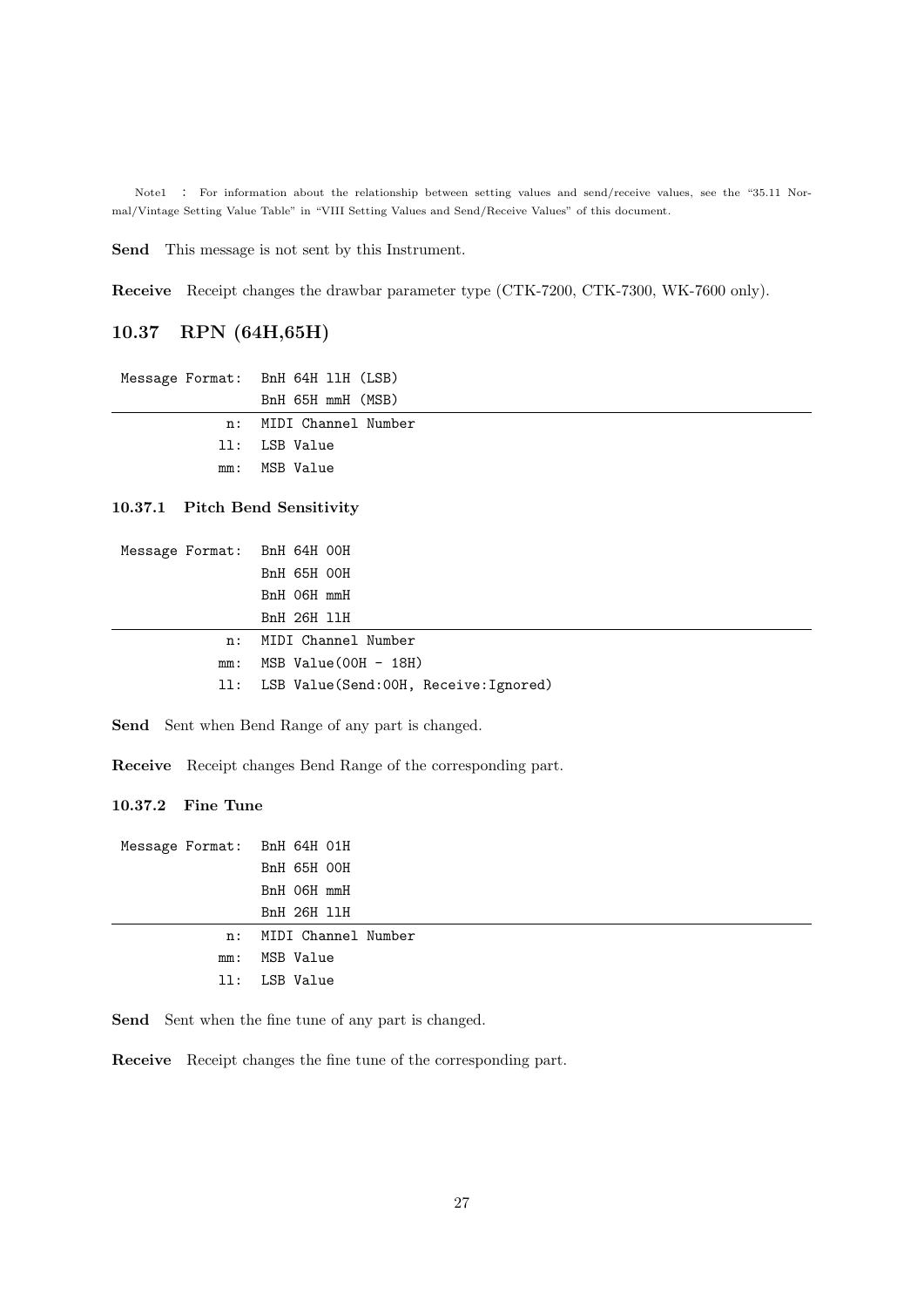Note1 : For information about the relationship between setting values and send/receive values, see the "35.11 Normal/Vintage Setting Value Table" in "VIII Setting Values and Send/Receive Values" of this document.

**Send** This message is not sent by this Instrument.

**Receive** Receipt changes the drawbar parameter type (CTK-7200, CTK-7300, WK-7600 only).

## 10.37 RPN (64H,65H)

```
Message Format:  BnH 64H llH (LSB)
                 BnH 65H mmH (MSB)
----------------------------------
            n:   MIDI Channel Number
           ll:   LSB Value
           mm:   MSB Value
```

### 10.37.1 Pitch Bend Sensitivity

```
Message Format:  BnH 64H 00H
                 BnH 65H 00H
                 BnH 06H mmH
                 BnH 26H llH
----------------------------------
            n:   MIDI Channel Number
           mm:   MSB Value(00H - 18H)
           ll:   LSB Value(Send:00H, Receive:Ignored)
```

**Send** Sent when Bend Range of any part is changed.

**Receive** Receipt changes Bend Range of the corresponding part.

### 10.37.2 Fine Tune

```
Message Format:  BnH 64H 01H
                 BnH 65H 00H
                 BnH 06H mmH
                 BnH 26H llH
----------------------------------
            n:   MIDI Channel Number
           mm:   MSB Value
           ll:   LSB Value
```

**Send** Sent when the fine tune of any part is changed.

**Receive** Receipt changes the fine tune of the corresponding part.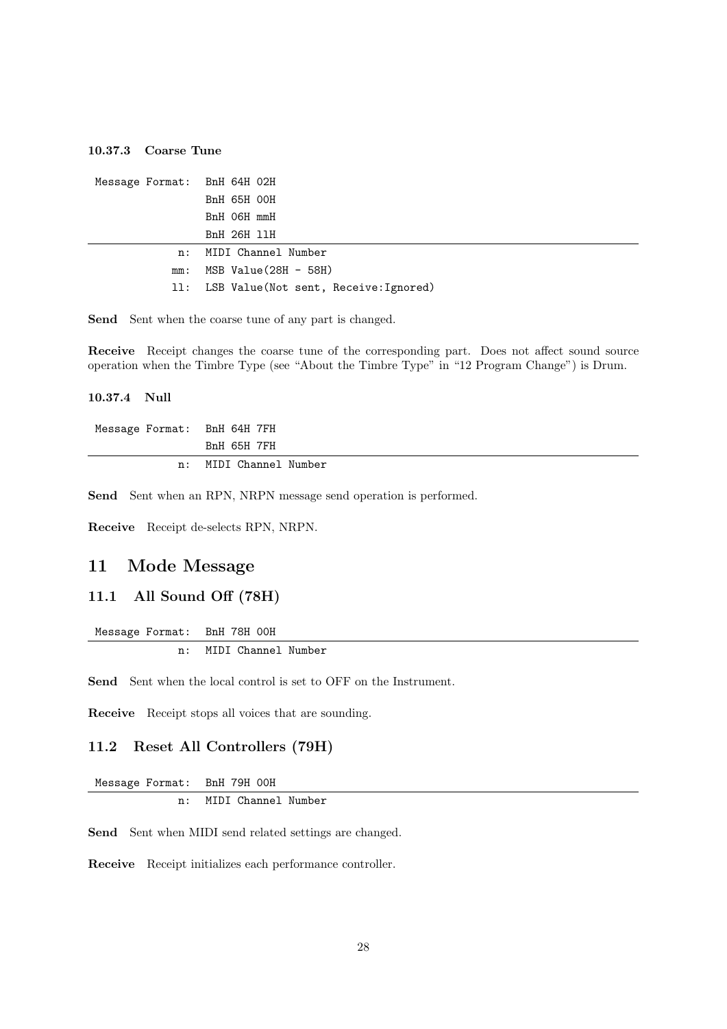#### 10.37.3 Coarse Tune

| Message Format: | BnH 64H 02H |
|---|---|
| | BnH 65H 00H |
| | BnH 06H mmH |
| | BnH 26H llH |
| n: | MIDI Channel Number |
| mm: | MSB Value(28H - 58H) |
| ll: | LSB Value(Not sent, Receive:Ignored) |

**Send** Sent when the coarse tune of any part is changed.

**Receive** Receipt changes the coarse tune of the corresponding part. Does not affect sound source operation when the Timbre Type (see "About the Timbre Type" in "12 Program Change") is Drum.

#### 10.37.4 Null

| Message Format: | BnH 64H 7FH |
|---|---|
| | BnH 65H 7FH |
| n: | MIDI Channel Number |

**Send** Sent when an RPN, NRPN message send operation is performed.

**Receive** Receipt de-selects RPN, NRPN.

## 11 Mode Message

### 11.1 All Sound Off (78H)

| Message Format: | BnH 78H 00H |
|---|---|
| n: | MIDI Channel Number |

**Send** Sent when the local control is set to OFF on the Instrument.

**Receive** Receipt stops all voices that are sounding.

### 11.2 Reset All Controllers (79H)

| Message Format: | BnH 79H 00H |
|---|---|
| n: | MIDI Channel Number |

**Send** Sent when MIDI send related settings are changed.

**Receive** Receipt initializes each performance controller.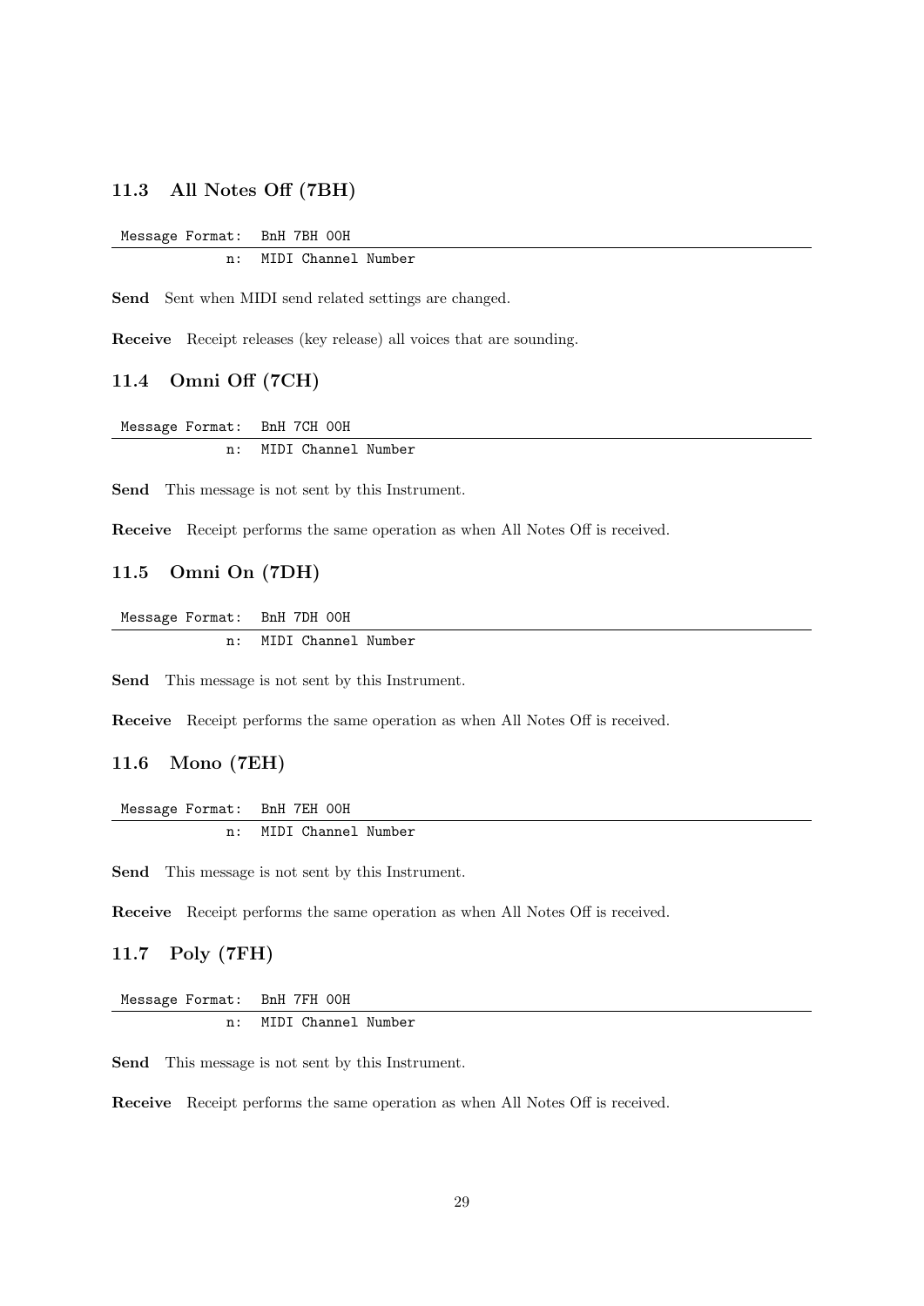### 11.3 All Notes Off (7BH)

| Message Format: | BnH 7BH 00H |
|---|---|
| n: | MIDI Channel Number |

**Send** Sent when MIDI send related settings are changed.

**Receive** Receipt releases (key release) all voices that are sounding.

### 11.4 Omni Off (7CH)

| Message Format: | BnH 7CH 00H |
|---|---|
| n: | MIDI Channel Number |

**Send** This message is not sent by this Instrument.

**Receive** Receipt performs the same operation as when All Notes Off is received.

### 11.5 Omni On (7DH)

| Message Format: | BnH 7DH 00H |
|---|---|
| n: | MIDI Channel Number |

**Send** This message is not sent by this Instrument.

**Receive** Receipt performs the same operation as when All Notes Off is received.

### 11.6 Mono (7EH)

| Message Format: | BnH 7EH 00H |
|---|---|
| n: | MIDI Channel Number |

**Send** This message is not sent by this Instrument.

**Receive** Receipt performs the same operation as when All Notes Off is received.

### 11.7 Poly (7FH)

| Message Format: | BnH 7FH 00H |
|---|---|
| n: | MIDI Channel Number |

**Send** This message is not sent by this Instrument.

**Receive** Receipt performs the same operation as when All Notes Off is received.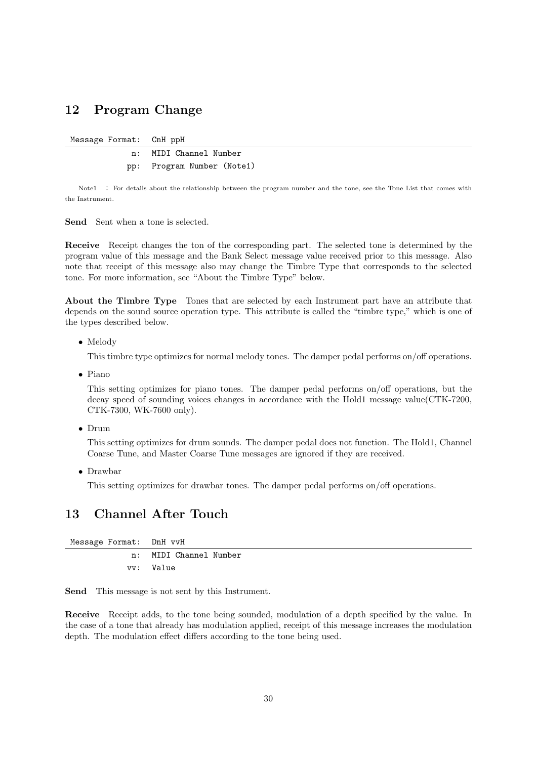## 12 Program Change

| Message Format: | CnH ppH |
|---|---|
| n: | MIDI Channel Number |
| pp: | Program Number (Note1) |

Note1 : For details about the relationship between the program number and the tone, see the Tone List that comes with the Instrument.

**Send** Sent when a tone is selected.

**Receive** Receipt changes the ton of the corresponding part. The selected tone is determined by the program value of this message and the Bank Select message value received prior to this message. Also note that receipt of this message also may change the Timbre Type that corresponds to the selected tone. For more information, see "About the Timbre Type" below.

**About the Timbre Type** Tones that are selected by each Instrument part have an attribute that depends on the sound source operation type. This attribute is called the "timbre type," which is one of the types described below.

- Melody

  This timbre type optimizes for normal melody tones. The damper pedal performs on/off operations.

- Piano

  This setting optimizes for piano tones. The damper pedal performs on/off operations, but the decay speed of sounding voices changes in accordance with the Hold1 message value(CTK-7200, CTK-7300, WK-7600 only).

- Drum

  This setting optimizes for drum sounds. The damper pedal does not function. The Hold1, Channel Coarse Tune, and Master Coarse Tune messages are ignored if they are received.

- Drawbar

  This setting optimizes for drawbar tones. The damper pedal performs on/off operations.

## 13 Channel After Touch

| Message Format: | DnH vvH |
|---|---|
| n: | MIDI Channel Number |
| vv: | Value |

**Send** This message is not sent by this Instrument.

**Receive** Receipt adds, to the tone being sounded, modulation of a depth specified by the value. In the case of a tone that already has modulation applied, receipt of this message increases the modulation depth. The modulation effect differs according to the tone being used.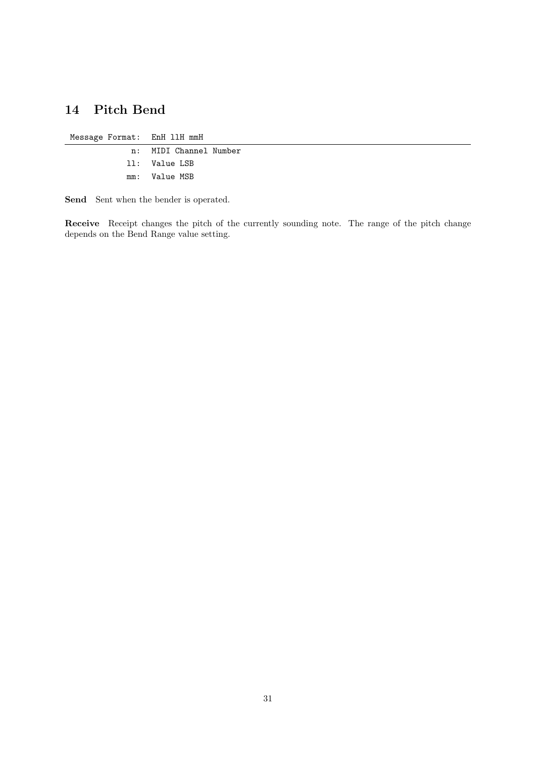## 14 Pitch Bend

| Message Format: | EnH llH mmH |
| ---: | --- |
| n: | MIDI Channel Number |
| ll: | Value LSB |
| mm: | Value MSB |

**Send** Sent when the bender is operated.

**Receive** Receipt changes the pitch of the currently sounding note. The range of the pitch change depends on the Bend Range value setting.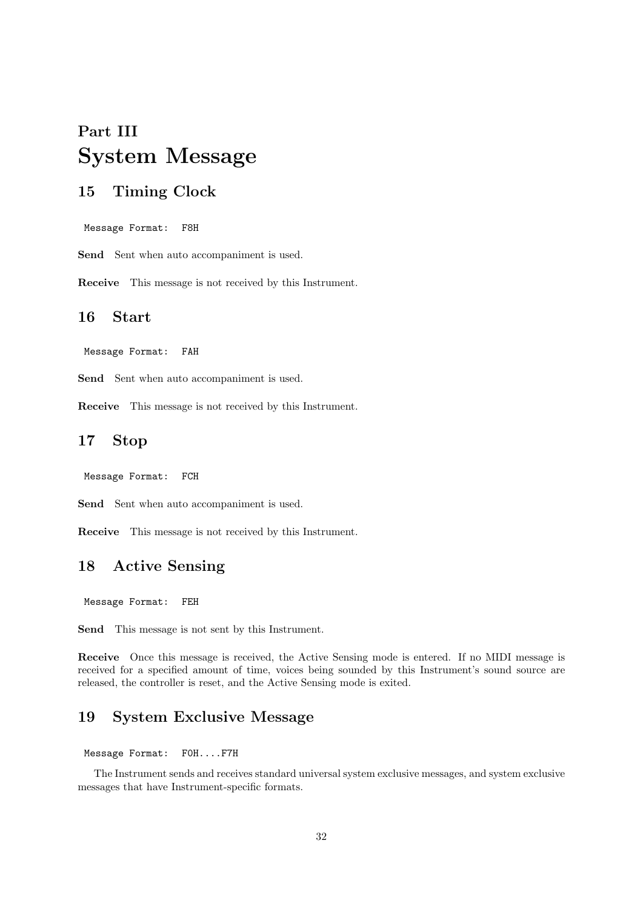# Part III
# System Message

## 15 Timing Clock

```
Message Format:  F8H
```

**Send** Sent when auto accompaniment is used.

**Receive** This message is not received by this Instrument.

## 16 Start

```
Message Format:  FAH
```

**Send** Sent when auto accompaniment is used.

**Receive** This message is not received by this Instrument.

## 17 Stop

```
Message Format:  FCH
```

**Send** Sent when auto accompaniment is used.

**Receive** This message is not received by this Instrument.

## 18 Active Sensing

```
Message Format:  FEH
```

**Send** This message is not sent by this Instrument.

**Receive** Once this message is received, the Active Sensing mode is entered. If no MIDI message is received for a specified amount of time, voices being sounded by this Instrument's sound source are released, the controller is reset, and the Active Sensing mode is exited.

## 19 System Exclusive Message

```
Message Format:  F0H....F7H
```

The Instrument sends and receives standard universal system exclusive messages, and system exclusive messages that have Instrument-specific formats.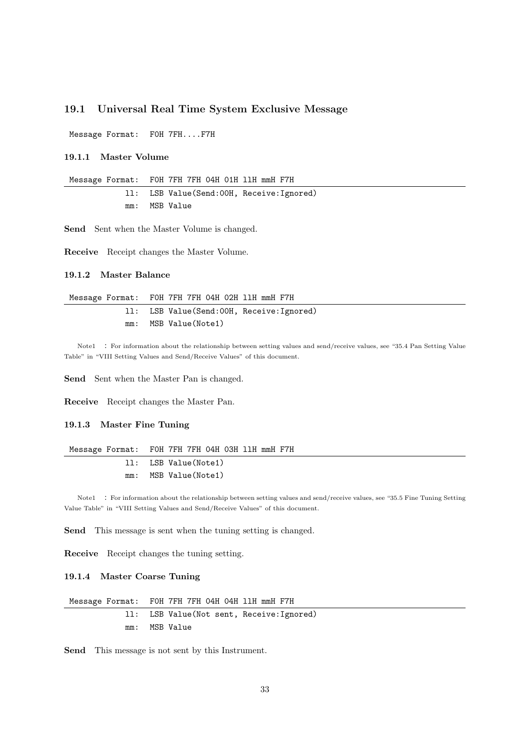## 19.1 Universal Real Time System Exclusive Message

Message Format: F0H 7FH....F7H

### 19.1.1 Master Volume

```
Message Format:  F0H 7FH 7FH 04H 01H llH mmH F7H
            ll:  LSB Value(Send:00H, Receive:Ignored)
            mm:  MSB Value
```

**Send** Sent when the Master Volume is changed.

**Receive** Receipt changes the Master Volume.

### 19.1.2 Master Balance

```
Message Format:  F0H 7FH 7FH 04H 02H llH mmH F7H
            ll:  LSB Value(Send:00H, Receive:Ignored)
            mm:  MSB Value(Note1)
```

Note1 : For information about the relationship between setting values and send/receive values, see "35.4 Pan Setting Value Table" in "VIII Setting Values and Send/Receive Values" of this document.

**Send** Sent when the Master Pan is changed.

**Receive** Receipt changes the Master Pan.

### 19.1.3 Master Fine Tuning

```
Message Format:  F0H 7FH 7FH 04H 03H llH mmH F7H
            ll:  LSB Value(Note1)
            mm:  MSB Value(Note1)
```

Note1 : For information about the relationship between setting values and send/receive values, see "35.5 Fine Tuning Setting Value Table" in "VIII Setting Values and Send/Receive Values" of this document.

**Send** This message is sent when the tuning setting is changed.

**Receive** Receipt changes the tuning setting.

### 19.1.4 Master Coarse Tuning

```
Message Format:  F0H 7FH 7FH 04H 04H llH mmH F7H
            ll:  LSB Value(Not sent, Receive:Ignored)
            mm:  MSB Value
```

**Send** This message is not sent by this Instrument.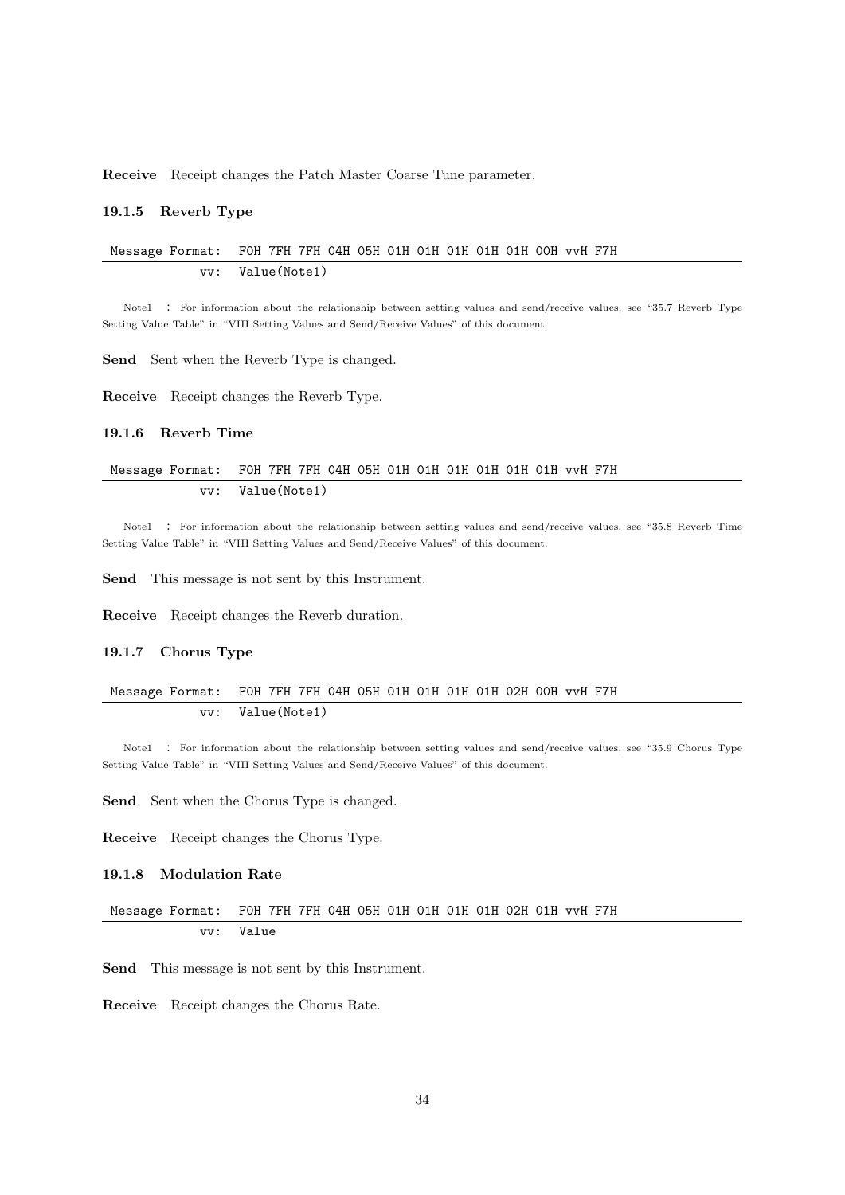**Receive** Receipt changes the Patch Master Coarse Tune parameter.

### 19.1.5 Reverb Type

| Message Format: | F0H 7FH 7FH 04H 05H 01H 01H 01H 01H 01H 00H vvH F7H |
|---|---|
| vv: | Value(Note1) |

Note1 : For information about the relationship between setting values and send/receive values, see "35.7 Reverb Type Setting Value Table" in "VIII Setting Values and Send/Receive Values" of this document.

**Send** Sent when the Reverb Type is changed.

**Receive** Receipt changes the Reverb Type.

### 19.1.6 Reverb Time

| Message Format: | F0H 7FH 7FH 04H 05H 01H 01H 01H 01H 01H 01H vvH F7H |
|---|---|
| vv: | Value(Note1) |

Note1 : For information about the relationship between setting values and send/receive values, see "35.8 Reverb Time Setting Value Table" in "VIII Setting Values and Send/Receive Values" of this document.

**Send** This message is not sent by this Instrument.

**Receive** Receipt changes the Reverb duration.

### 19.1.7 Chorus Type

| Message Format: | F0H 7FH 7FH 04H 05H 01H 01H 01H 01H 02H 00H vvH F7H |
|---|---|
| vv: | Value(Note1) |

Note1 : For information about the relationship between setting values and send/receive values, see "35.9 Chorus Type Setting Value Table" in "VIII Setting Values and Send/Receive Values" of this document.

**Send** Sent when the Chorus Type is changed.

**Receive** Receipt changes the Chorus Type.

### 19.1.8 Modulation Rate

| Message Format: | F0H 7FH 7FH 04H 05H 01H 01H 01H 01H 02H 01H vvH F7H |
|---|---|
| vv: | Value |

**Send** This message is not sent by this Instrument.

**Receive** Receipt changes the Chorus Rate.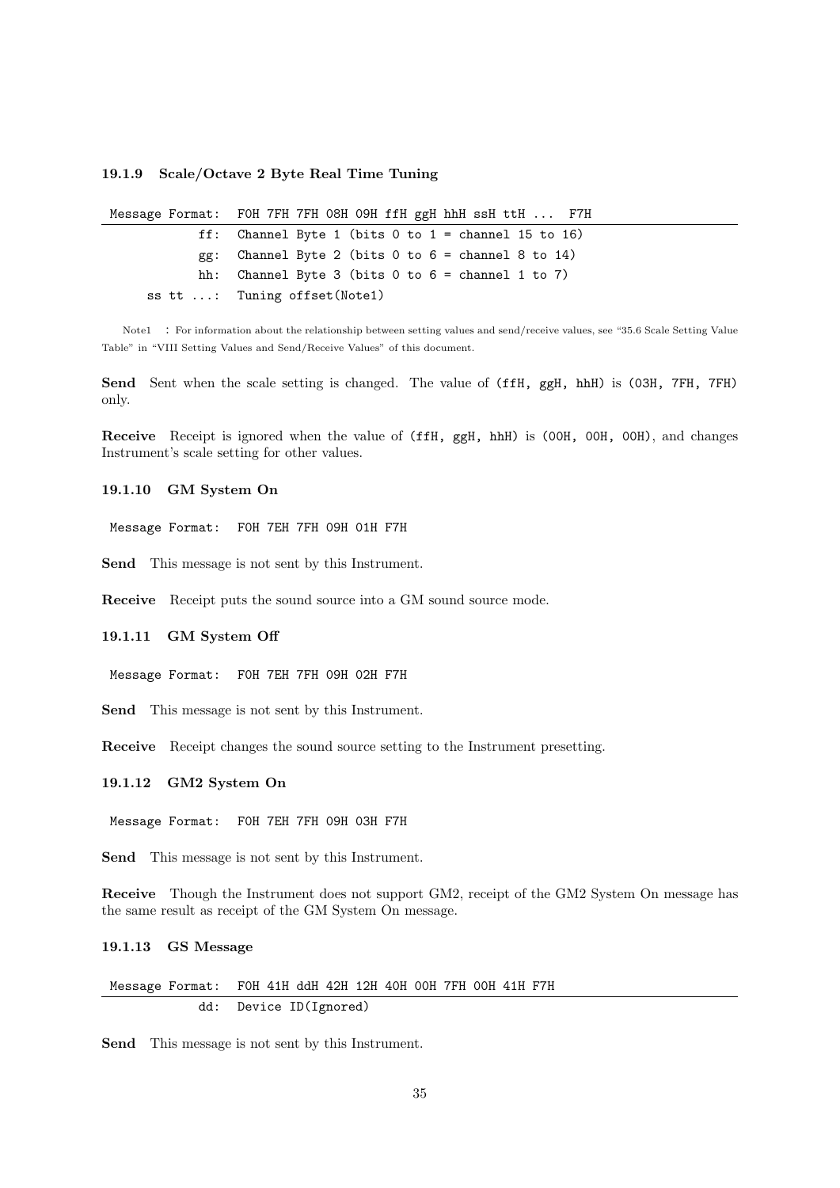#### 19.1.9 Scale/Octave 2 Byte Real Time Tuning

| Message Format: | F0H 7FH 7FH 08H 09H ffH ggH hhH ssH ttH ... F7H |
|---|---|
| ff: | Channel Byte 1 (bits 0 to 1 = channel 15 to 16) |
| gg: | Channel Byte 2 (bits 0 to 6 = channel 8 to 14) |
| hh: | Channel Byte 3 (bits 0 to 6 = channel 1 to 7) |
| ss tt ...: | Tuning offset(Note1) |

Note1 : For information about the relationship between setting values and send/receive values, see "35.6 Scale Setting Value Table" in "VIII Setting Values and Send/Receive Values" of this document.

**Send** Sent when the scale setting is changed. The value of (ffH, ggH, hhH) is (03H, 7FH, 7FH) only.

**Receive** Receipt is ignored when the value of (ffH, ggH, hhH) is (00H, 00H, 00H), and changes Instrument's scale setting for other values.

#### 19.1.10 GM System On

Message Format: F0H 7EH 7FH 09H 01H F7H

**Send** This message is not sent by this Instrument.

**Receive** Receipt puts the sound source into a GM sound source mode.

#### 19.1.11 GM System Off

Message Format: F0H 7EH 7FH 09H 02H F7H

**Send** This message is not sent by this Instrument.

**Receive** Receipt changes the sound source setting to the Instrument presetting.

#### 19.1.12 GM2 System On

Message Format: F0H 7EH 7FH 09H 03H F7H

**Send** This message is not sent by this Instrument.

**Receive** Though the Instrument does not support GM2, receipt of the GM2 System On message has the same result as receipt of the GM System On message.

#### 19.1.13 GS Message

| Message Format: | F0H 41H ddH 42H 12H 40H 00H 7FH 00H 41H F7H |
|---|---|
| dd: | Device ID(Ignored) |

**Send** This message is not sent by this Instrument.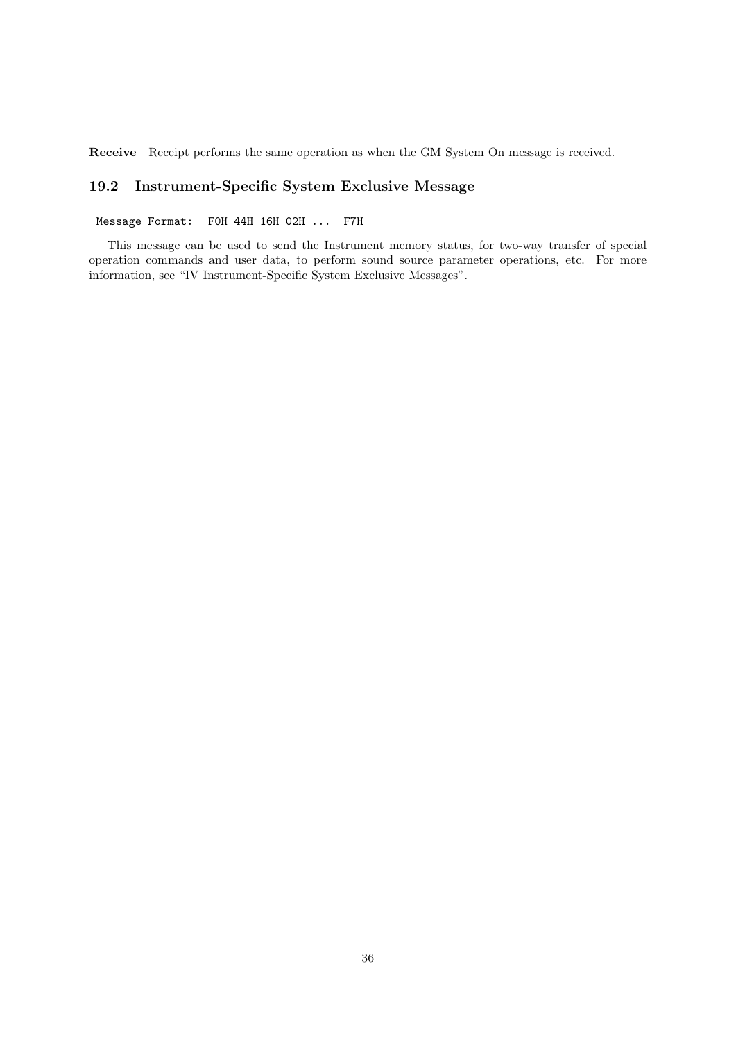**Receive** Receipt performs the same operation as when the GM System On message is received.

### 19.2 Instrument-Specific System Exclusive Message

```
Message Format:  F0H 44H 16H 02H ...  F7H
```

This message can be used to send the Instrument memory status, for two-way transfer of special operation commands and user data, to perform sound source parameter operations, etc. For more information, see “IV Instrument-Specific System Exclusive Messages”.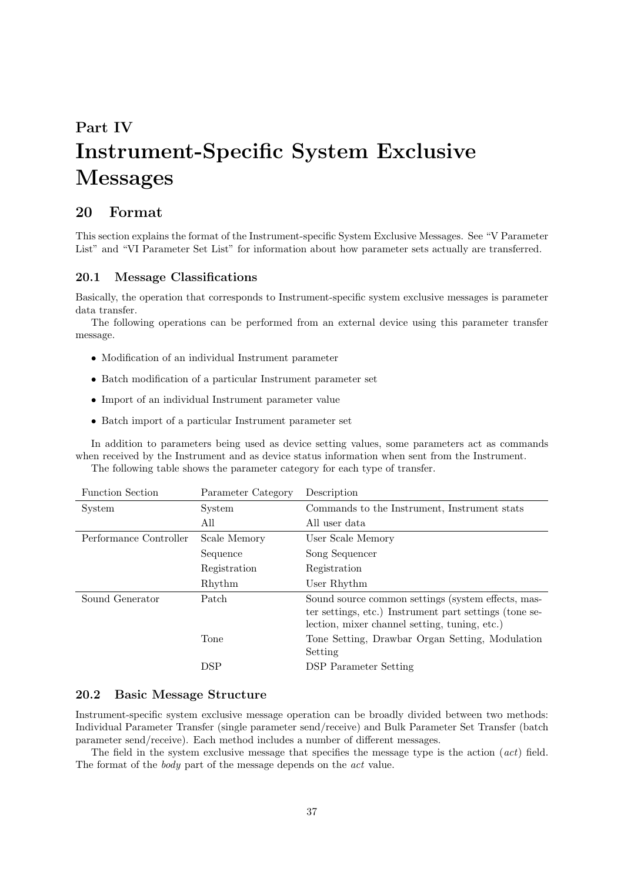# Part IV
# Instrument-Specific System Exclusive Messages

## 20 Format

This section explains the format of the Instrument-specific System Exclusive Messages. See "V Parameter List" and "VI Parameter Set List" for information about how parameter sets actually are transferred.

### 20.1 Message Classifications

Basically, the operation that corresponds to Instrument-specific system exclusive messages is parameter data transfer.

The following operations can be performed from an external device using this parameter transfer message.

- Modification of an individual Instrument parameter
- Batch modification of a particular Instrument parameter set
- Import of an individual Instrument parameter value
- Batch import of a particular Instrument parameter set

In addition to parameters being used as device setting values, some parameters act as commands when received by the Instrument and as device status information when sent from the Instrument.

The following table shows the parameter category for each type of transfer.

| Function Section | Parameter Category | Description |
|---|---|---|
| System | System | Commands to the Instrument, Instrument stats |
| | All | All user data |
| Performance Controller | Scale Memory | User Scale Memory |
| | Sequence | Song Sequencer |
| | Registration | Registration |
| | Rhythm | User Rhythm |
| Sound Generator | Patch | Sound source common settings (system effects, master settings, etc.) Instrument part settings (tone selection, mixer channel setting, tuning, etc.) |
| | Tone | Tone Setting, Drawbar Organ Setting, Modulation Setting |
| | DSP | DSP Parameter Setting |

### 20.2 Basic Message Structure

Instrument-specific system exclusive message operation can be broadly divided between two methods: Individual Parameter Transfer (single parameter send/receive) and Bulk Parameter Set Transfer (batch parameter send/receive). Each method includes a number of different messages.

The field in the system exclusive message that specifies the message type is the action (*act*) field. The format of the *body* part of the message depends on the *act* value.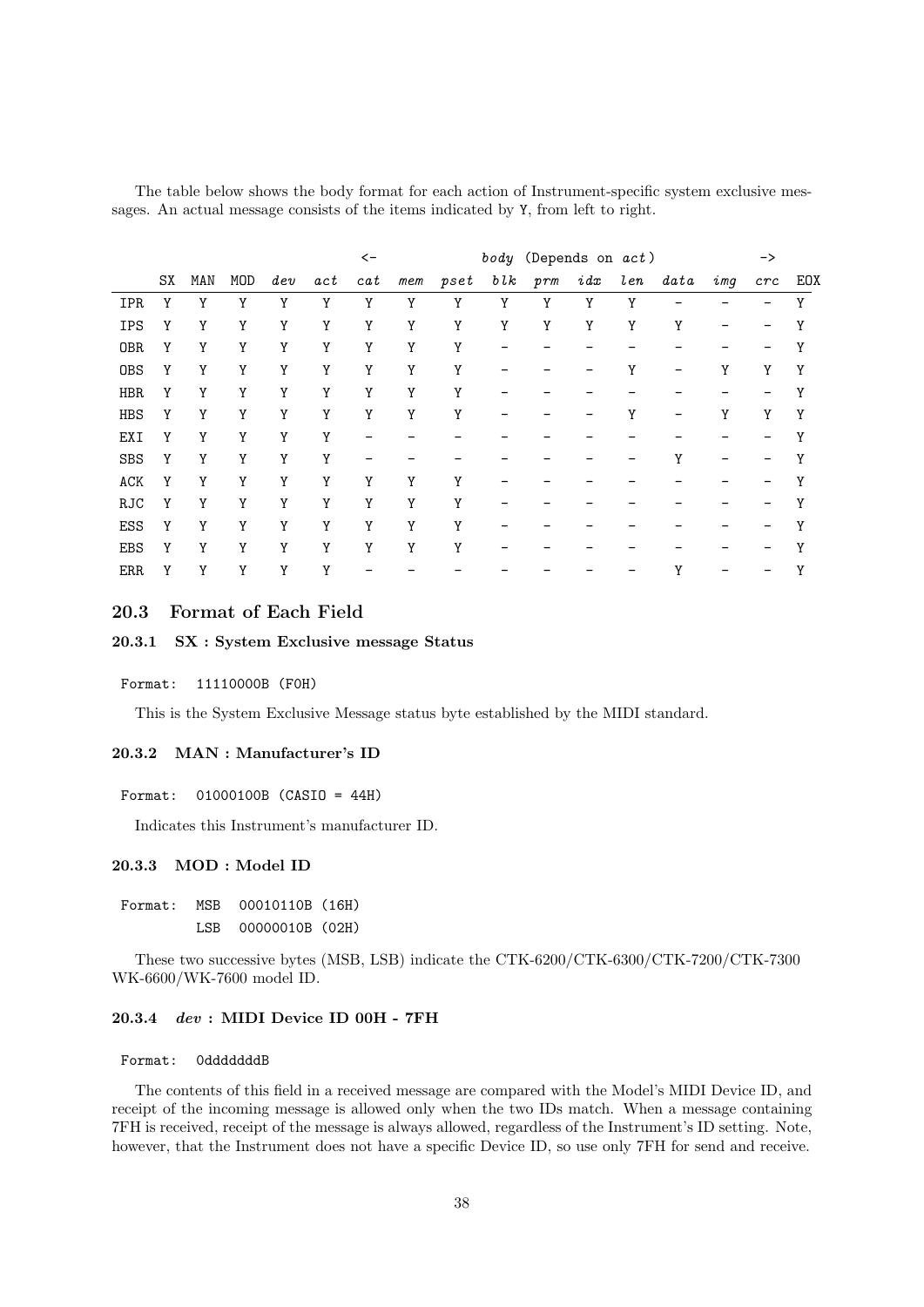The table below shows the body format for each action of Instrument-specific system exclusive messages. An actual message consists of the items indicated by Y, from left to right.

| | | | | | | <- | | | *body* (Depends on *act*) | | | | | | -> | |
|---|---|---|---|---|---|---|---|---|---|---|---|---|---|---|---|---|
| | SX | MAN | MOD | *dev* | *act* | *cat* | *mem* | *pset* | *blk* | *prm* | *idx* | *len* | *data* | *img* | *crc* | EOX |
| IPR | Y | Y | Y | Y | Y | Y | Y | Y | Y | Y | Y | Y | – | – | – | Y |
| IPS | Y | Y | Y | Y | Y | Y | Y | Y | Y | Y | Y | Y | Y | – | – | Y |
| OBR | Y | Y | Y | Y | Y | Y | Y | Y | – | – | – | – | – | – | – | Y |
| OBS | Y | Y | Y | Y | Y | Y | Y | Y | – | – | – | Y | – | Y | Y | Y |
| HBR | Y | Y | Y | Y | Y | Y | Y | Y | – | – | – | – | – | – | – | Y |
| HBS | Y | Y | Y | Y | Y | Y | Y | Y | – | – | – | Y | – | Y | Y | Y |
| EXI | Y | Y | Y | Y | Y | – | – | – | – | – | – | – | – | – | – | Y |
| SBS | Y | Y | Y | Y | Y | – | – | – | – | – | – | – | Y | – | – | Y |
| ACK | Y | Y | Y | Y | Y | Y | Y | Y | – | – | – | – | – | – | – | Y |
| RJC | Y | Y | Y | Y | Y | Y | Y | Y | – | – | – | – | – | – | – | Y |
| ESS | Y | Y | Y | Y | Y | Y | Y | Y | – | – | – | – | – | – | – | Y |
| EBS | Y | Y | Y | Y | Y | Y | Y | Y | – | – | – | – | – | – | – | Y |
| ERR | Y | Y | Y | Y | Y | – | – | – | – | – | – | – | Y | – | – | Y |

## 20.3 Format of Each Field

### 20.3.1 SX : System Exclusive message Status

Format: 11110000B (F0H)

This is the System Exclusive Message status byte established by the MIDI standard.

### 20.3.2 MAN : Manufacturer's ID

Format: 01000100B (CASIO = 44H)

Indicates this Instrument's manufacturer ID.

### 20.3.3 MOD : Model ID

Format: MSB 00010110B (16H)
LSB 00000010B (02H)

These two successive bytes (MSB, LSB) indicate the CTK-6200/CTK-6300/CTK-7200/CTK-7300 WK-6600/WK-7600 model ID.

### 20.3.4 *dev* : MIDI Device ID 00H - 7FH

Format: 0dddddddB

The contents of this field in a received message are compared with the Model's MIDI Device ID, and receipt of the incoming message is allowed only when the two IDs match. When a message containing 7FH is received, receipt of the message is always allowed, regardless of the Instrument's ID setting. Note, however, that the Instrument does not have a specific Device ID, so use only 7FH for send and receive.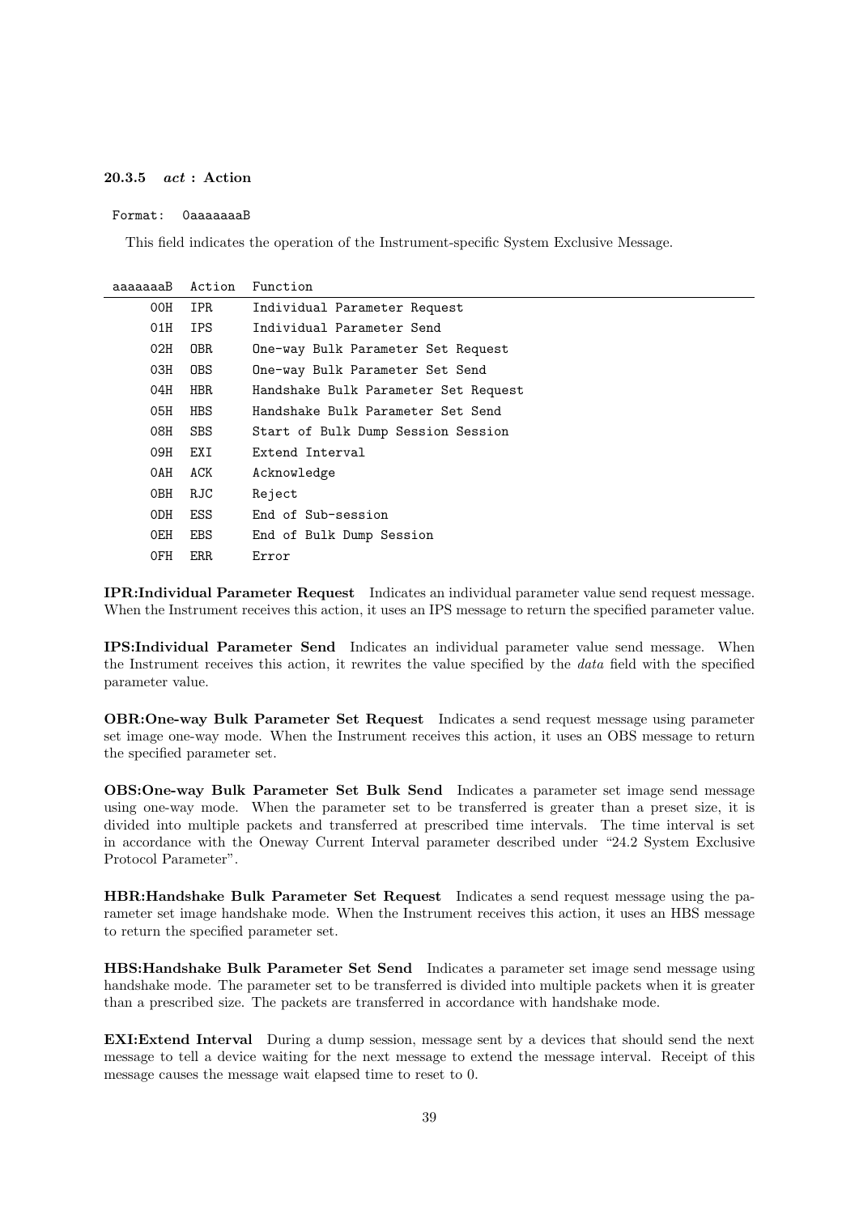### 20.3.5 *act* : Action

```
Format:  0aaaaaaaB
```

This field indicates the operation of the Instrument-specific System Exclusive Message.

| aaaaaaaB | Action | Function |
|---|---|---|
| 00H | IPR | Individual Parameter Request |
| 01H | IPS | Individual Parameter Send |
| 02H | OBR | One-way Bulk Parameter Set Request |
| 03H | OBS | One-way Bulk Parameter Set Send |
| 04H | HBR | Handshake Bulk Parameter Set Request |
| 05H | HBS | Handshake Bulk Parameter Set Send |
| 08H | SBS | Start of Bulk Dump Session Session |
| 09H | EXI | Extend Interval |
| 0AH | ACK | Acknowledge |
| 0BH | RJC | Reject |
| 0DH | ESS | End of Sub-session |
| 0EH | EBS | End of Bulk Dump Session |
| 0FH | ERR | Error |

**IPR:Individual Parameter Request** Indicates an individual parameter value send request message. When the Instrument receives this action, it uses an IPS message to return the specified parameter value.

**IPS:Individual Parameter Send** Indicates an individual parameter value send message. When the Instrument receives this action, it rewrites the value specified by the *data* field with the specified parameter value.

**OBR:One-way Bulk Parameter Set Request** Indicates a send request message using parameter set image one-way mode. When the Instrument receives this action, it uses an OBS message to return the specified parameter set.

**OBS:One-way Bulk Parameter Set Bulk Send** Indicates a parameter set image send message using one-way mode. When the parameter set to be transferred is greater than a preset size, it is divided into multiple packets and transferred at prescribed time intervals. The time interval is set in accordance with the Oneway Current Interval parameter described under "24.2 System Exclusive Protocol Parameter".

**HBR:Handshake Bulk Parameter Set Request** Indicates a send request message using the parameter set image handshake mode. When the Instrument receives this action, it uses an HBS message to return the specified parameter set.

**HBS:Handshake Bulk Parameter Set Send** Indicates a parameter set image send message using handshake mode. The parameter set to be transferred is divided into multiple packets when it is greater than a prescribed size. The packets are transferred in accordance with handshake mode.

**EXI:Extend Interval** During a dump session, message sent by a devices that should send the next message to tell a device waiting for the next message to extend the message interval. Receipt of this message causes the message wait elapsed time to reset to 0.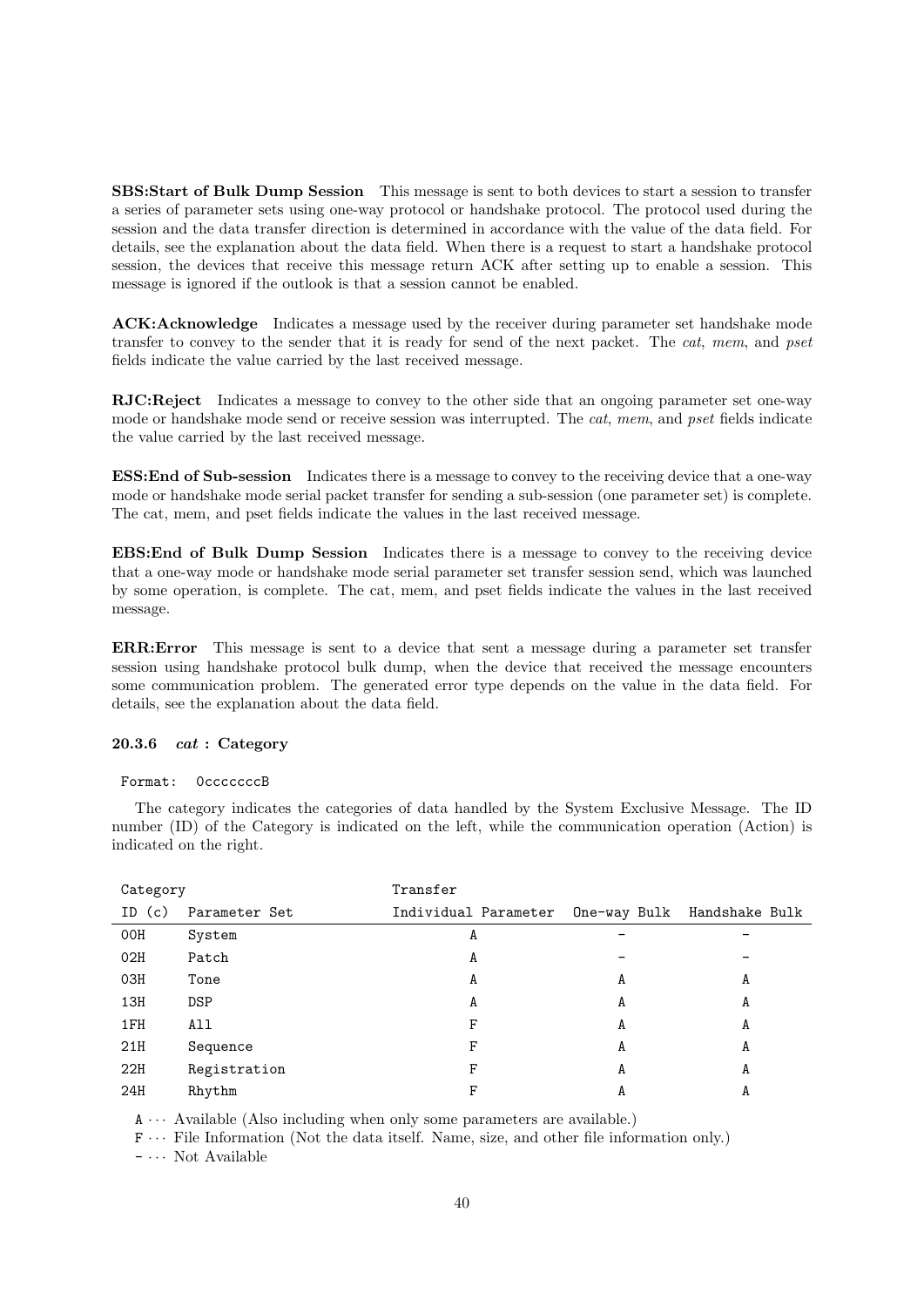**SBS:Start of Bulk Dump Session** This message is sent to both devices to start a session to transfer a series of parameter sets using one-way protocol or handshake protocol. The protocol used during the session and the data transfer direction is determined in accordance with the value of the data field. For details, see the explanation about the data field. When there is a request to start a handshake protocol session, the devices that receive this message return ACK after setting up to enable a session. This message is ignored if the outlook is that a session cannot be enabled.

**ACK:Acknowledge** Indicates a message used by the receiver during parameter set handshake mode transfer to convey to the sender that it is ready for send of the next packet. The *cat*, *mem*, and *pset* fields indicate the value carried by the last received message.

**RJC:Reject** Indicates a message to convey to the other side that an ongoing parameter set one-way mode or handshake mode send or receive session was interrupted. The *cat*, *mem*, and *pset* fields indicate the value carried by the last received message.

**ESS:End of Sub-session** Indicates there is a message to convey to the receiving device that a one-way mode or handshake mode serial packet transfer for sending a sub-session (one parameter set) is complete. The cat, mem, and pset fields indicate the values in the last received message.

**EBS:End of Bulk Dump Session** Indicates there is a message to convey to the receiving device that a one-way mode or handshake mode serial parameter set transfer session send, which was launched by some operation, is complete. The cat, mem, and pset fields indicate the values in the last received message.

**ERR:Error** This message is sent to a device that sent a message during a parameter set transfer session using handshake protocol bulk dump, when the device that received the message encounters some communication problem. The generated error type depends on the value in the data field. For details, see the explanation about the data field.

### 20.3.6 *cat* : Category

```
Format:  0cccccccB
```

The category indicates the categories of data handled by the System Exclusive Message. The ID number (ID) of the Category is indicated on the left, while the communication operation (Action) is indicated on the right.

| Category | | Transfer | | |
|---|---|---|---|---|
| ID (c) | Parameter Set | Individual Parameter | One-way Bulk | Handshake Bulk |
| 00H | System | A | - | - |
| 02H | Patch | A | - | - |
| 03H | Tone | A | A | A |
| 13H | DSP | A | A | A |
| 1FH | All | F | A | A |
| 21H | Sequence | F | A | A |
| 22H | Registration | F | A | A |
| 24H | Rhythm | F | A | A |

A ··· Available (Also including when only some parameters are available.)

F ··· File Information (Not the data itself. Name, size, and other file information only.)

- ··· Not Available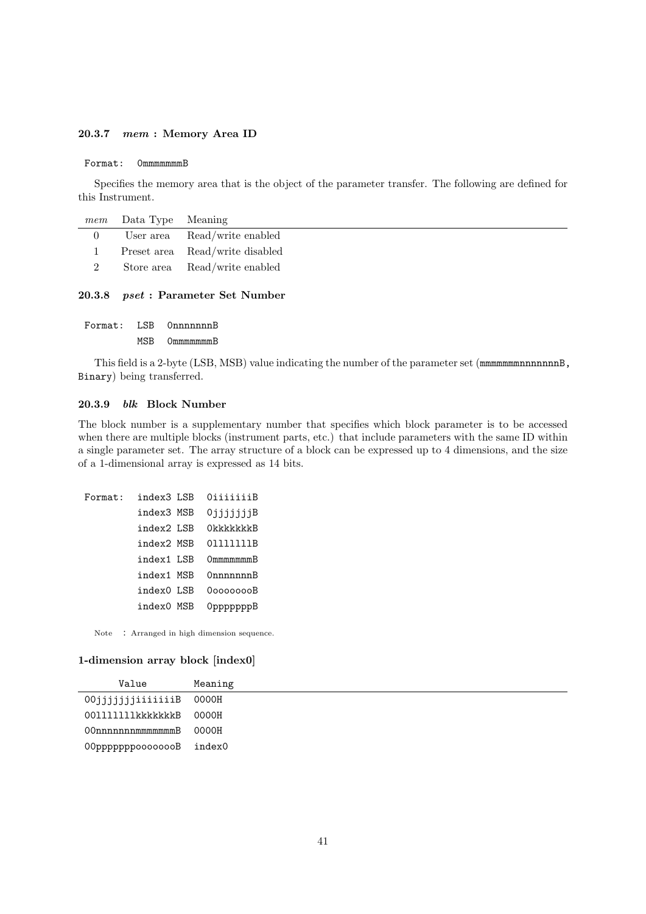### 20.3.7 *mem* : Memory Area ID

```
Format:  0mmmmmmmB
```

Specifies the memory area that is the object of the parameter transfer. The following are defined for this Instrument.

| *mem* | Data Type | Meaning |
|---|---|---|
| 0 | User area | Read/write enabled |
| 1 | Preset area | Read/write disabled |
| 2 | Store area | Read/write enabled |

### 20.3.8 *pset* : Parameter Set Number

```
Format:  LSB  0nnnnnnnB
         MSB  0mmmmmmmB
```

This field is a 2-byte (LSB, MSB) value indicating the number of the parameter set (`mmmmmmmnnnnnnnB, Binary`) being transferred.

### 20.3.9 *blk* Block Number

The block number is a supplementary number that specifies which block parameter is to be accessed when there are multiple blocks (instrument parts, etc.) that include parameters with the same ID within a single parameter set. The array structure of a block can be expressed up to 4 dimensions, and the size of a 1-dimensional array is expressed as 14 bits.

```
Format:  index3 LSB  0iiiiiiiB
         index3 MSB  0jjjjjjjB
         index2 LSB  0kkkkkkkB
         index2 MSB  0lllllllB
         index1 LSB  0mmmmmmmB
         index1 MSB  0nnnnnnnB
         index0 LSB  0oooooooB
         index0 MSB  0pppppppB
```

Note : Arranged in high dimension sequence.

**1-dimension array block [index0]**

| Value | Meaning |
|---|---|
| 00jjjjjjjiiiiiiiB | 0000H |
| 00lllllllkkkkkkkB | 0000H |
| 00nnnnnnnmmmmmmmB | 0000H |
| 00pppppppoooooooB | index0 |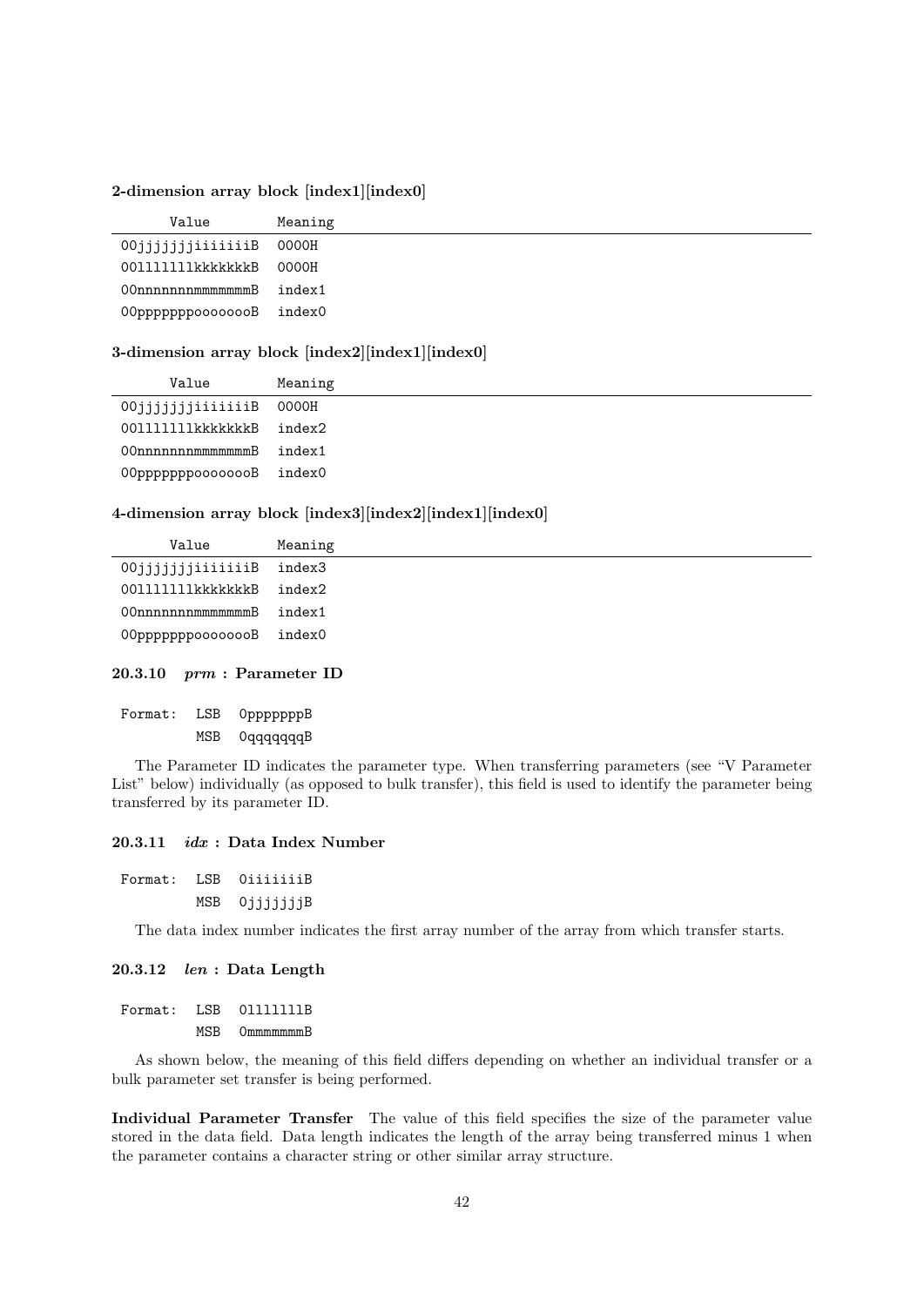**2-dimension array block [index1][index0]**

| Value | Meaning |
|---|---|
| 00jjjjjjjiiiiiiiB | 0000H |
| 00lllllllkkkkkkkB | 0000H |
| 00nnnnnnnmmmmmmmB | index1 |
| 00pppppppoooooooB | index0 |

**3-dimension array block [index2][index1][index0]**

| Value | Meaning |
|---|---|
| 00jjjjjjjiiiiiiiB | 0000H |
| 00lllllllkkkkkkkB | index2 |
| 00nnnnnnnmmmmmmmB | index1 |
| 00pppppppoooooooB | index0 |

**4-dimension array block [index3][index2][index1][index0]**

| Value | Meaning |
|---|---|
| 00jjjjjjjiiiiiiiB | index3 |
| 00lllllllkkkkkkkB | index2 |
| 00nnnnnnnmmmmmmmB | index1 |
| 00pppppppoooooooB | index0 |

### 20.3.10 *prm* : Parameter ID

```
Format:  LSB  0pppppppB
         MSB  0qqqqqqqB
```

The Parameter ID indicates the parameter type. When transferring parameters (see "V Parameter List" below) individually (as opposed to bulk transfer), this field is used to identify the parameter being transferred by its parameter ID.

### 20.3.11 *idx* : Data Index Number

```
Format:  LSB  0iiiiiiiB
         MSB  0jjjjjjjB
```

The data index number indicates the first array number of the array from which transfer starts.

### 20.3.12 *len* : Data Length

```
Format:  LSB  0lllllllB
         MSB  0mmmmmmmB
```

As shown below, the meaning of this field differs depending on whether an individual transfer or a bulk parameter set transfer is being performed.

**Individual Parameter Transfer** The value of this field specifies the size of the parameter value stored in the data field. Data length indicates the length of the array being transferred minus 1 when the parameter contains a character string or other similar array structure.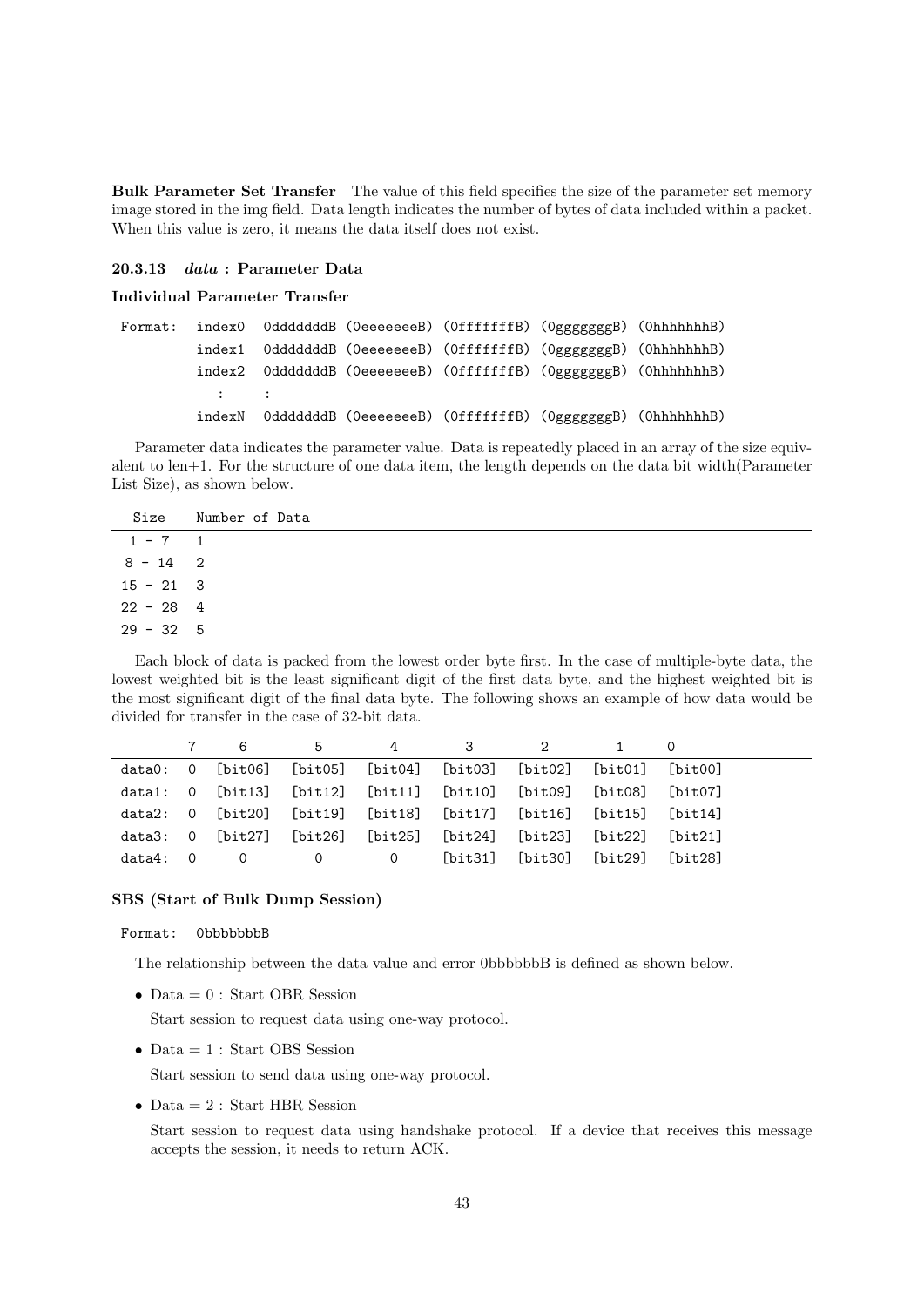**Bulk Parameter Set Transfer** The value of this field specifies the size of the parameter set memory image stored in the img field. Data length indicates the number of bytes of data included within a packet. When this value is zero, it means the data itself does not exist.

### 20.3.13 *data* : Parameter Data

**Individual Parameter Transfer**

```
Format:  index0  0dddddddB (0eeeeeeeB) (0fffffffB) (0gggggggB) (0hhhhhhhB)
         index1  0dddddddB (0eeeeeeeB) (0fffffffB) (0gggggggB) (0hhhhhhhB)
         index2  0dddddddB (0eeeeeeeB) (0fffffffB) (0gggggggB) (0hhhhhhhB)
           :      :
         indexN  0dddddddB (0eeeeeeeB) (0fffffffB) (0gggggggB) (0hhhhhhhB)
```

Parameter data indicates the parameter value. Data is repeatedly placed in an array of the size equivalent to len+1. For the structure of one data item, the length depends on the data bit width(Parameter List Size), as shown below.

| Size | Number of Data |
|---|---|
| 1 - 7 | 1 |
| 8 - 14 | 2 |
| 15 - 21 | 3 |
| 22 - 28 | 4 |
| 29 - 32 | 5 |

Each block of data is packed from the lowest order byte first. In the case of multiple-byte data, the lowest weighted bit is the least significant digit of the first data byte, and the highest weighted bit is the most significant digit of the final data byte. The following shows an example of how data would be divided for transfer in the case of 32-bit data.

| | 7 | 6 | 5 | 4 | 3 | 2 | 1 | 0 |
|---|---|---|---|---|---|---|---|---|
| data0: | 0 | [bit06] | [bit05] | [bit04] | [bit03] | [bit02] | [bit01] | [bit00] |
| data1: | 0 | [bit13] | [bit12] | [bit11] | [bit10] | [bit09] | [bit08] | [bit07] |
| data2: | 0 | [bit20] | [bit19] | [bit18] | [bit17] | [bit16] | [bit15] | [bit14] |
| data3: | 0 | [bit27] | [bit26] | [bit25] | [bit24] | [bit23] | [bit22] | [bit21] |
| data4: | 0 | 0 | 0 | 0 | [bit31] | [bit30] | [bit29] | [bit28] |

**SBS (Start of Bulk Dump Session)**

```
Format:  0bbbbbbbB
```

The relationship between the data value and error 0bbbbbbB is defined as shown below.

- Data = 0 : Start OBR Session

  Start session to request data using one-way protocol.

- Data = 1 : Start OBS Session

  Start session to send data using one-way protocol.

- Data = 2 : Start HBR Session

  Start session to request data using handshake protocol. If a device that receives this message accepts the session, it needs to return ACK.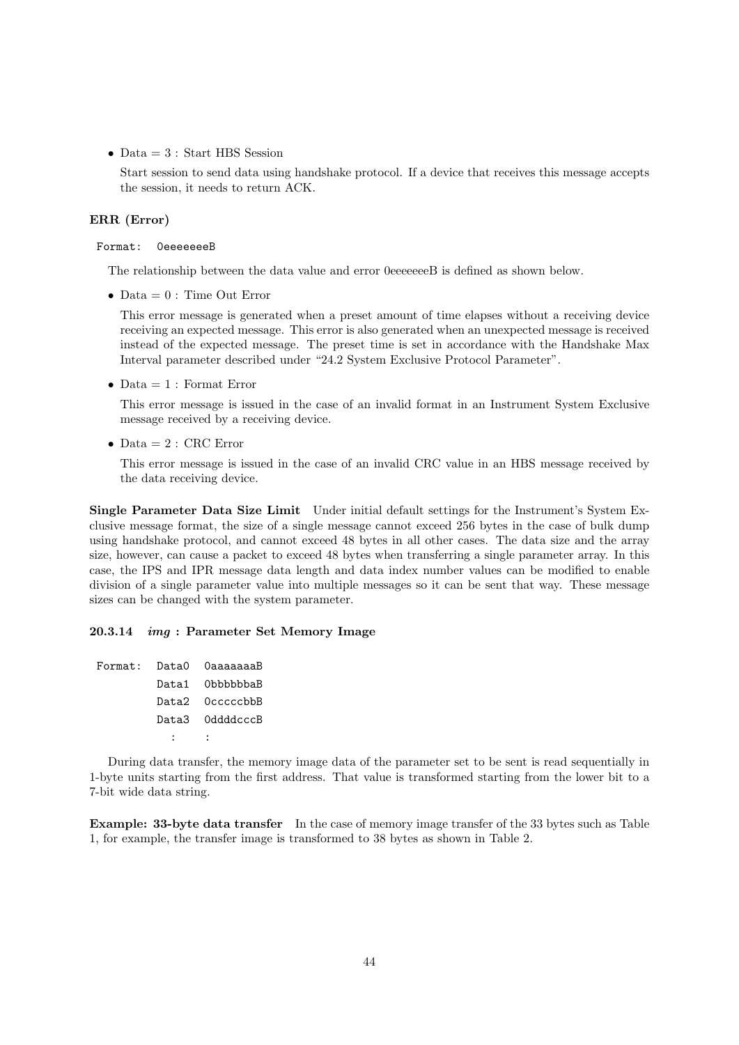- Data = 3 : Start HBS Session

  Start session to send data using handshake protocol. If a device that receives this message accepts the session, it needs to return ACK.

**ERR (Error)**

```
Format:  0eeeeeeeB
```

The relationship between the data value and error 0eeeeeeeB is defined as shown below.

- Data = 0 : Time Out Error

  This error message is generated when a preset amount of time elapses without a receiving device receiving an expected message. This error is also generated when an unexpected message is received instead of the expected message. The preset time is set in accordance with the Handshake Max Interval parameter described under “24.2 System Exclusive Protocol Parameter”.

- Data = 1 : Format Error

  This error message is issued in the case of an invalid format in an Instrument System Exclusive message received by a receiving device.

- Data = 2 : CRC Error

  This error message is issued in the case of an invalid CRC value in an HBS message received by the data receiving device.

**Single Parameter Data Size Limit** Under initial default settings for the Instrument’s System Exclusive message format, the size of a single message cannot exceed 256 bytes in the case of bulk dump using handshake protocol, and cannot exceed 48 bytes in all other cases. The data size and the array size, however, can cause a packet to exceed 48 bytes when transferring a single parameter array. In this case, the IPS and IPR message data length and data index number values can be modified to enable division of a single parameter value into multiple messages so it can be sent that way. These message sizes can be changed with the system parameter.

#### 20.3.14 *img* : Parameter Set Memory Image

```
Format:  Data0  0aaaaaaaB
         Data1  0bbbbbbaB
         Data2  0ccccccbbB
         Data3  0ddddcccB
           :      :
```

During data transfer, the memory image data of the parameter set to be sent is read sequentially in 1-byte units starting from the first address. That value is transformed starting from the lower bit to a 7-bit wide data string.

**Example: 33-byte data transfer** In the case of memory image transfer of the 33 bytes such as Table 1, for example, the transfer image is transformed to 38 bytes as shown in Table 2.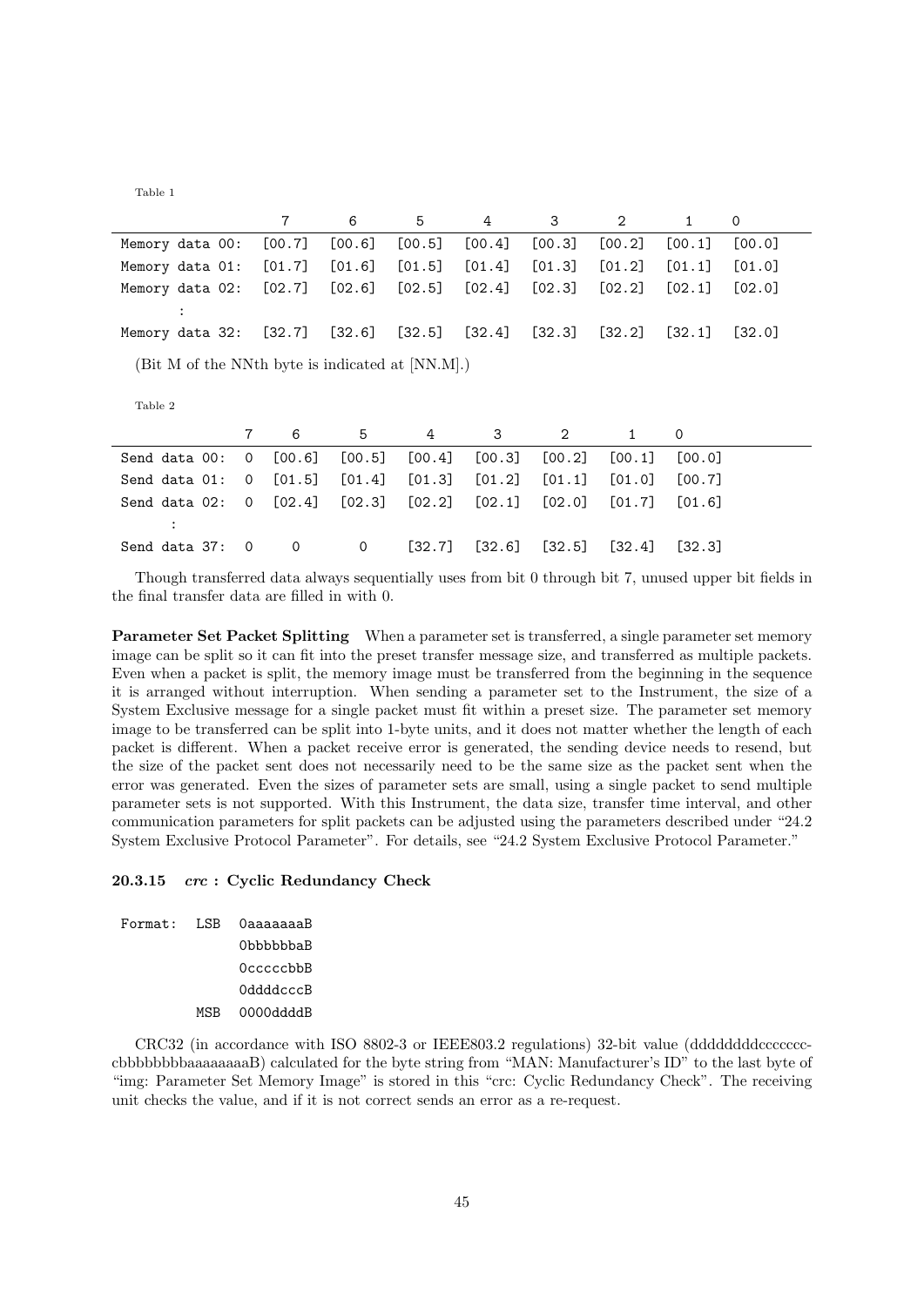Table 1

| | 7 | 6 | 5 | 4 | 3 | 2 | 1 | 0 |
|---|---|---|---|---|---|---|---|---|
| Memory data 00: | [00.7] | [00.6] | [00.5] | [00.4] | [00.3] | [00.2] | [00.1] | [00.0] |
| Memory data 01: | [01.7] | [01.6] | [01.5] | [01.4] | [01.3] | [01.2] | [01.1] | [01.0] |
| Memory data 02: | [02.7] | [02.6] | [02.5] | [02.4] | [02.3] | [02.2] | [02.1] | [02.0] |
| : | | | | | | | | |
| Memory data 32: | [32.7] | [32.6] | [32.5] | [32.4] | [32.3] | [32.2] | [32.1] | [32.0] |

(Bit M of the NNth byte is indicated at [NN.M].)

Table 2

| | 7 | 6 | 5 | 4 | 3 | 2 | 1 | 0 |
|---|---|---|---|---|---|---|---|---|
| Send data 00: | 0 | [00.6] | [00.5] | [00.4] | [00.3] | [00.2] | [00.1] | [00.0] |
| Send data 01: | 0 | [01.5] | [01.4] | [01.3] | [01.2] | [01.1] | [01.0] | [00.7] |
| Send data 02: | 0 | [02.4] | [02.3] | [02.2] | [02.1] | [02.0] | [01.7] | [01.6] |
| : | | | | | | | | |
| Send data 37: | 0 | 0 | 0 | [32.7] | [32.6] | [32.5] | [32.4] | [32.3] |

Though transferred data always sequentially uses from bit 0 through bit 7, unused upper bit fields in the final transfer data are filled in with 0.

**Parameter Set Packet Splitting** When a parameter set is transferred, a single parameter set memory image can be split so it can fit into the preset transfer message size, and transferred as multiple packets. Even when a packet is split, the memory image must be transferred from the beginning in the sequence it is arranged without interruption. When sending a parameter set to the Instrument, the size of a System Exclusive message for a single packet must fit within a preset size. The parameter set memory image to be transferred can be split into 1-byte units, and it does not matter whether the length of each packet is different. When a packet receive error is generated, the sending device needs to resend, but the size of the packet sent does not necessarily need to be the same size as the packet sent when the error was generated. Even the sizes of parameter sets are small, using a single packet to send multiple parameter sets is not supported. With this Instrument, the data size, transfer time interval, and other communication parameters for split packets can be adjusted using the parameters described under "24.2 System Exclusive Protocol Parameter". For details, see "24.2 System Exclusive Protocol Parameter."

### 20.3.15 *crc* : Cyclic Redundancy Check

```
Format:  LSB  0aaaaaaaB
              0bbbbbbaB
              0cccccbbB
              0ddddcccB
         MSB  0000ddddB
```

CRC32 (in accordance with ISO 8802-3 or IEEE803.2 regulations) 32-bit value (ddddddddcccccccbbbbbbbbbaaaaaaaaB) calculated for the byte string from "MAN: Manufacturer's ID" to the last byte of "img: Parameter Set Memory Image" is stored in this "crc: Cyclic Redundancy Check". The receiving unit checks the value, and if it is not correct sends an error as a re-request.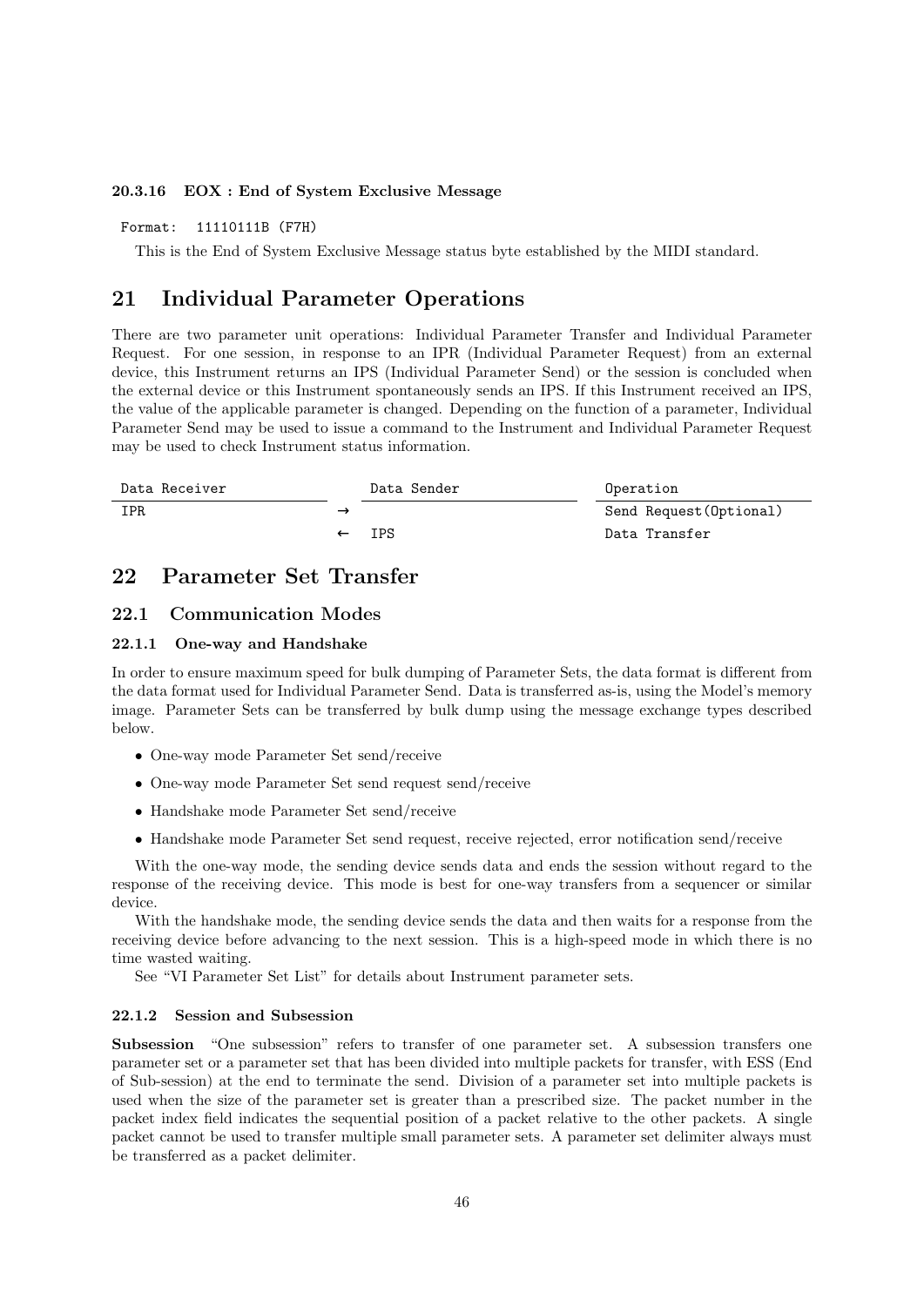#### 20.3.16 EOX : End of System Exclusive Message

```
Format:  11110111B (F7H)
```

This is the End of System Exclusive Message status byte established by the MIDI standard.

# 21 Individual Parameter Operations

There are two parameter unit operations: Individual Parameter Transfer and Individual Parameter Request. For one session, in response to an IPR (Individual Parameter Request) from an external device, this Instrument returns an IPS (Individual Parameter Send) or the session is concluded when the external device or this Instrument spontaneously sends an IPS. If this Instrument received an IPS, the value of the applicable parameter is changed. Depending on the function of a parameter, Individual Parameter Send may be used to issue a command to the Instrument and Individual Parameter Request may be used to check Instrument status information.

| Data Receiver | | Data Sender | Operation |
|---|---|---|---|
| IPR | → | | Send Request(Optional) |
| | ← | IPS | Data Transfer |

# 22 Parameter Set Transfer

## 22.1 Communication Modes

### 22.1.1 One-way and Handshake

In order to ensure maximum speed for bulk dumping of Parameter Sets, the data format is different from the data format used for Individual Parameter Send. Data is transferred as-is, using the Model's memory image. Parameter Sets can be transferred by bulk dump using the message exchange types described below.

- One-way mode Parameter Set send/receive
- One-way mode Parameter Set send request send/receive
- Handshake mode Parameter Set send/receive
- Handshake mode Parameter Set send request, receive rejected, error notification send/receive

With the one-way mode, the sending device sends data and ends the session without regard to the response of the receiving device. This mode is best for one-way transfers from a sequencer or similar device.

With the handshake mode, the sending device sends the data and then waits for a response from the receiving device before advancing to the next session. This is a high-speed mode in which there is no time wasted waiting.

See "VI Parameter Set List" for details about Instrument parameter sets.

### 22.1.2 Session and Subsession

**Subsession** "One subsession" refers to transfer of one parameter set. A subsession transfers one parameter set or a parameter set that has been divided into multiple packets for transfer, with ESS (End of Sub-session) at the end to terminate the send. Division of a parameter set into multiple packets is used when the size of the parameter set is greater than a prescribed size. The packet number in the packet index field indicates the sequential position of a packet relative to the other packets. A single packet cannot be used to transfer multiple small parameter sets. A parameter set delimiter always must be transferred as a packet delimiter.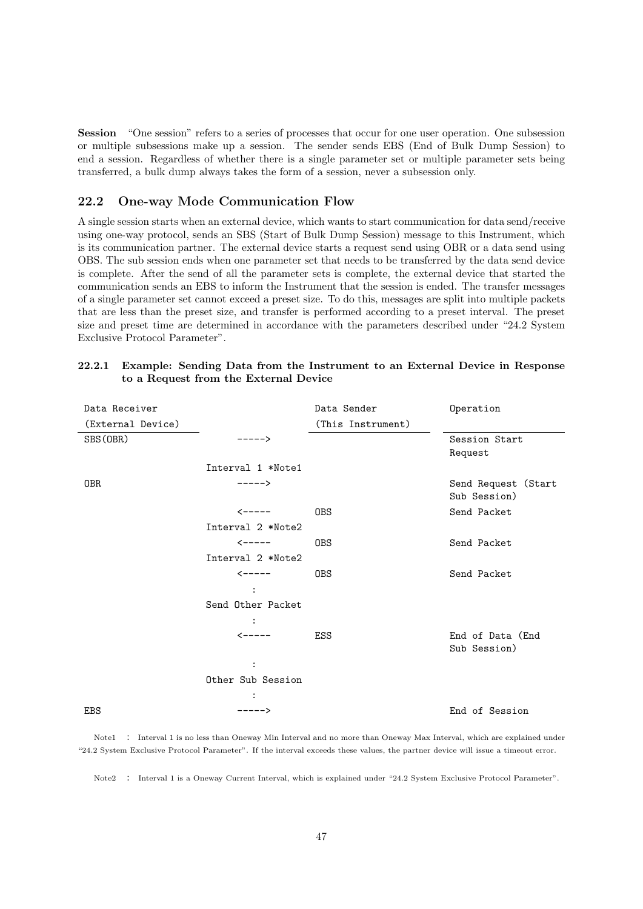**Session** "One session" refers to a series of processes that occur for one user operation. One subsession or multiple subsessions make up a session. The sender sends EBS (End of Bulk Dump Session) to end a session. Regardless of whether there is a single parameter set or multiple parameter sets being transferred, a bulk dump always takes the form of a session, never a subsession only.

## 22.2 One-way Mode Communication Flow

A single session starts when an external device, which wants to start communication for data send/receive using one-way protocol, sends an SBS (Start of Bulk Dump Session) message to this Instrument, which is its communication partner. The external device starts a request send using OBR or a data send using OBS. The sub session ends when one parameter set that needs to be transferred by the data send device is complete. After the send of all the parameter sets is complete, the external device that started the communication sends an EBS to inform the Instrument that the session is ended. The transfer messages of a single parameter set cannot exceed a preset size. To do this, messages are split into multiple packets that are less than the preset size, and transfer is performed according to a preset interval. The preset size and preset time are determined in accordance with the parameters described under "24.2 System Exclusive Protocol Parameter".

### 22.2.1 Example: Sending Data from the Instrument to an External Device in Response to a Request from the External Device

| Data Receiver (External Device) | | Data Sender (This Instrument) | Operation |
|---|---|---|---|
| SBS(OBR) | -----> | | Session Start Request |
| | Interval 1 *Note1 | | |
| OBR | -----> | | Send Request (Start Sub Session) |
| | <----- | OBS | Send Packet |
| | Interval 2 *Note2 | | |
| | <----- | OBS | Send Packet |
| | Interval 2 *Note2 | | |
| | <----- | OBS | Send Packet |
| | : | | |
| | Send Other Packet | | |
| | : | | |
| | <----- | ESS | End of Data (End Sub Session) |
| | : | | |
| | Other Sub Session | | |
| | : | | |
| EBS | -----> | | End of Session |

Note1 : Interval 1 is no less than Oneway Min Interval and no more than Oneway Max Interval, which are explained under "24.2 System Exclusive Protocol Parameter". If the interval exceeds these values, the partner device will issue a timeout error.

Note2 : Interval 1 is a Oneway Current Interval, which is explained under "24.2 System Exclusive Protocol Parameter".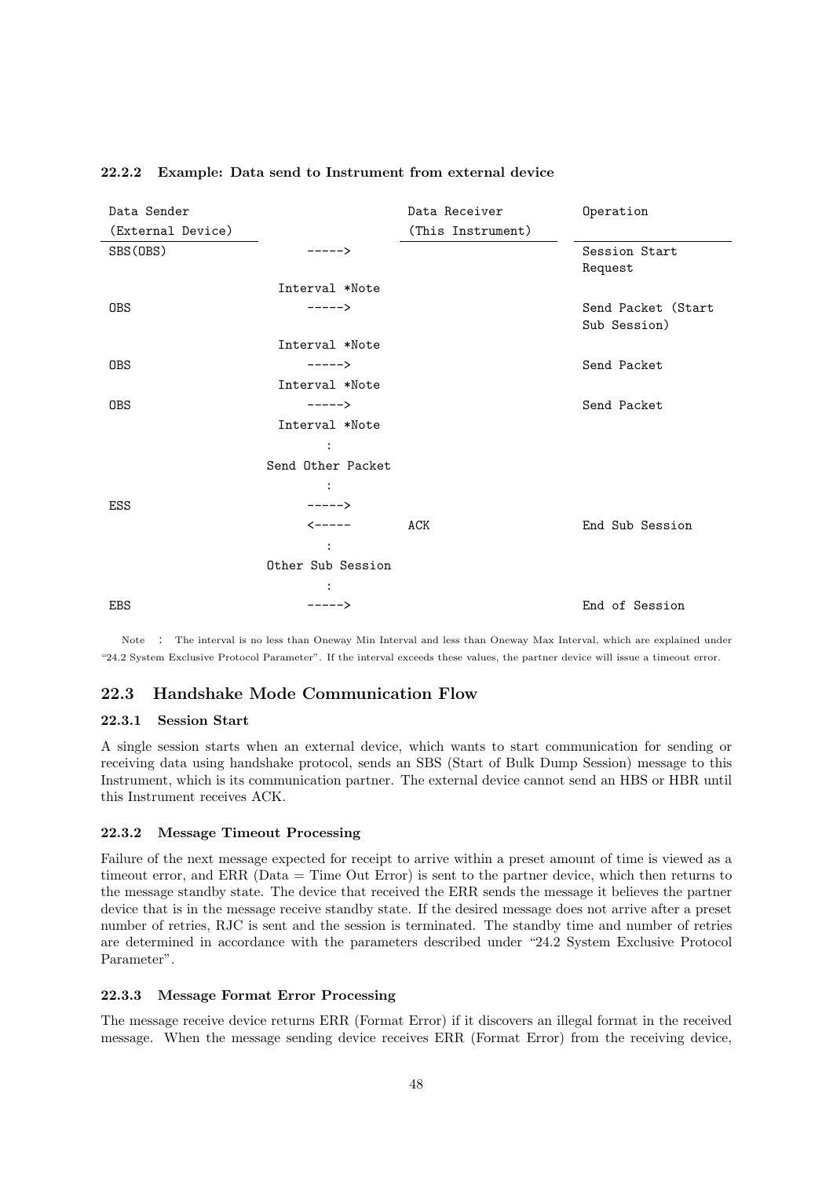### 22.2.2 Example: Data send to Instrument from external device

```
Data Sender                              Data Receiver       Operation
(External Device)                        (This Instrument)
SBS(OBS)               ----->                                Session Start
                                                             Request
                   Interval *Note
OBS                    ----->                                Send Packet (Start
                                                             Sub Session)
                   Interval *Note
OBS                    ----->                                Send Packet
                   Interval *Note
OBS                    ----->                                Send Packet
                   Interval *Note
                          :
                 Send Other Packet
                          :
ESS                    ----->
                       <-----            ACK                 End Sub Session
                          :
                 Other Sub Session
                          :
EBS                    ----->                                End of Session
```

Note : The interval is no less than Oneway Min Interval and less than Oneway Max Interval, which are explained under "24.2 System Exclusive Protocol Parameter". If the interval exceeds these values, the partner device will issue a timeout error.

## 22.3 Handshake Mode Communication Flow

### 22.3.1 Session Start

A single session starts when an external device, which wants to start communication for sending or receiving data using handshake protocol, sends an SBS (Start of Bulk Dump Session) message to this Instrument, which is its communication partner. The external device cannot send an HBS or HBR until this Instrument receives ACK.

### 22.3.2 Message Timeout Processing

Failure of the next message expected for receipt to arrive within a preset amount of time is viewed as a timeout error, and ERR (Data = Time Out Error) is sent to the partner device, which then returns to the message standby state. The device that received the ERR sends the message it believes the partner device that is in the message receive standby state. If the desired message does not arrive after a preset number of retries, RJC is sent and the session is terminated. The standby time and number of retries are determined in accordance with the parameters described under "24.2 System Exclusive Protocol Parameter".

### 22.3.3 Message Format Error Processing

The message receive device returns ERR (Format Error) if it discovers an illegal format in the received message. When the message sending device receives ERR (Format Error) from the receiving device,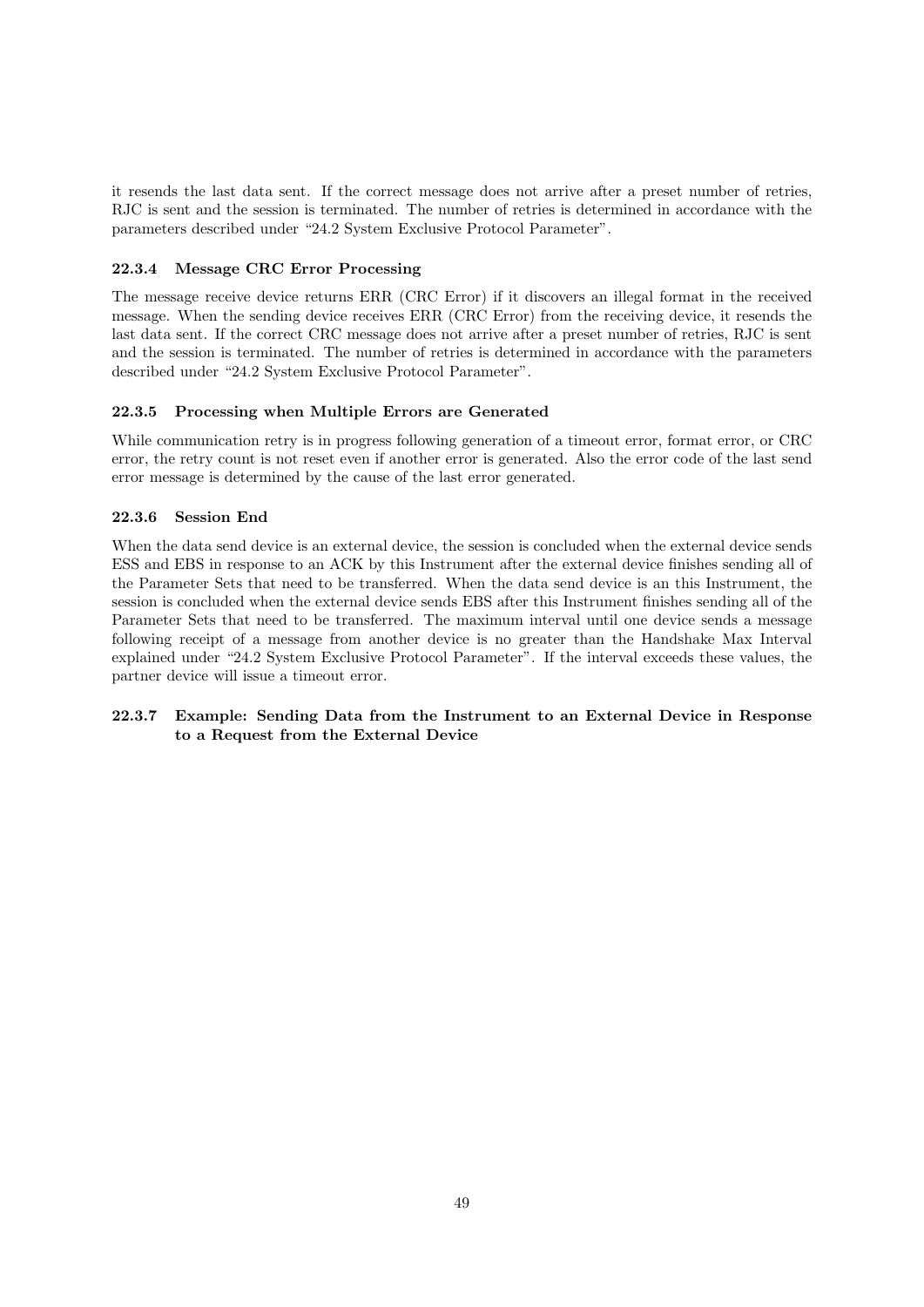it resends the last data sent. If the correct message does not arrive after a preset number of retries, RJC is sent and the session is terminated. The number of retries is determined in accordance with the parameters described under "24.2 System Exclusive Protocol Parameter".

### 22.3.4 Message CRC Error Processing

The message receive device returns ERR (CRC Error) if it discovers an illegal format in the received message. When the sending device receives ERR (CRC Error) from the receiving device, it resends the last data sent. If the correct CRC message does not arrive after a preset number of retries, RJC is sent and the session is terminated. The number of retries is determined in accordance with the parameters described under "24.2 System Exclusive Protocol Parameter".

### 22.3.5 Processing when Multiple Errors are Generated

While communication retry is in progress following generation of a timeout error, format error, or CRC error, the retry count is not reset even if another error is generated. Also the error code of the last send error message is determined by the cause of the last error generated.

### 22.3.6 Session End

When the data send device is an external device, the session is concluded when the external device sends ESS and EBS in response to an ACK by this Instrument after the external device finishes sending all of the Parameter Sets that need to be transferred. When the data send device is an this Instrument, the session is concluded when the external device sends EBS after this Instrument finishes sending all of the Parameter Sets that need to be transferred. The maximum interval until one device sends a message following receipt of a message from another device is no greater than the Handshake Max Interval explained under "24.2 System Exclusive Protocol Parameter". If the interval exceeds these values, the partner device will issue a timeout error.

### 22.3.7 Example: Sending Data from the Instrument to an External Device in Response to a Request from the External Device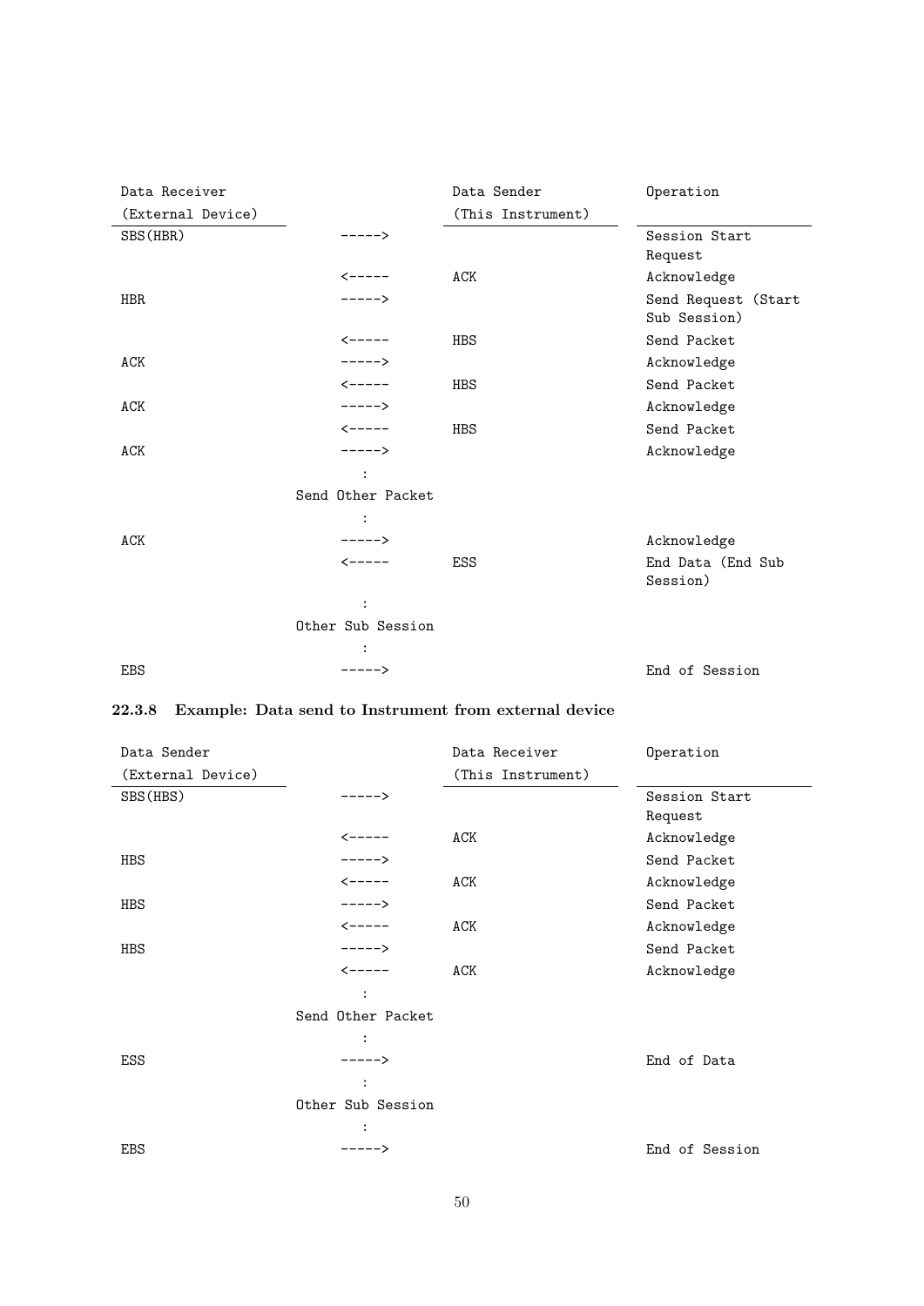| Data Receiver (External Device) | | Data Sender (This Instrument) | Operation |
|---|---|---|---|
| SBS(HBR) | -----> | | Session Start Request |
| | <----- | ACK | Acknowledge |
| HBR | -----> | | Send Request (Start Sub Session) |
| | <----- | HBS | Send Packet |
| ACK | -----> | | Acknowledge |
| | <----- | HBS | Send Packet |
| ACK | -----> | | Acknowledge |
| | <----- | HBS | Send Packet |
| ACK | -----> | | Acknowledge |
| | : | | |
| | Send Other Packet | | |
| | : | | |
| ACK | -----> | | Acknowledge |
| | <----- | ESS | End Data (End Sub Session) |
| | : | | |
| | Other Sub Session | | |
| | : | | |
| EBS | -----> | | End of Session |

### 22.3.8 Example: Data send to Instrument from external device

| Data Sender (External Device) | | Data Receiver (This Instrument) | Operation |
|---|---|---|---|
| SBS(HBS) | -----> | | Session Start Request |
| | <----- | ACK | Acknowledge |
| HBS | -----> | | Send Packet |
| | <----- | ACK | Acknowledge |
| HBS | -----> | | Send Packet |
| | <----- | ACK | Acknowledge |
| HBS | -----> | | Send Packet |
| | <----- | ACK | Acknowledge |
| | : | | |
| | Send Other Packet | | |
| | : | | |
| ESS | -----> | | End of Data |
| | : | | |
| | Other Sub Session | | |
| | : | | |
| EBS | -----> | | End of Session |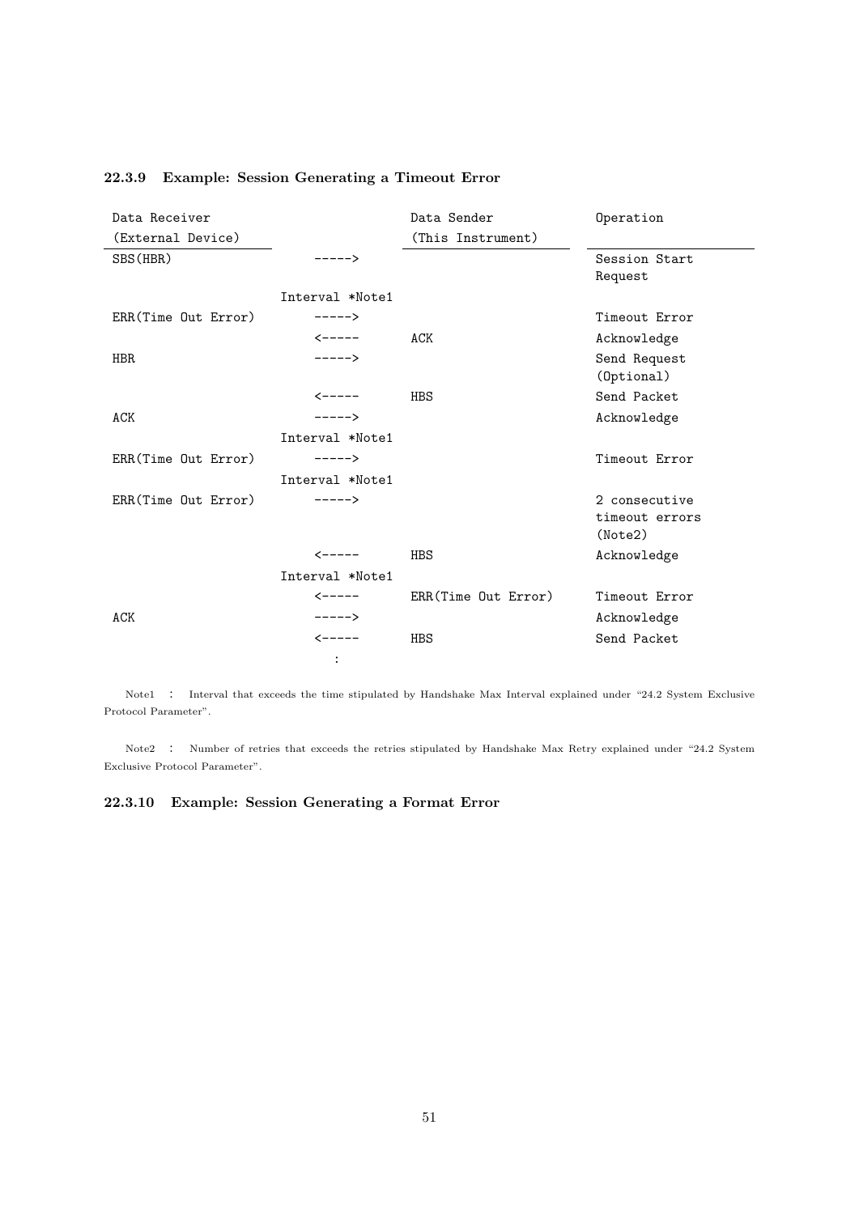### 22.3.9 Example: Session Generating a Timeout Error

| Data Receiver (External Device) | | Data Sender (This Instrument) | Operation |
|---|---|---|---|
| SBS(HBR) | -----> | | Session Start Request |
| | Interval *Note1 | | |
| ERR(Time Out Error) | -----> | | Timeout Error |
| | <----- | ACK | Acknowledge |
| HBR | -----> | | Send Request (Optional) |
| | <----- | HBS | Send Packet |
| ACK | -----> | | Acknowledge |
| | Interval *Note1 | | |
| ERR(Time Out Error) | -----> | | Timeout Error |
| | Interval *Note1 | | |
| ERR(Time Out Error) | -----> | | 2 consecutive timeout errors (Note2) |
| | <----- | HBS | Acknowledge |
| | Interval *Note1 | | |
| | <----- | ERR(Time Out Error) | Timeout Error |
| ACK | -----> | | Acknowledge |
| | <----- | HBS | Send Packet |
| | : | | |

Note1 : Interval that exceeds the time stipulated by Handshake Max Interval explained under "24.2 System Exclusive Protocol Parameter".

Note2 : Number of retries that exceeds the retries stipulated by Handshake Max Retry explained under "24.2 System Exclusive Protocol Parameter".

### 22.3.10 Example: Session Generating a Format Error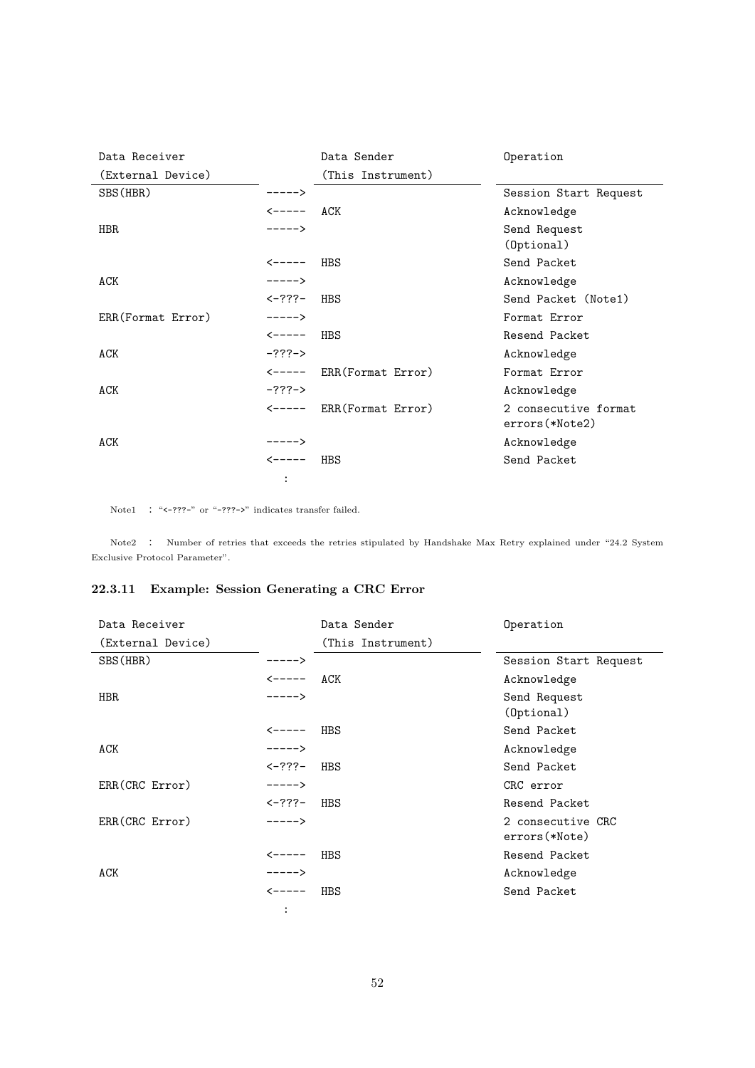| Data Receiver (External Device) | | Data Sender (This Instrument) | Operation |
|---|---|---|---|
| SBS(HBR) | -----> | | Session Start Request |
| | <----- | ACK | Acknowledge |
| HBR | -----> | | Send Request (Optional) |
| | <----- | HBS | Send Packet |
| ACK | -----> | | Acknowledge |
| | <-???- | HBS | Send Packet (Note1) |
| ERR(Format Error) | -----> | | Format Error |
| | <----- | HBS | Resend Packet |
| ACK | -???-> | | Acknowledge |
| | <----- | ERR(Format Error) | Format Error |
| ACK | -???-> | | Acknowledge |
| | <----- | ERR(Format Error) | 2 consecutive format errors(*Note2) |
| ACK | -----> | | Acknowledge |
| | <----- | HBS | Send Packet |
| | : | | |

Note1 : "<-???-" or "-???->" indicates transfer failed.

Note2 : Number of retries that exceeds the retries stipulated by Handshake Max Retry explained under "24.2 System Exclusive Protocol Parameter".

### 22.3.11 Example: Session Generating a CRC Error

| Data Receiver (External Device) | | Data Sender (This Instrument) | Operation |
|---|---|---|---|
| SBS(HBR) | -----> | | Session Start Request |
| | <----- | ACK | Acknowledge |
| HBR | -----> | | Send Request (Optional) |
| | <----- | HBS | Send Packet |
| ACK | -----> | | Acknowledge |
| | <-???- | HBS | Send Packet |
| ERR(CRC Error) | -----> | | CRC error |
| | <-???- | HBS | Resend Packet |
| ERR(CRC Error) | -----> | | 2 consecutive CRC errors(*Note) |
| | <----- | HBS | Resend Packet |
| ACK | -----> | | Acknowledge |
| | <----- | HBS | Send Packet |
| | : | | |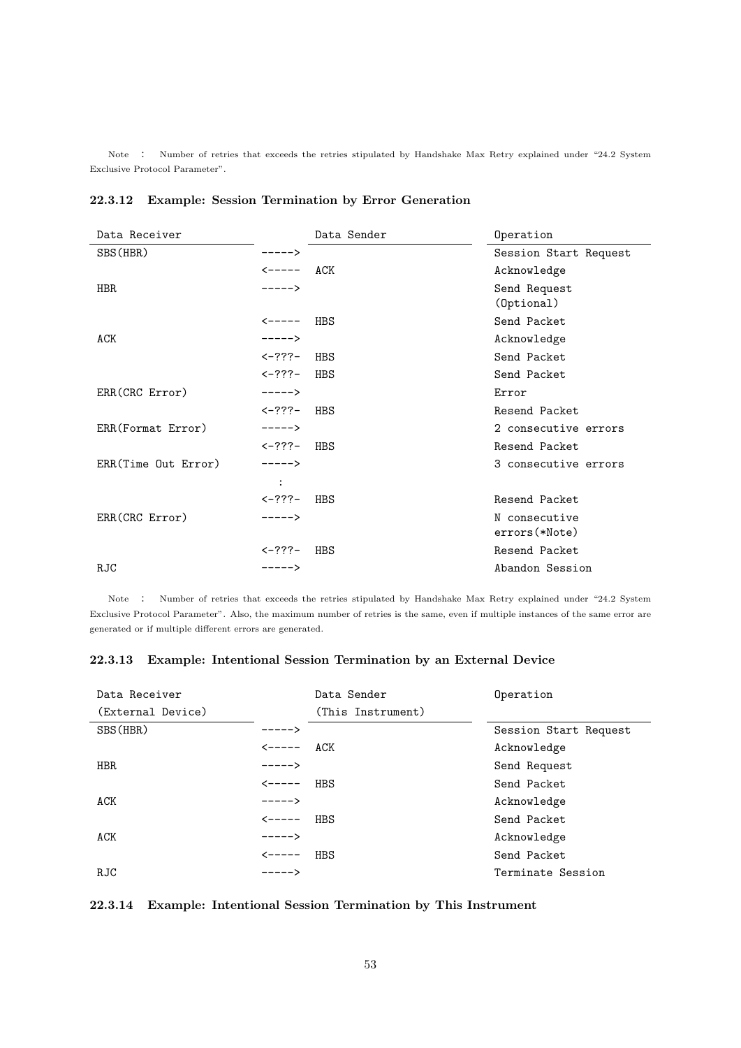Note : Number of retries that exceeds the retries stipulated by Handshake Max Retry explained under "24.2 System Exclusive Protocol Parameter".

### 22.3.12 Example: Session Termination by Error Generation

| Data Receiver | | Data Sender | Operation |
|---|---|---|---|
| SBS(HBR) | -----> | | Session Start Request |
| | <----- | ACK | Acknowledge |
| HBR | -----> | | Send Request (Optional) |
| | <----- | HBS | Send Packet |
| ACK | -----> | | Acknowledge |
| | <-???- | HBS | Send Packet |
| | <-???- | HBS | Send Packet |
| ERR(CRC Error) | -----> | | Error |
| | <-???- | HBS | Resend Packet |
| ERR(Format Error) | -----> | | 2 consecutive errors |
| | <-???- | HBS | Resend Packet |
| ERR(Time Out Error) | -----> | | 3 consecutive errors |
| | : | | |
| | <-???- | HBS | Resend Packet |
| ERR(CRC Error) | -----> | | N consecutive errors(*Note) |
| | <-???- | HBS | Resend Packet |
| RJC | -----> | | Abandon Session |

Note : Number of retries that exceeds the retries stipulated by Handshake Max Retry explained under "24.2 System Exclusive Protocol Parameter". Also, the maximum number of retries is the same, even if multiple instances of the same error are generated or if multiple different errors are generated.

### 22.3.13 Example: Intentional Session Termination by an External Device

| Data Receiver (External Device) | | Data Sender (This Instrument) | Operation |
|---|---|---|---|
| SBS(HBR) | -----> | | Session Start Request |
| | <----- | ACK | Acknowledge |
| HBR | -----> | | Send Request |
| | <----- | HBS | Send Packet |
| ACK | -----> | | Acknowledge |
| | <----- | HBS | Send Packet |
| ACK | -----> | | Acknowledge |
| | <----- | HBS | Send Packet |
| RJC | -----> | | Terminate Session |

### 22.3.14 Example: Intentional Session Termination by This Instrument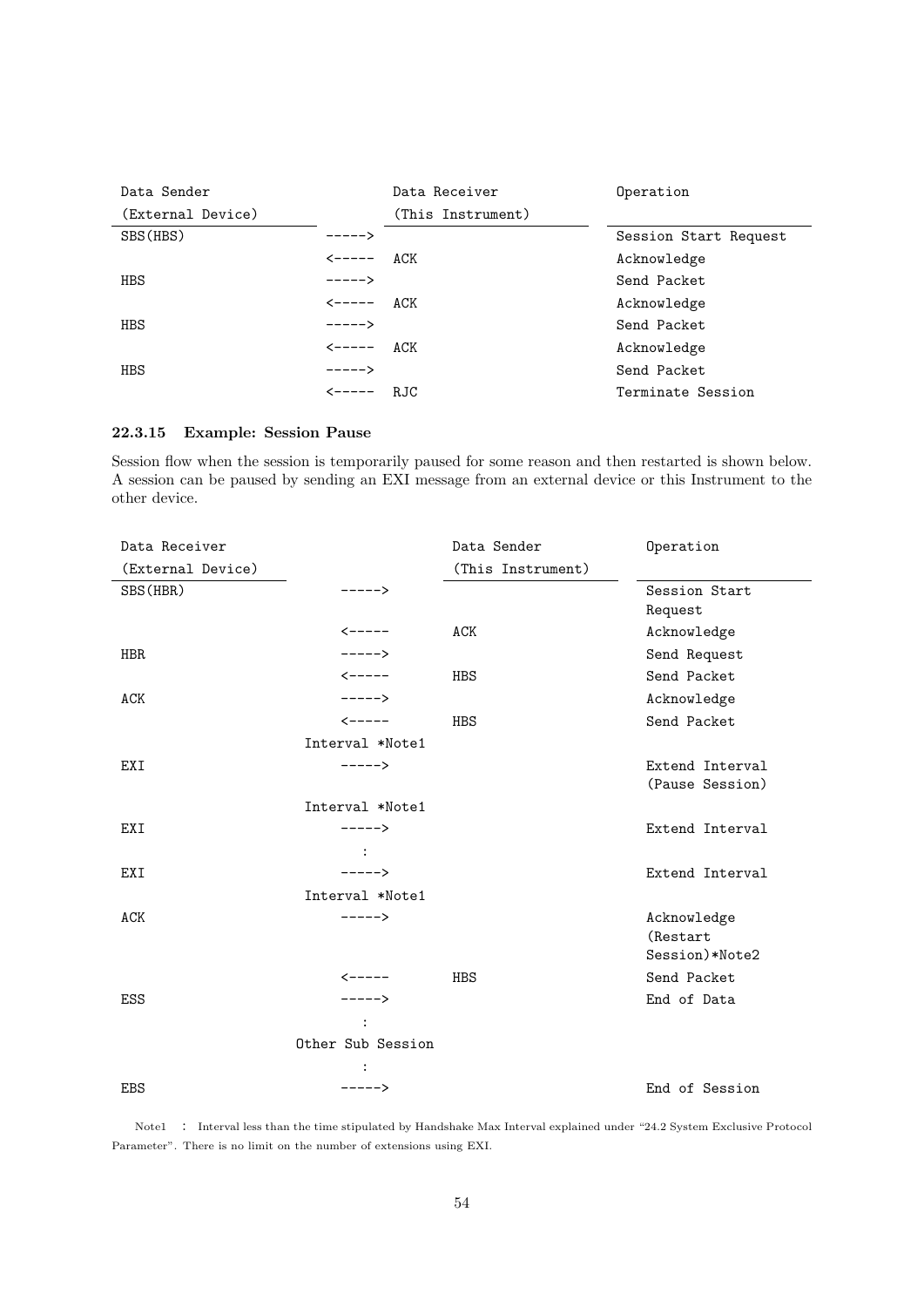| Data Sender (External Device) | | Data Receiver (This Instrument) | Operation |
|---|---|---|---|
| SBS(HBS) | -----> | | Session Start Request |
| | <----- | ACK | Acknowledge |
| HBS | -----> | | Send Packet |
| | <----- | ACK | Acknowledge |
| HBS | -----> | | Send Packet |
| | <----- | ACK | Acknowledge |
| HBS | -----> | | Send Packet |
| | <----- | RJC | Terminate Session |

### 22.3.15 Example: Session Pause

Session flow when the session is temporarily paused for some reason and then restarted is shown below. A session can be paused by sending an EXI message from an external device or this Instrument to the other device.

| Data Receiver (External Device) | | Data Sender (This Instrument) | Operation |
|---|---|---|---|
| SBS(HBR) | -----> | | Session Start Request |
| | <----- | ACK | Acknowledge |
| HBR | -----> | | Send Request |
| | <----- | HBS | Send Packet |
| ACK | -----> | | Acknowledge |
| | <----- | HBS | Send Packet |
| | Interval *Note1 | | |
| EXI | -----> | | Extend Interval (Pause Session) |
| | Interval *Note1 | | |
| EXI | -----> | | Extend Interval |
| | : | | |
| EXI | -----> | | Extend Interval |
| | Interval *Note1 | | |
| ACK | -----> | | Acknowledge (Restart Session)*Note2 |
| | <----- | HBS | Send Packet |
| ESS | -----> | | End of Data |
| | : | | |
| | Other Sub Session | | |
| | : | | |
| EBS | -----> | | End of Session |

Note1 : Interval less than the time stipulated by Handshake Max Interval explained under "24.2 System Exclusive Protocol Parameter". There is no limit on the number of extensions using EXI.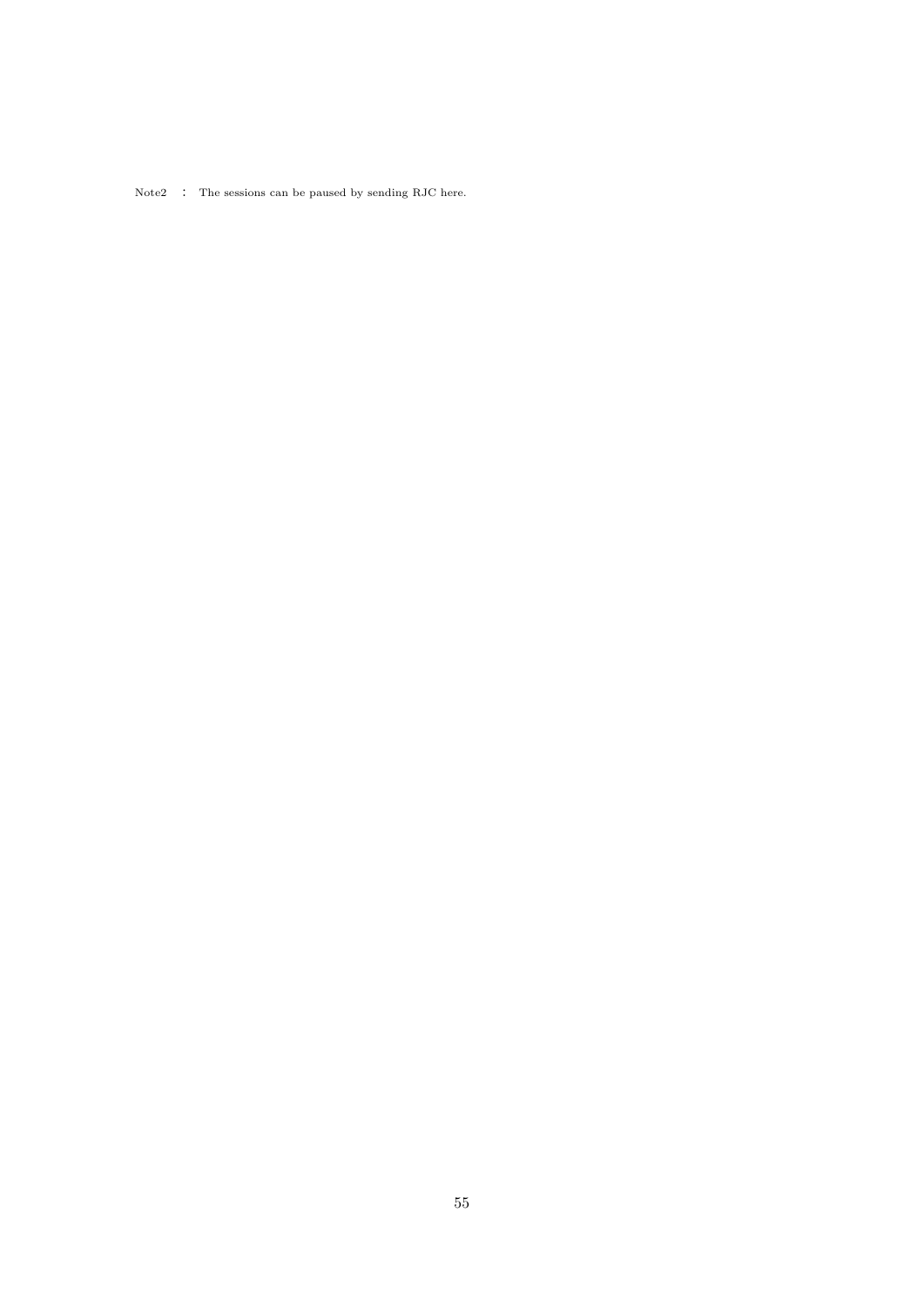Note2 ： The sessions can be paused by sending RJC here.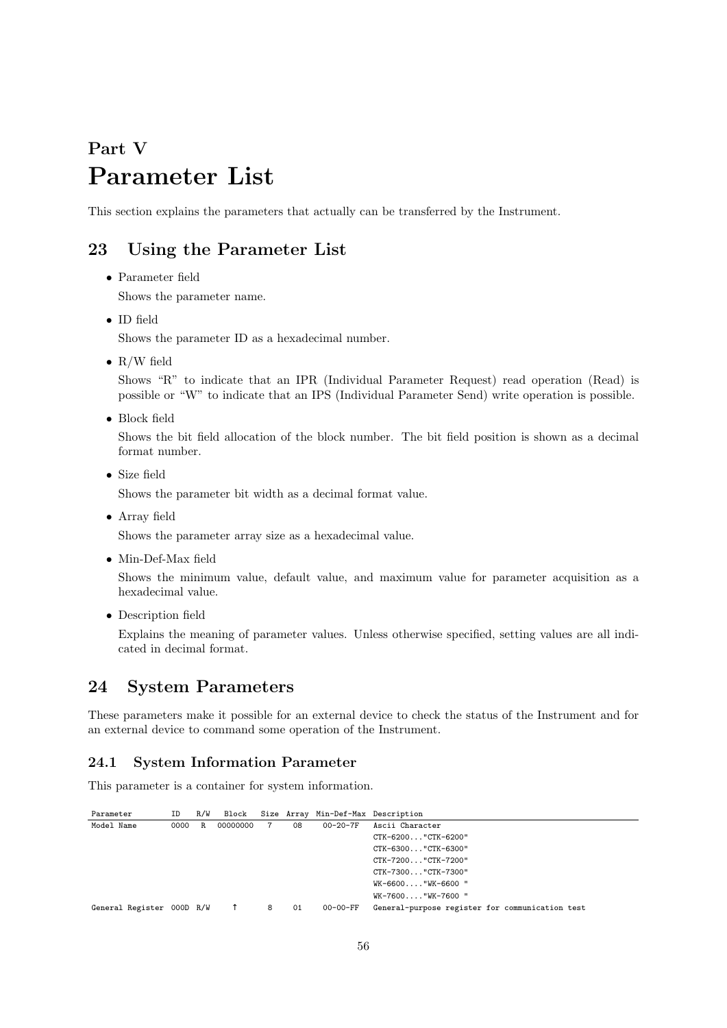# Part V
# Parameter List

This section explains the parameters that actually can be transferred by the Instrument.

## 23 Using the Parameter List

- Parameter field

  Shows the parameter name.

- ID field

  Shows the parameter ID as a hexadecimal number.

- R/W field

  Shows "R" to indicate that an IPR (Individual Parameter Request) read operation (Read) is possible or "W" to indicate that an IPS (Individual Parameter Send) write operation is possible.

- Block field

  Shows the bit field allocation of the block number. The bit field position is shown as a decimal format number.

- Size field

  Shows the parameter bit width as a decimal format value.

- Array field

  Shows the parameter array size as a hexadecimal value.

- Min-Def-Max field

  Shows the minimum value, default value, and maximum value for parameter acquisition as a hexadecimal value.

- Description field

  Explains the meaning of parameter values. Unless otherwise specified, setting values are all indicated in decimal format.

## 24 System Parameters

These parameters make it possible for an external device to check the status of the Instrument and for an external device to command some operation of the Instrument.

### 24.1 System Information Parameter

This parameter is a container for system information.

| Parameter | ID | R/W | Block | Size | Array | Min-Def-Max | Description |
|---|---|---|---|---|---|---|---|
| Model Name | 0000 | R | 00000000 | 7 | 08 | 00-20-7F | Ascii Character<br>CTK-6200..."CTK-6200"<br>CTK-6300..."CTK-6300"<br>CTK-7200..."CTK-7200"<br>CTK-7300..."CTK-7300"<br>WK-6600...."WK-6600 "<br>WK-7600...."WK-7600 " |
| General Register | 000D | R/W | ↑ | 8 | 01 | 00-00-FF | General-purpose register for communication test |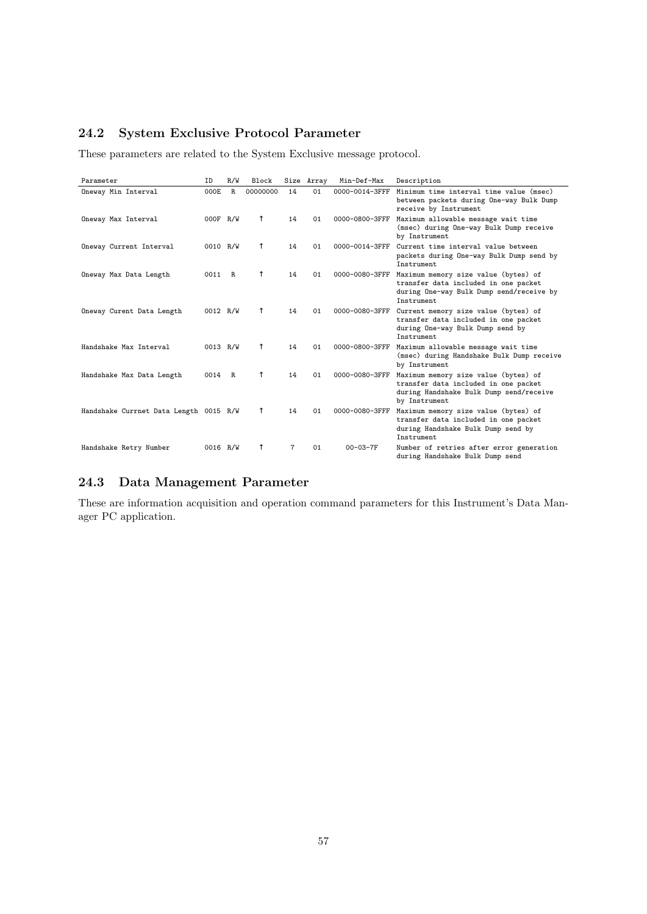## 24.2 System Exclusive Protocol Parameter

These parameters are related to the System Exclusive message protocol.

| Parameter | ID | R/W | Block | Size | Array | Min-Def-Max | Description |
|---|---|---|---|---|---|---|---|
| Oneway Min Interval | 000E | R | 00000000 | 14 | 01 | 0000-0014-3FFF | Minimum time interval time value (msec) between packets during One-way Bulk Dump receive by Instrument |
| Oneway Max Interval | 000F | R/W | ↑ | 14 | 01 | 0000-0800-3FFF | Maximum allowable message wait time (msec) during One-way Bulk Dump receive by Instrument |
| Oneway Current Interval | 0010 | R/W | ↑ | 14 | 01 | 0000-0014-3FFF | Current time interval value between packets during One-way Bulk Dump send by Instrument |
| Oneway Max Data Length | 0011 | R | ↑ | 14 | 01 | 0000-0080-3FFF | Maximum memory size value (bytes) of transfer data included in one packet during One-way Bulk Dump send/receive by Instrument |
| Oneway Curent Data Length | 0012 | R/W | ↑ | 14 | 01 | 0000-0080-3FFF | Current memory size value (bytes) of transfer data included in one packet during One-way Bulk Dump send by Instrument |
| Handshake Max Interval | 0013 | R/W | ↑ | 14 | 01 | 0000-0800-3FFF | Maximum allowable message wait time (msec) during Handshake Bulk Dump receive by Instrument |
| Handshake Max Data Length | 0014 | R | ↑ | 14 | 01 | 0000-0080-3FFF | Maximum memory size value (bytes) of transfer data included in one packet during Handshake Bulk Dump send/receive by Instrument |
| Handshake Currnet Data Length | 0015 | R/W | ↑ | 14 | 01 | 0000-0080-3FFF | Maximum memory size value (bytes) of transfer data included in one packet during Handshake Bulk Dump send by Instrument |
| Handshake Retry Number | 0016 | R/W | ↑ | 7 | 01 | 00-03-7F | Number of retries after error generation during Handshake Bulk Dump send |

## 24.3 Data Management Parameter

These are information acquisition and operation command parameters for this Instrument's Data Manager PC application.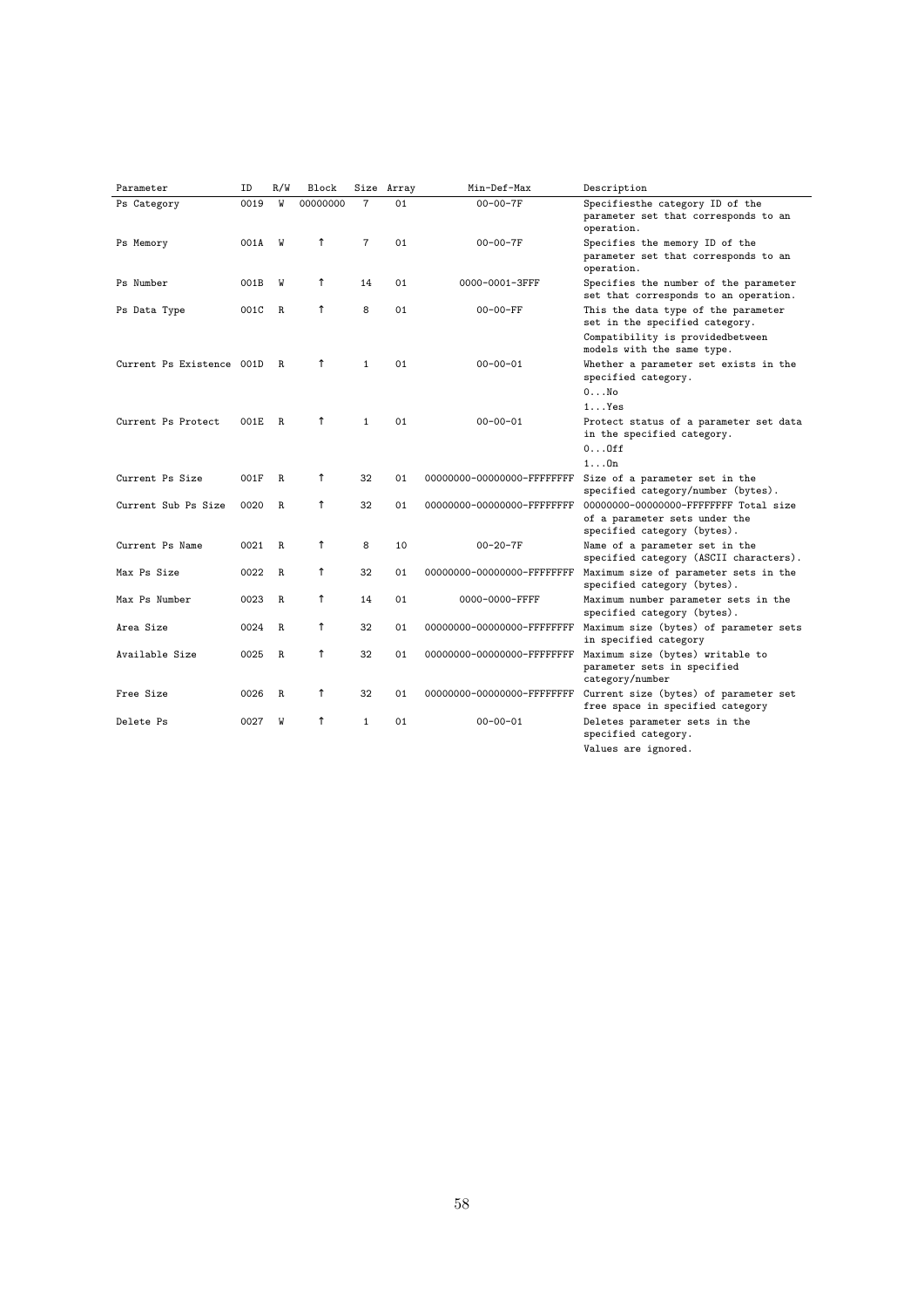| Parameter | ID | R/W | Block | Size | Array | Min-Def-Max | Description |
|---|---|---|---|---|---|---|---|
| Ps Category | 0019 | W | 00000000 | 7 | 01 | 00-00-7F | Specifiesthe category ID of the parameter set that corresponds to an operation. |
| Ps Memory | 001A | W | ↑ | 7 | 01 | 00-00-7F | Specifies the memory ID of the parameter set that corresponds to an operation. |
| Ps Number | 001B | W | ↑ | 14 | 01 | 0000-0001-3FFF | Specifies the number of the parameter set that corresponds to an operation. |
| Ps Data Type | 001C | R | ↑ | 8 | 01 | 00-00-FF | This the data type of the parameter set in the specified category.<br>Compatibility is providedbetween models with the same type. |
| Current Ps Existence | 001D | R | ↑ | 1 | 01 | 00-00-01 | Whether a parameter set exists in the specified category.<br>0...No<br>1...Yes |
| Current Ps Protect | 001E | R | ↑ | 1 | 01 | 00-00-01 | Protect status of a parameter set data in the specified category.<br>0...Off<br>1...On |
| Current Ps Size | 001F | R | ↑ | 32 | 01 | 00000000-00000000-FFFFFFFF | Size of a parameter set in the specified category/number (bytes). |
| Current Sub Ps Size | 0020 | R | ↑ | 32 | 01 | 00000000-00000000-FFFFFFFF | 00000000-00000000-FFFFFFFF Total size of a parameter sets under the specified category (bytes). |
| Current Ps Name | 0021 | R | ↑ | 8 | 10 | 00-20-7F | Name of a parameter set in the specified category (ASCII characters). |
| Max Ps Size | 0022 | R | ↑ | 32 | 01 | 00000000-00000000-FFFFFFFF | Maximum size of parameter sets in the specified category (bytes). |
| Max Ps Number | 0023 | R | ↑ | 14 | 01 | 0000-0000-FFFF | Maximum number parameter sets in the specified category (bytes). |
| Area Size | 0024 | R | ↑ | 32 | 01 | 00000000-00000000-FFFFFFFF | Maximum size (bytes) of parameter sets in specified category |
| Available Size | 0025 | R | ↑ | 32 | 01 | 00000000-00000000-FFFFFFFF | Maximum size (bytes) writable to parameter sets in specified category/number |
| Free Size | 0026 | R | ↑ | 32 | 01 | 00000000-00000000-FFFFFFFF | Current size (bytes) of parameter set free space in specified category |
| Delete Ps | 0027 | W | ↑ | 1 | 01 | 00-00-01 | Deletes parameter sets in the specified category.<br>Values are ignored. |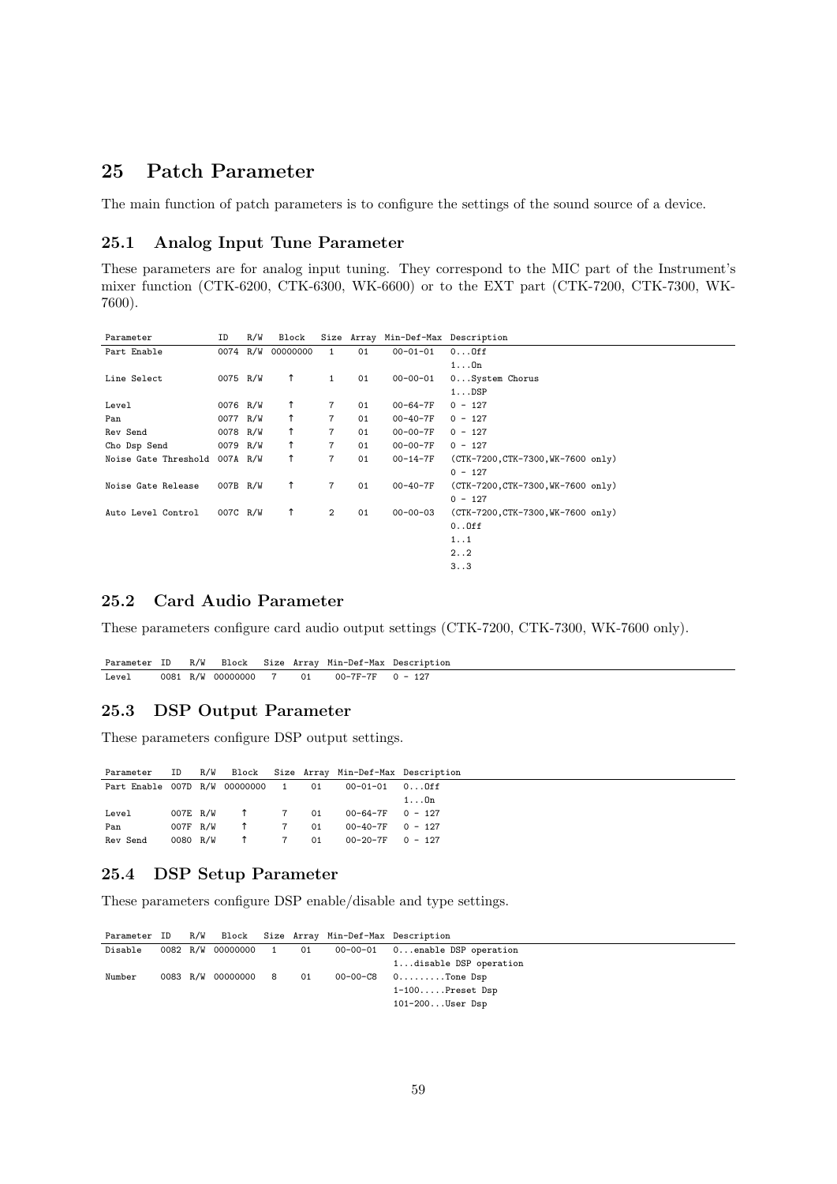## 25 Patch Parameter

The main function of patch parameters is to configure the settings of the sound source of a device.

### 25.1 Analog Input Tune Parameter

These parameters are for analog input tuning. They correspond to the MIC part of the Instrument's mixer function (CTK-6200, CTK-6300, WK-6600) or to the EXT part (CTK-7200, CTK-7300, WK-7600).

| Parameter | ID | R/W | Block | Size | Array | Min-Def-Max | Description |
|---|---|---|---|---|---|---|---|
| Part Enable | 0074 | R/W | 00000000 | 1 | 01 | 00-01-01 | 0...Off<br>1...On |
| Line Select | 0075 | R/W | ↑ | 1 | 01 | 00-00-01 | 0...System Chorus<br>1...DSP |
| Level | 0076 | R/W | ↑ | 7 | 01 | 00-64-7F | 0 - 127 |
| Pan | 0077 | R/W | ↑ | 7 | 01 | 00-40-7F | 0 - 127 |
| Rev Send | 0078 | R/W | ↑ | 7 | 01 | 00-00-7F | 0 - 127 |
| Cho Dsp Send | 0079 | R/W | ↑ | 7 | 01 | 00-00-7F | 0 - 127 |
| Noise Gate Threshold | 007A | R/W | ↑ | 7 | 01 | 00-14-7F | (CTK-7200,CTK-7300,WK-7600 only)<br>0 - 127 |
| Noise Gate Release | 007B | R/W | ↑ | 7 | 01 | 00-40-7F | (CTK-7200,CTK-7300,WK-7600 only)<br>0 - 127 |
| Auto Level Control | 007C | R/W | ↑ | 2 | 01 | 00-00-03 | (CTK-7200,CTK-7300,WK-7600 only)<br>0..Off<br>1..1<br>2..2<br>3..3 |

### 25.2 Card Audio Parameter

These parameters configure card audio output settings (CTK-7200, CTK-7300, WK-7600 only).

| Parameter | ID | R/W | Block | Size | Array | Min-Def-Max | Description |
|---|---|---|---|---|---|---|---|
| Level | 0081 | R/W | 00000000 | 7 | 01 | 00-7F-7F | 0 - 127 |

### 25.3 DSP Output Parameter

These parameters configure DSP output settings.

| Parameter | ID | R/W | Block | Size | Array | Min-Def-Max | Description |
|---|---|---|---|---|---|---|---|
| Part Enable | 007D | R/W | 00000000 | 1 | 01 | 00-01-01 | 0...Off<br>1...On |
| Level | 007E | R/W | ↑ | 7 | 01 | 00-64-7F | 0 - 127 |
| Pan | 007F | R/W | ↑ | 7 | 01 | 00-40-7F | 0 - 127 |
| Rev Send | 0080 | R/W | ↑ | 7 | 01 | 00-20-7F | 0 - 127 |

### 25.4 DSP Setup Parameter

These parameters configure DSP enable/disable and type settings.

| Parameter | ID | R/W | Block | Size | Array | Min-Def-Max | Description |
|---|---|---|---|---|---|---|---|
| Disable | 0082 | R/W | 00000000 | 1 | 01 | 00-00-01 | 0...enable DSP operation<br>1...disable DSP operation |
| Number | 0083 | R/W | 00000000 | 8 | 01 | 00-00-C8 | 0.........Tone Dsp<br>1-100.....Preset Dsp<br>101-200...User Dsp |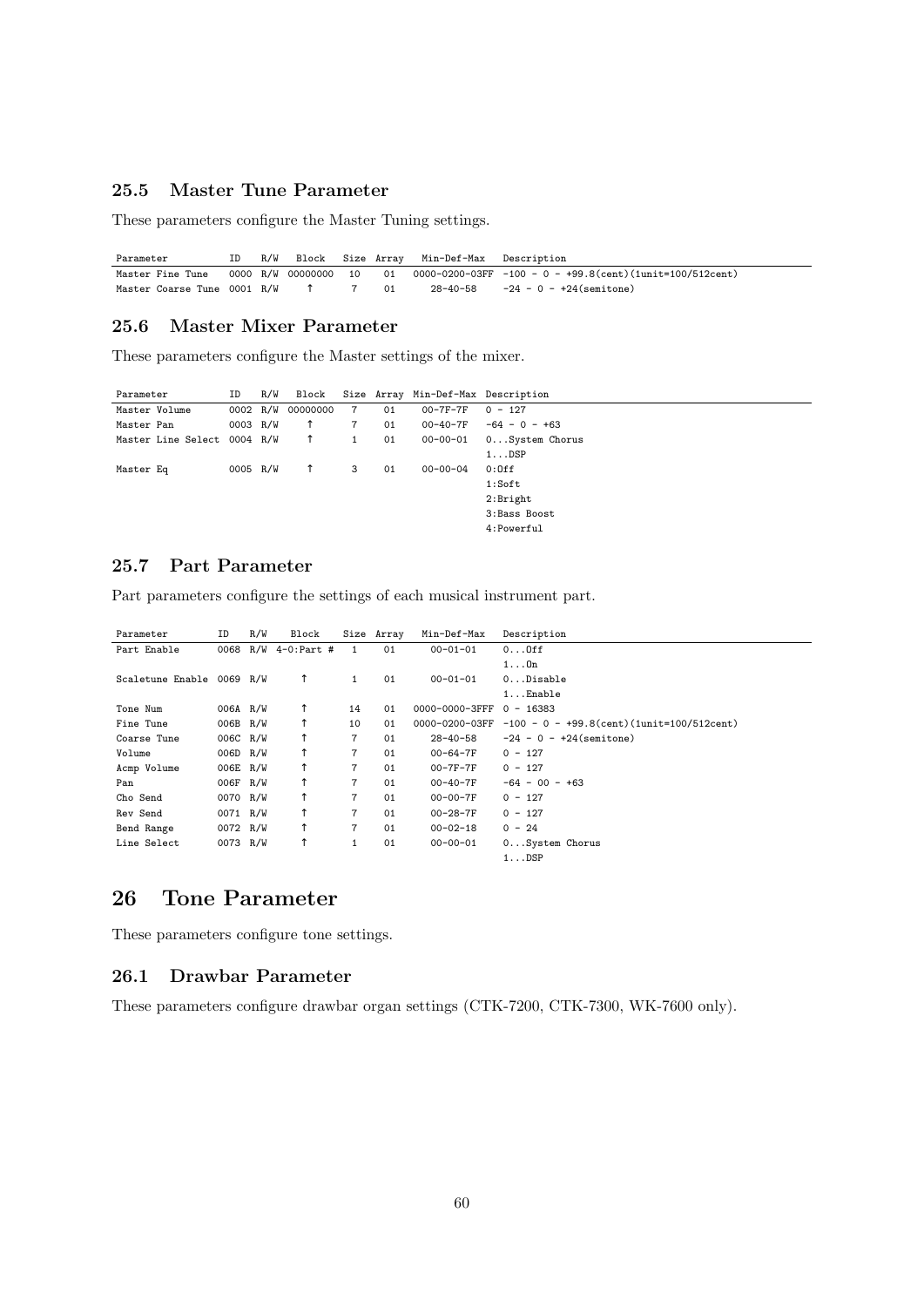### 25.5 Master Tune Parameter

These parameters configure the Master Tuning settings.

| Parameter | ID | R/W | Block | Size | Array | Min-Def-Max | Description |
|---|---|---|---|---|---|---|---|
| Master Fine Tune | 0000 | R/W | 00000000 | 10 | 01 | 0000-0200-03FF | -100 - 0 - +99.8(cent)(1unit=100/512cent) |
| Master Coarse Tune | 0001 | R/W | ↑ | 7 | 01 | 28-40-58 | -24 - 0 - +24(semitone) |

### 25.6 Master Mixer Parameter

These parameters configure the Master settings of the mixer.

| Parameter | ID | R/W | Block | Size | Array | Min-Def-Max | Description |
|---|---|---|---|---|---|---|---|
| Master Volume | 0002 | R/W | 00000000 | 7 | 01 | 00-7F-7F | 0 - 127 |
| Master Pan | 0003 | R/W | ↑ | 7 | 01 | 00-40-7F | -64 - 0 - +63 |
| Master Line Select | 0004 | R/W | ↑ | 1 | 01 | 00-00-01 | 0...System Chorus<br>1...DSP |
| Master Eq | 0005 | R/W | ↑ | 3 | 01 | 00-00-04 | 0:Off<br>1:Soft<br>2:Bright<br>3:Bass Boost<br>4:Powerful |

### 25.7 Part Parameter

Part parameters configure the settings of each musical instrument part.

| Parameter | ID | R/W | Block | Size | Array | Min-Def-Max | Description |
|---|---|---|---|---|---|---|---|
| Part Enable | 0068 | R/W | 4-0:Part # | 1 | 01 | 00-01-01 | 0...Off<br>1...On |
| Scaletune Enable | 0069 | R/W | ↑ | 1 | 01 | 00-01-01 | 0...Disable<br>1...Enable |
| Tone Num | 006A | R/W | ↑ | 14 | 01 | 0000-0000-3FFF | 0 - 16383 |
| Fine Tune | 006B | R/W | ↑ | 10 | 01 | 0000-0200-03FF | -100 - 0 - +99.8(cent)(1unit=100/512cent) |
| Coarse Tune | 006C | R/W | ↑ | 7 | 01 | 28-40-58 | -24 - 0 - +24(semitone) |
| Volume | 006D | R/W | ↑ | 7 | 01 | 00-64-7F | 0 - 127 |
| Acmp Volume | 006E | R/W | ↑ | 7 | 01 | 00-7F-7F | 0 - 127 |
| Pan | 006F | R/W | ↑ | 7 | 01 | 00-40-7F | -64 - 00 - +63 |
| Cho Send | 0070 | R/W | ↑ | 7 | 01 | 00-00-7F | 0 - 127 |
| Rev Send | 0071 | R/W | ↑ | 7 | 01 | 00-28-7F | 0 - 127 |
| Bend Range | 0072 | R/W | ↑ | 7 | 01 | 00-02-18 | 0 - 24 |
| Line Select | 0073 | R/W | ↑ | 1 | 01 | 00-00-01 | 0...System Chorus<br>1...DSP |

## 26 Tone Parameter

These parameters configure tone settings.

### 26.1 Drawbar Parameter

These parameters configure drawbar organ settings (CTK-7200, CTK-7300, WK-7600 only).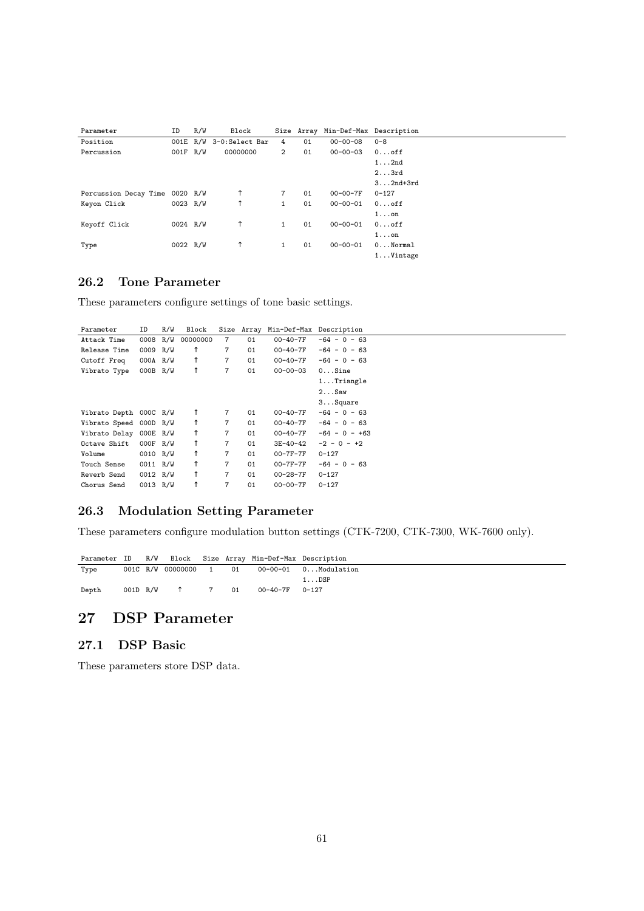| Parameter | ID | R/W | Block | Size | Array | Min-Def-Max | Description |
|---|---|---|---|---|---|---|---|
| Position | 001E | R/W | 3-0:Select Bar | 4 | 01 | 00-00-08 | 0-8 |
| Percussion | 001F | R/W | 00000000 | 2 | 01 | 00-00-03 | 0...off |
| | | | | | | | 1...2nd |
| | | | | | | | 2...3rd |
| | | | | | | | 3...2nd+3rd |
| Percussion Decay Time | 0020 | R/W | ↑ | 7 | 01 | 00-00-7F | 0-127 |
| Keyon Click | 0023 | R/W | ↑ | 1 | 01 | 00-00-01 | 0...off |
| | | | | | | | 1...on |
| Keyoff Click | 0024 | R/W | ↑ | 1 | 01 | 00-00-01 | 0...off |
| | | | | | | | 1...on |
| Type | 0022 | R/W | ↑ | 1 | 01 | 00-00-01 | 0...Normal |
| | | | | | | | 1...Vintage |

### 26.2 Tone Parameter

These parameters configure settings of tone basic settings.

| Parameter | ID | R/W | Block | Size | Array | Min-Def-Max | Description |
|---|---|---|---|---|---|---|---|
| Attack Time | 0008 | R/W | 00000000 | 7 | 01 | 00-40-7F | -64 - 0 - 63 |
| Release Time | 0009 | R/W | ↑ | 7 | 01 | 00-40-7F | -64 - 0 - 63 |
| Cutoff Freq | 000A | R/W | ↑ | 7 | 01 | 00-40-7F | -64 - 0 - 63 |
| Vibrato Type | 000B | R/W | ↑ | 7 | 01 | 00-00-03 | 0...Sine |
| | | | | | | | 1...Triangle |
| | | | | | | | 2...Saw |
| | | | | | | | 3...Square |
| Vibrato Depth | 000C | R/W | ↑ | 7 | 01 | 00-40-7F | -64 - 0 - 63 |
| Vibrato Speed | 000D | R/W | ↑ | 7 | 01 | 00-40-7F | -64 - 0 - 63 |
| Vibrato Delay | 000E | R/W | ↑ | 7 | 01 | 00-40-7F | -64 - 0 - +63 |
| Octave Shift | 000F | R/W | ↑ | 7 | 01 | 3E-40-42 | -2 - 0 - +2 |
| Volume | 0010 | R/W | ↑ | 7 | 01 | 00-7F-7F | 0-127 |
| Touch Sense | 0011 | R/W | ↑ | 7 | 01 | 00-7F-7F | -64 - 0 - 63 |
| Reverb Send | 0012 | R/W | ↑ | 7 | 01 | 00-28-7F | 0-127 |
| Chorus Send | 0013 | R/W | ↑ | 7 | 01 | 00-00-7F | 0-127 |

### 26.3 Modulation Setting Parameter

These parameters configure modulation button settings (CTK-7200, CTK-7300, WK-7600 only).

| Parameter | ID | R/W | Block | Size | Array | Min-Def-Max | Description |
|---|---|---|---|---|---|---|---|
| Type | 001C | R/W | 00000000 | 1 | 01 | 00-00-01 | 0...Modulation |
| | | | | | | | 1...DSP |
| Depth | 001D | R/W | ↑ | 7 | 01 | 00-40-7F | 0-127 |

## 27 DSP Parameter

### 27.1 DSP Basic

These parameters store DSP data.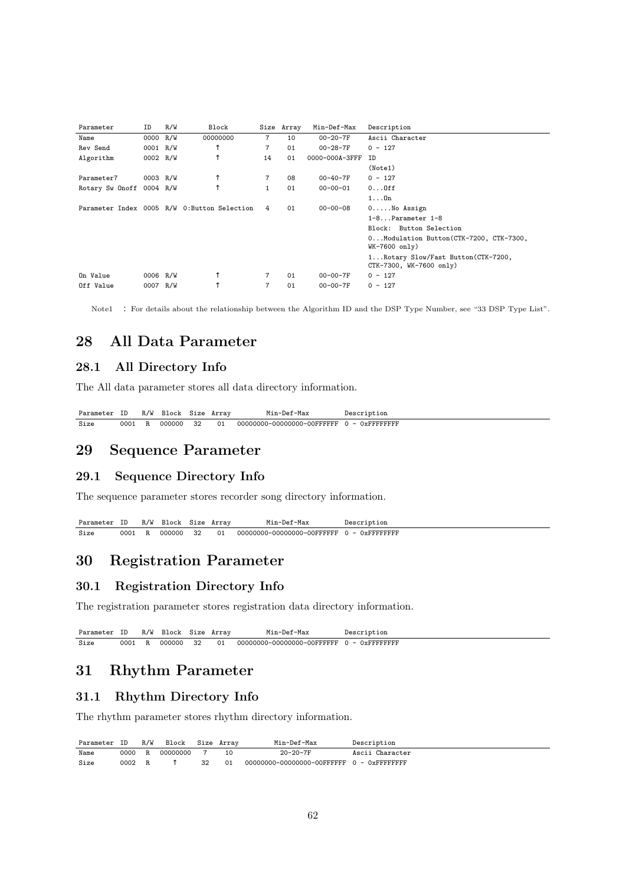| Parameter | ID | R/W | Block | Size | Array | Min-Def-Max | Description |
|---|---|---|---|---|---|---|---|
| Name | 0000 | R/W | 00000000 | 7 | 10 | 00-20-7F | Ascii Character |
| Rev Send | 0001 | R/W | ↑ | 7 | 01 | 00-28-7F | 0 - 127 |
| Algorithm | 0002 | R/W | ↑ | 14 | 01 | 0000-000A-3FFF | ID<br>(Note1) |
| Parameter7 | 0003 | R/W | ↑ | 7 | 08 | 00-40-7F | 0 - 127 |
| Rotary Sw Onoff | 0004 | R/W | ↑ | 1 | 01 | 00-00-01 | 0...Off<br>1...On |
| Parameter Index | 0005 | R/W | 0:Button Selection | 4 | 01 | 00-00-08 | 0.....No Assign<br>1-8...Parameter 1-8<br>Block: Button Selection<br>0...Modulation Button(CTK-7200, CTK-7300, WK-7600 only)<br>1...Rotary Slow/Fast Button(CTK-7200, CTK-7300, WK-7600 only) |
| On Value | 0006 | R/W | ↑ | 7 | 01 | 00-00-7F | 0 - 127 |
| Off Value | 0007 | R/W | ↑ | 7 | 01 | 00-00-7F | 0 - 127 |

Note1 : For details about the relationship between the Algorithm ID and the DSP Type Number, see "33 DSP Type List".

# 28 All Data Parameter

## 28.1 All Directory Info

The All data parameter stores all data directory information.

| Parameter | ID | R/W | Block | Size | Array | Min-Def-Max | Description |
|---|---|---|---|---|---|---|---|
| Size | 0001 | R | 000000 | 32 | 01 | 00000000-00000000-00FFFFFF | 0 - 0xFFFFFFFF |

# 29 Sequence Parameter

## 29.1 Sequence Directory Info

The sequence parameter stores recorder song directory information.

| Parameter | ID | R/W | Block | Size | Array | Min-Def-Max | Description |
|---|---|---|---|---|---|---|---|
| Size | 0001 | R | 000000 | 32 | 01 | 00000000-00000000-00FFFFFF | 0 - 0xFFFFFFFF |

# 30 Registration Parameter

## 30.1 Registration Directory Info

The registration parameter stores registration data directory information.

| Parameter | ID | R/W | Block | Size | Array | Min-Def-Max | Description |
|---|---|---|---|---|---|---|---|
| Size | 0001 | R | 000000 | 32 | 01 | 00000000-00000000-00FFFFFF | 0 - 0xFFFFFFFF |

# 31 Rhythm Parameter

## 31.1 Rhythm Directory Info

The rhythm parameter stores rhythm directory information.

| Parameter | ID | R/W | Block | Size | Array | Min-Def-Max | Description |
|---|---|---|---|---|---|---|---|
| Name | 0000 | R | 00000000 | 7 | 10 | 20-20-7F | Ascii Character |
| Size | 0002 | R | ↑ | 32 | 01 | 00000000-00000000-00FFFFFF | 0 - 0xFFFFFFFF |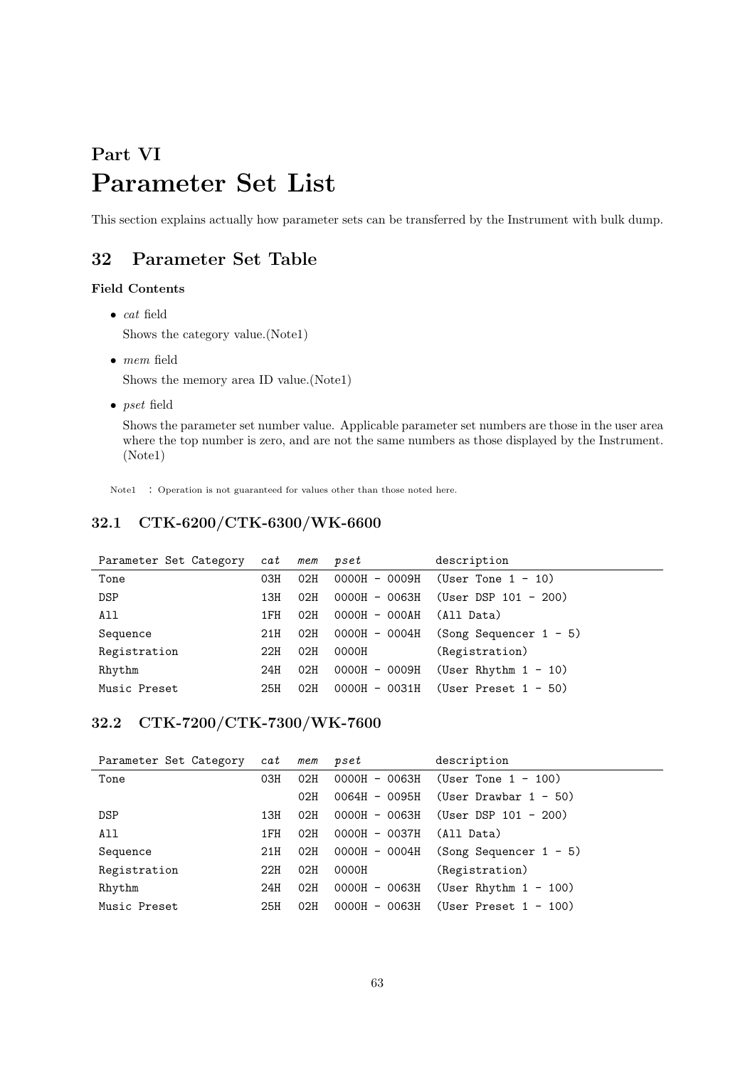# Part VI
# Parameter Set List

This section explains actually how parameter sets can be transferred by the Instrument with bulk dump.

## 32 Parameter Set Table

**Field Contents**

- *cat* field

  Shows the category value.(Note1)

- *mem* field

  Shows the memory area ID value.(Note1)

- *pset* field

  Shows the parameter set number value. Applicable parameter set numbers are those in the user area where the top number is zero, and are not the same numbers as those displayed by the Instrument. (Note1)

Note1 : Operation is not guaranteed for values other than those noted here.

### 32.1 CTK-6200/CTK-6300/WK-6600

| Parameter Set Category | *cat* | *mem* | *pset* | description |
|---|---|---|---|---|
| Tone | 03H | 02H | 0000H - 0009H | (User Tone 1 - 10) |
| DSP | 13H | 02H | 0000H - 0063H | (User DSP 101 - 200) |
| All | 1FH | 02H | 0000H - 000AH | (All Data) |
| Sequence | 21H | 02H | 0000H - 0004H | (Song Sequencer 1 - 5) |
| Registration | 22H | 02H | 0000H | (Registration) |
| Rhythm | 24H | 02H | 0000H - 0009H | (User Rhythm 1 - 10) |
| Music Preset | 25H | 02H | 0000H - 0031H | (User Preset 1 - 50) |

### 32.2 CTK-7200/CTK-7300/WK-7600

| Parameter Set Category | *cat* | *mem* | *pset* | description |
|---|---|---|---|---|
| Tone | 03H | 02H | 0000H - 0063H | (User Tone 1 - 100) |
| | | 02H | 0064H - 0095H | (User Drawbar 1 - 50) |
| DSP | 13H | 02H | 0000H - 0063H | (User DSP 101 - 200) |
| All | 1FH | 02H | 0000H - 0037H | (All Data) |
| Sequence | 21H | 02H | 0000H - 0004H | (Song Sequencer 1 - 5) |
| Registration | 22H | 02H | 0000H | (Registration) |
| Rhythm | 24H | 02H | 0000H - 0063H | (User Rhythm 1 - 100) |
| Music Preset | 25H | 02H | 0000H - 0063H | (User Preset 1 - 100) |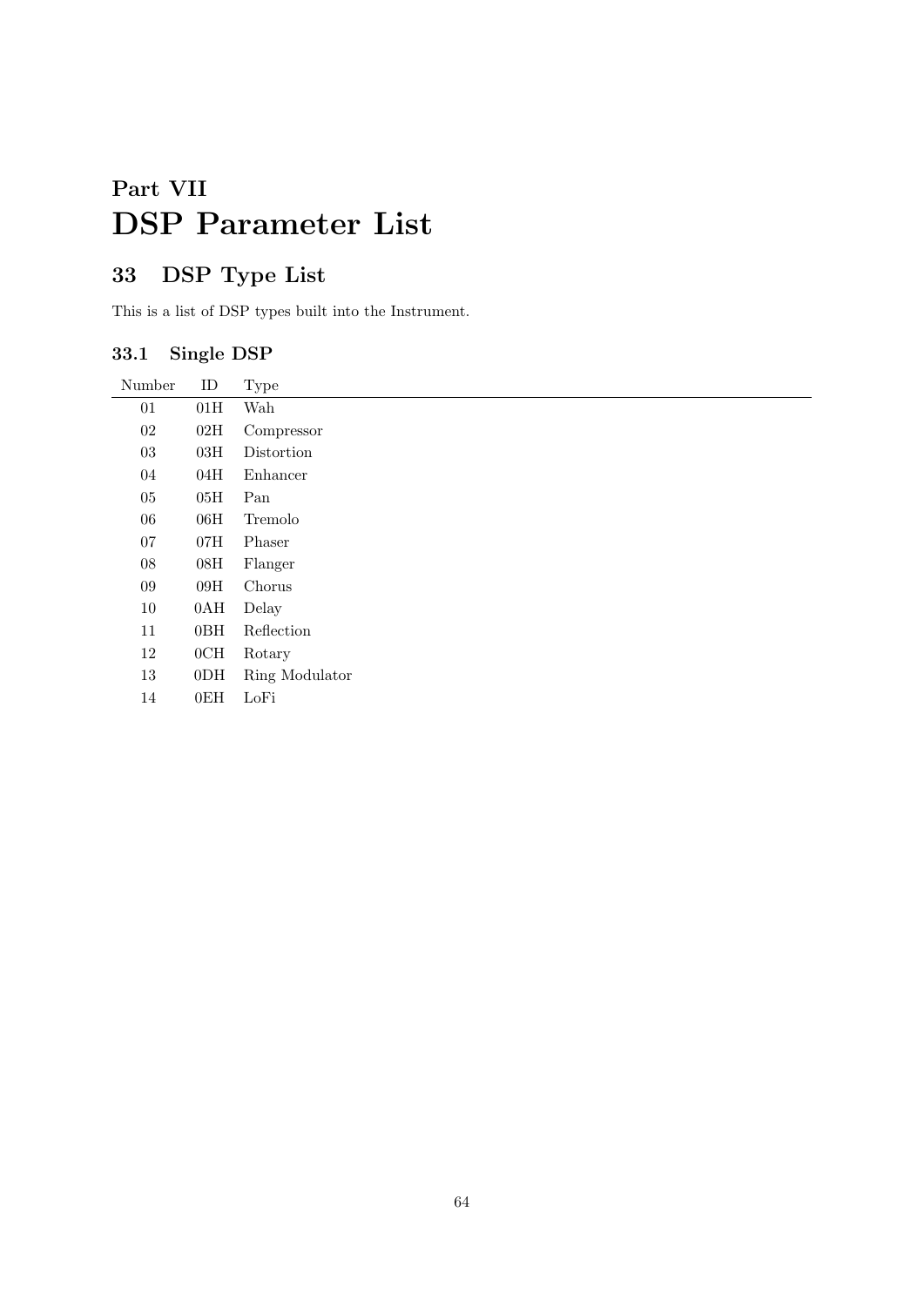# Part VII
# DSP Parameter List

## 33 DSP Type List

This is a list of DSP types built into the Instrument.

### 33.1 Single DSP

| Number | ID | Type |
|---|---|---|
| 01 | 01H | Wah |
| 02 | 02H | Compressor |
| 03 | 03H | Distortion |
| 04 | 04H | Enhancer |
| 05 | 05H | Pan |
| 06 | 06H | Tremolo |
| 07 | 07H | Phaser |
| 08 | 08H | Flanger |
| 09 | 09H | Chorus |
| 10 | 0AH | Delay |
| 11 | 0BH | Reflection |
| 12 | 0CH | Rotary |
| 13 | 0DH | Ring Modulator |
| 14 | 0EH | LoFi |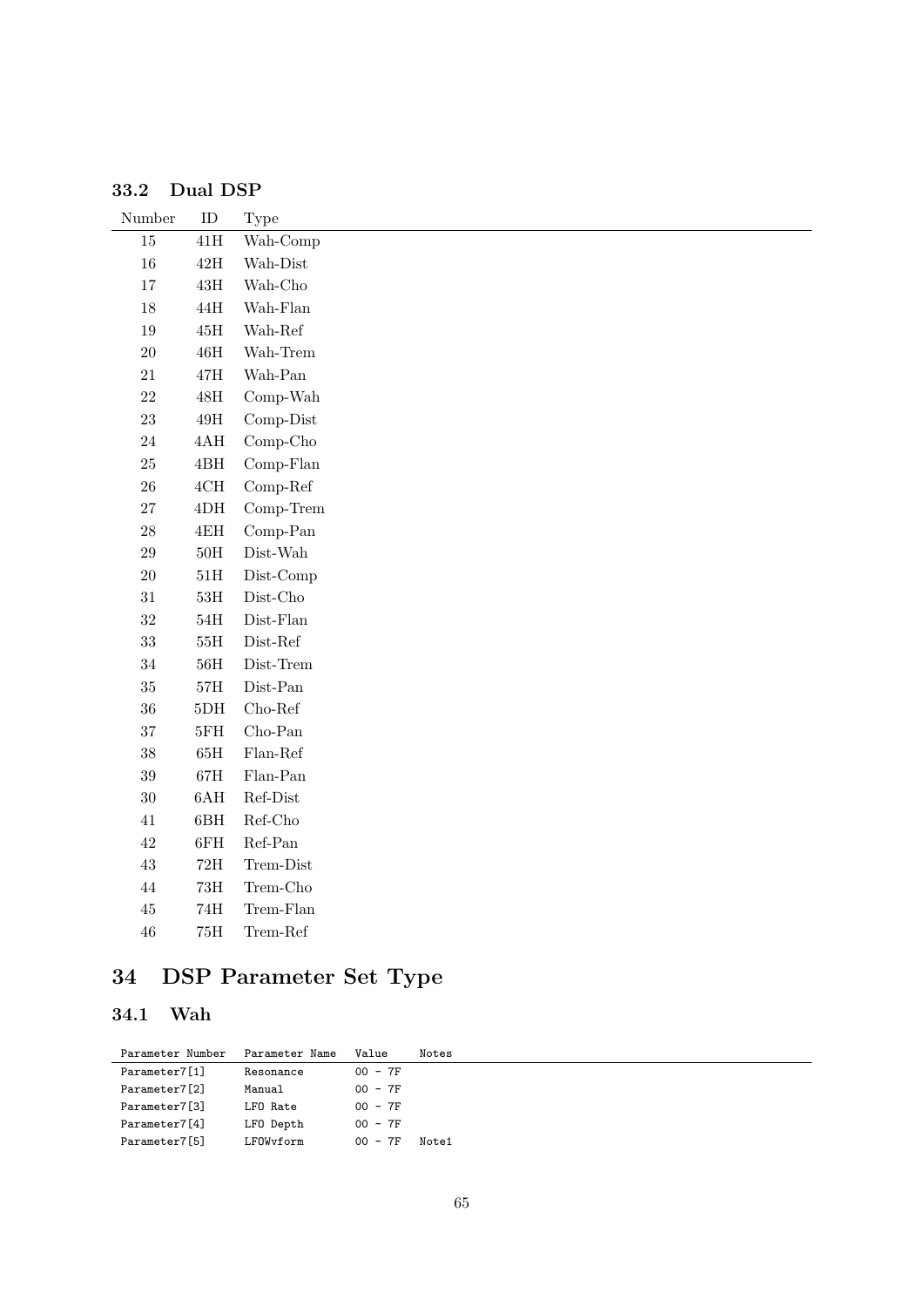### 33.2 Dual DSP

| Number | ID | Type |
|---|---|---|
| 15 | 41H | Wah-Comp |
| 16 | 42H | Wah-Dist |
| 17 | 43H | Wah-Cho |
| 18 | 44H | Wah-Flan |
| 19 | 45H | Wah-Ref |
| 20 | 46H | Wah-Trem |
| 21 | 47H | Wah-Pan |
| 22 | 48H | Comp-Wah |
| 23 | 49H | Comp-Dist |
| 24 | 4AH | Comp-Cho |
| 25 | 4BH | Comp-Flan |
| 26 | 4CH | Comp-Ref |
| 27 | 4DH | Comp-Trem |
| 28 | 4EH | Comp-Pan |
| 29 | 50H | Dist-Wah |
| 20 | 51H | Dist-Comp |
| 31 | 53H | Dist-Cho |
| 32 | 54H | Dist-Flan |
| 33 | 55H | Dist-Ref |
| 34 | 56H | Dist-Trem |
| 35 | 57H | Dist-Pan |
| 36 | 5DH | Cho-Ref |
| 37 | 5FH | Cho-Pan |
| 38 | 65H | Flan-Ref |
| 39 | 67H | Flan-Pan |
| 30 | 6AH | Ref-Dist |
| 41 | 6BH | Ref-Cho |
| 42 | 6FH | Ref-Pan |
| 43 | 72H | Trem-Dist |
| 44 | 73H | Trem-Cho |
| 45 | 74H | Trem-Flan |
| 46 | 75H | Trem-Ref |

# 34 DSP Parameter Set Type

## 34.1 Wah

| Parameter Number | Parameter Name | Value | Notes |
|---|---|---|---|
| Parameter7[1] | Resonance | 00 - 7F | |
| Parameter7[2] | Manual | 00 - 7F | |
| Parameter7[3] | LFO Rate | 00 - 7F | |
| Parameter7[4] | LFO Depth | 00 - 7F | |
| Parameter7[5] | LFOWvform | 00 - 7F | Note1 |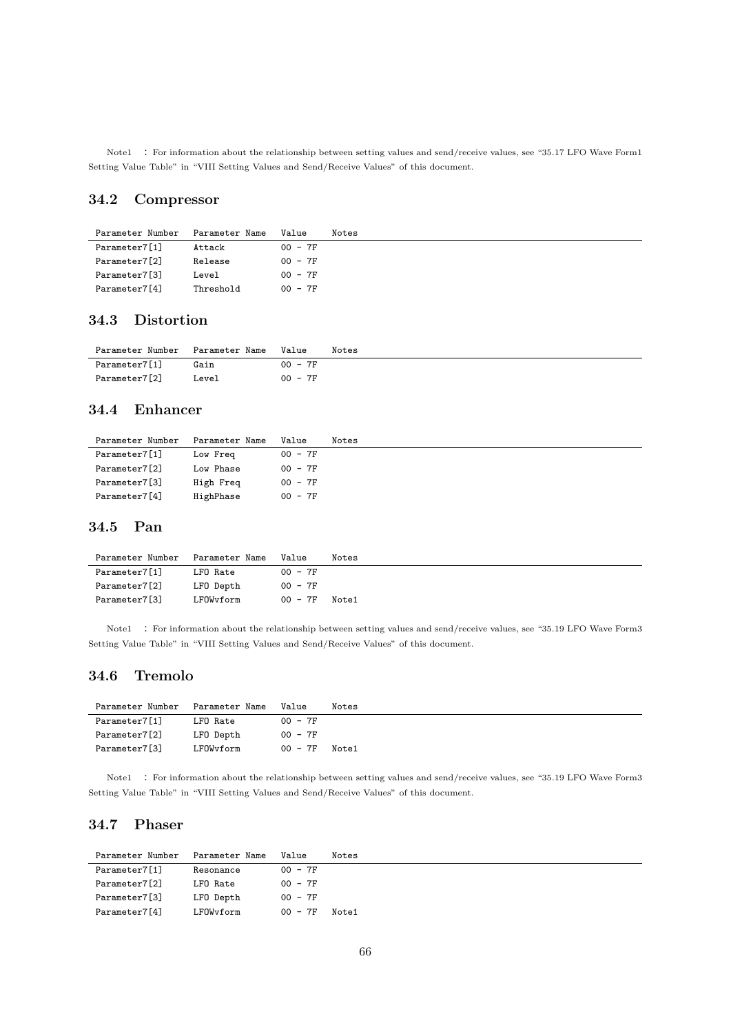Note1 : For information about the relationship between setting values and send/receive values, see "35.17 LFO Wave Form1 Setting Value Table" in "VIII Setting Values and Send/Receive Values" of this document.

### 34.2 Compressor

| Parameter Number | Parameter Name | Value | Notes |
|---|---|---|---|
| Parameter7[1] | Attack | 00 - 7F | |
| Parameter7[2] | Release | 00 - 7F | |
| Parameter7[3] | Level | 00 - 7F | |
| Parameter7[4] | Threshold | 00 - 7F | |

### 34.3 Distortion

| Parameter Number | Parameter Name | Value | Notes |
|---|---|---|---|
| Parameter7[1] | Gain | 00 - 7F | |
| Parameter7[2] | Level | 00 - 7F | |

### 34.4 Enhancer

| Parameter Number | Parameter Name | Value | Notes |
|---|---|---|---|
| Parameter7[1] | Low Freq | 00 - 7F | |
| Parameter7[2] | Low Phase | 00 - 7F | |
| Parameter7[3] | High Freq | 00 - 7F | |
| Parameter7[4] | HighPhase | 00 - 7F | |

### 34.5 Pan

| Parameter Number | Parameter Name | Value | Notes |
|---|---|---|---|
| Parameter7[1] | LFO Rate | 00 - 7F | |
| Parameter7[2] | LFO Depth | 00 - 7F | |
| Parameter7[3] | LFOWvform | 00 - 7F | Note1 |

Note1 : For information about the relationship between setting values and send/receive values, see "35.19 LFO Wave Form3 Setting Value Table" in "VIII Setting Values and Send/Receive Values" of this document.

### 34.6 Tremolo

| Parameter Number | Parameter Name | Value | Notes |
|---|---|---|---|
| Parameter7[1] | LFO Rate | 00 - 7F | |
| Parameter7[2] | LFO Depth | 00 - 7F | |
| Parameter7[3] | LFOWvform | 00 - 7F | Note1 |

Note1 : For information about the relationship between setting values and send/receive values, see "35.19 LFO Wave Form3 Setting Value Table" in "VIII Setting Values and Send/Receive Values" of this document.

### 34.7 Phaser

| Parameter Number | Parameter Name | Value | Notes |
|---|---|---|---|
| Parameter7[1] | Resonance | 00 - 7F | |
| Parameter7[2] | LFO Rate | 00 - 7F | |
| Parameter7[3] | LFO Depth | 00 - 7F | |
| Parameter7[4] | LFOWvform | 00 - 7F | Note1 |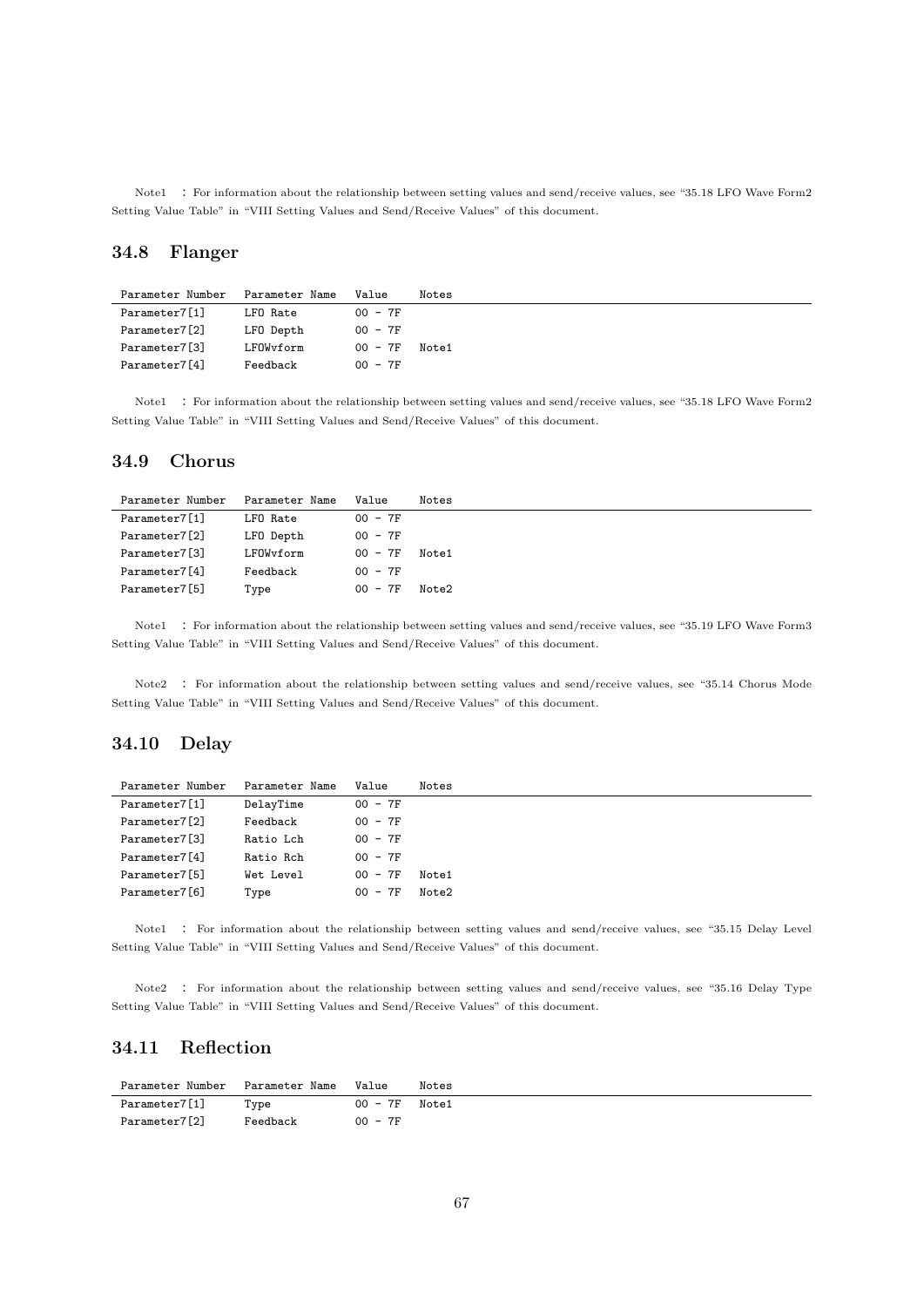Note1 : For information about the relationship between setting values and send/receive values, see "35.18 LFO Wave Form2 Setting Value Table" in "VIII Setting Values and Send/Receive Values" of this document.

## 34.8 Flanger

| Parameter Number | Parameter Name | Value | Notes |
|---|---|---|---|
| Parameter7[1] | LFO Rate | 00 - 7F | |
| Parameter7[2] | LFO Depth | 00 - 7F | |
| Parameter7[3] | LFOWvform | 00 - 7F | Note1 |
| Parameter7[4] | Feedback | 00 - 7F | |

Note1 : For information about the relationship between setting values and send/receive values, see "35.18 LFO Wave Form2 Setting Value Table" in "VIII Setting Values and Send/Receive Values" of this document.

## 34.9 Chorus

| Parameter Number | Parameter Name | Value | Notes |
|---|---|---|---|
| Parameter7[1] | LFO Rate | 00 - 7F | |
| Parameter7[2] | LFO Depth | 00 - 7F | |
| Parameter7[3] | LFOWvform | 00 - 7F | Note1 |
| Parameter7[4] | Feedback | 00 - 7F | |
| Parameter7[5] | Type | 00 - 7F | Note2 |

Note1 : For information about the relationship between setting values and send/receive values, see "35.19 LFO Wave Form3 Setting Value Table" in "VIII Setting Values and Send/Receive Values" of this document.

Note2 : For information about the relationship between setting values and send/receive values, see "35.14 Chorus Mode Setting Value Table" in "VIII Setting Values and Send/Receive Values" of this document.

## 34.10 Delay

| Parameter Number | Parameter Name | Value | Notes |
|---|---|---|---|
| Parameter7[1] | DelayTime | 00 - 7F | |
| Parameter7[2] | Feedback | 00 - 7F | |
| Parameter7[3] | Ratio Lch | 00 - 7F | |
| Parameter7[4] | Ratio Rch | 00 - 7F | |
| Parameter7[5] | Wet Level | 00 - 7F | Note1 |
| Parameter7[6] | Type | 00 - 7F | Note2 |

Note1 : For information about the relationship between setting values and send/receive values, see "35.15 Delay Level Setting Value Table" in "VIII Setting Values and Send/Receive Values" of this document.

Note2 : For information about the relationship between setting values and send/receive values, see "35.16 Delay Type Setting Value Table" in "VIII Setting Values and Send/Receive Values" of this document.

## 34.11 Reflection

| Parameter Number | Parameter Name | Value | Notes |
|---|---|---|---|
| Parameter7[1] | Type | 00 - 7F | Note1 |
| Parameter7[2] | Feedback | 00 - 7F | |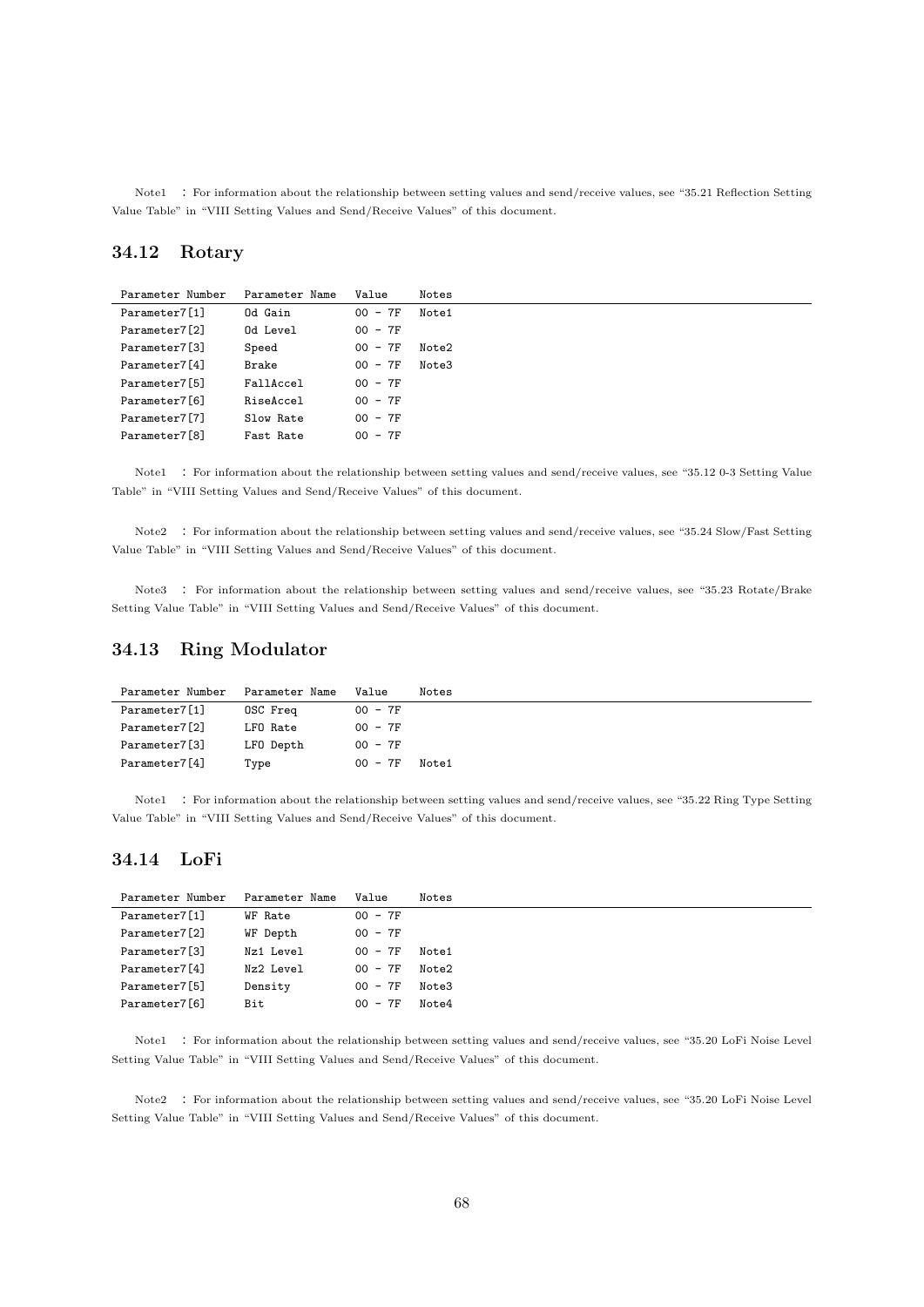Note1 : For information about the relationship between setting values and send/receive values, see "35.21 Reflection Setting Value Table" in "VIII Setting Values and Send/Receive Values" of this document.

## 34.12 Rotary

| Parameter Number | Parameter Name | Value | Notes |
|---|---|---|---|
| Parameter7[1] | Od Gain | 00 - 7F | Note1 |
| Parameter7[2] | Od Level | 00 - 7F | |
| Parameter7[3] | Speed | 00 - 7F | Note2 |
| Parameter7[4] | Brake | 00 - 7F | Note3 |
| Parameter7[5] | FallAccel | 00 - 7F | |
| Parameter7[6] | RiseAccel | 00 - 7F | |
| Parameter7[7] | Slow Rate | 00 - 7F | |
| Parameter7[8] | Fast Rate | 00 - 7F | |

Note1 : For information about the relationship between setting values and send/receive values, see "35.12 0-3 Setting Value Table" in "VIII Setting Values and Send/Receive Values" of this document.

Note2 : For information about the relationship between setting values and send/receive values, see "35.24 Slow/Fast Setting Value Table" in "VIII Setting Values and Send/Receive Values" of this document.

Note3 : For information about the relationship between setting values and send/receive values, see "35.23 Rotate/Brake Setting Value Table" in "VIII Setting Values and Send/Receive Values" of this document.

## 34.13 Ring Modulator

| Parameter Number | Parameter Name | Value | Notes |
|---|---|---|---|
| Parameter7[1] | OSC Freq | 00 - 7F | |
| Parameter7[2] | LFO Rate | 00 - 7F | |
| Parameter7[3] | LFO Depth | 00 - 7F | |
| Parameter7[4] | Type | 00 - 7F | Note1 |

Note1 : For information about the relationship between setting values and send/receive values, see "35.22 Ring Type Setting Value Table" in "VIII Setting Values and Send/Receive Values" of this document.

## 34.14 LoFi

| Parameter Number | Parameter Name | Value | Notes |
|---|---|---|---|
| Parameter7[1] | WF Rate | 00 - 7F | |
| Parameter7[2] | WF Depth | 00 - 7F | |
| Parameter7[3] | Nz1 Level | 00 - 7F | Note1 |
| Parameter7[4] | Nz2 Level | 00 - 7F | Note2 |
| Parameter7[5] | Density | 00 - 7F | Note3 |
| Parameter7[6] | Bit | 00 - 7F | Note4 |

Note1 : For information about the relationship between setting values and send/receive values, see "35.20 LoFi Noise Level Setting Value Table" in "VIII Setting Values and Send/Receive Values" of this document.

Note2 : For information about the relationship between setting values and send/receive values, see "35.20 LoFi Noise Level Setting Value Table" in "VIII Setting Values and Send/Receive Values" of this document.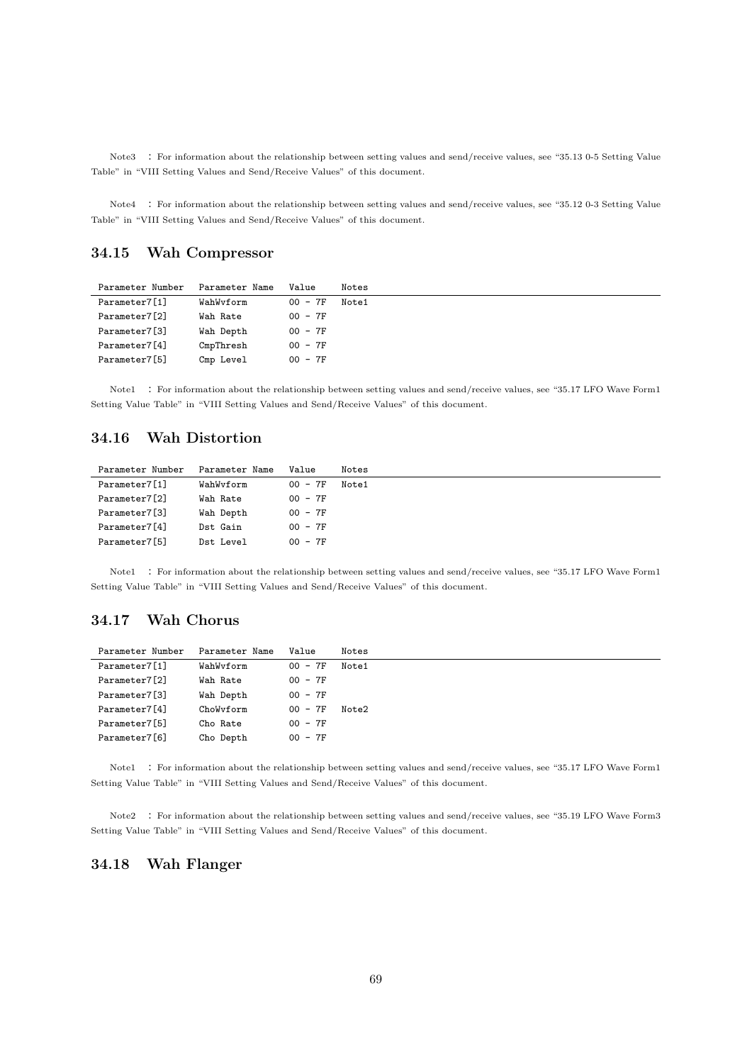Note3 : For information about the relationship between setting values and send/receive values, see "35.13 0-5 Setting Value Table" in "VIII Setting Values and Send/Receive Values" of this document.

Note4 : For information about the relationship between setting values and send/receive values, see "35.12 0-3 Setting Value Table" in "VIII Setting Values and Send/Receive Values" of this document.

## 34.15 Wah Compressor

| Parameter Number | Parameter Name | Value | Notes |
|---|---|---|---|
| Parameter7[1] | WahWvform | 00 - 7F | Note1 |
| Parameter7[2] | Wah Rate | 00 - 7F | |
| Parameter7[3] | Wah Depth | 00 - 7F | |
| Parameter7[4] | CmpThresh | 00 - 7F | |
| Parameter7[5] | Cmp Level | 00 - 7F | |

Note1 : For information about the relationship between setting values and send/receive values, see "35.17 LFO Wave Form1 Setting Value Table" in "VIII Setting Values and Send/Receive Values" of this document.

## 34.16 Wah Distortion

| Parameter Number | Parameter Name | Value | Notes |
|---|---|---|---|
| Parameter7[1] | WahWvform | 00 - 7F | Note1 |
| Parameter7[2] | Wah Rate | 00 - 7F | |
| Parameter7[3] | Wah Depth | 00 - 7F | |
| Parameter7[4] | Dst Gain | 00 - 7F | |
| Parameter7[5] | Dst Level | 00 - 7F | |

Note1 : For information about the relationship between setting values and send/receive values, see "35.17 LFO Wave Form1 Setting Value Table" in "VIII Setting Values and Send/Receive Values" of this document.

## 34.17 Wah Chorus

| Parameter Number | Parameter Name | Value | Notes |
|---|---|---|---|
| Parameter7[1] | WahWvform | 00 - 7F | Note1 |
| Parameter7[2] | Wah Rate | 00 - 7F | |
| Parameter7[3] | Wah Depth | 00 - 7F | |
| Parameter7[4] | ChoWvform | 00 - 7F | Note2 |
| Parameter7[5] | Cho Rate | 00 - 7F | |
| Parameter7[6] | Cho Depth | 00 - 7F | |

Note1 : For information about the relationship between setting values and send/receive values, see "35.17 LFO Wave Form1 Setting Value Table" in "VIII Setting Values and Send/Receive Values" of this document.

Note2 : For information about the relationship between setting values and send/receive values, see "35.19 LFO Wave Form3 Setting Value Table" in "VIII Setting Values and Send/Receive Values" of this document.

## 34.18 Wah Flanger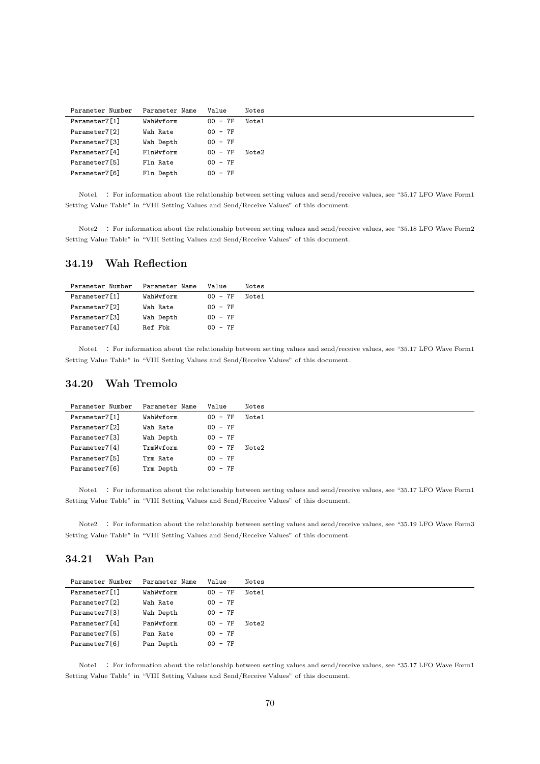| Parameter Number | Parameter Name | Value | Notes |
|---|---|---|---|
| Parameter7[1] | WahWvform | 00 - 7F | Note1 |
| Parameter7[2] | Wah Rate | 00 - 7F | |
| Parameter7[3] | Wah Depth | 00 - 7F | |
| Parameter7[4] | FlnWvform | 00 - 7F | Note2 |
| Parameter7[5] | Fln Rate | 00 - 7F | |
| Parameter7[6] | Fln Depth | 00 - 7F | |

Note1 : For information about the relationship between setting values and send/receive values, see “35.17 LFO Wave Form1 Setting Value Table” in “VIII Setting Values and Send/Receive Values” of this document.

Note2 : For information about the relationship between setting values and send/receive values, see “35.18 LFO Wave Form2 Setting Value Table” in “VIII Setting Values and Send/Receive Values” of this document.

## 34.19 Wah Reflection

| Parameter Number | Parameter Name | Value | Notes |
|---|---|---|---|
| Parameter7[1] | WahWvform | 00 - 7F | Note1 |
| Parameter7[2] | Wah Rate | 00 - 7F | |
| Parameter7[3] | Wah Depth | 00 - 7F | |
| Parameter7[4] | Ref Fbk | 00 - 7F | |

Note1 : For information about the relationship between setting values and send/receive values, see “35.17 LFO Wave Form1 Setting Value Table” in “VIII Setting Values and Send/Receive Values” of this document.

## 34.20 Wah Tremolo

| Parameter Number | Parameter Name | Value | Notes |
|---|---|---|---|
| Parameter7[1] | WahWvform | 00 - 7F | Note1 |
| Parameter7[2] | Wah Rate | 00 - 7F | |
| Parameter7[3] | Wah Depth | 00 - 7F | |
| Parameter7[4] | TrmWvform | 00 - 7F | Note2 |
| Parameter7[5] | Trm Rate | 00 - 7F | |
| Parameter7[6] | Trm Depth | 00 - 7F | |

Note1 : For information about the relationship between setting values and send/receive values, see “35.17 LFO Wave Form1 Setting Value Table” in “VIII Setting Values and Send/Receive Values” of this document.

Note2 : For information about the relationship between setting values and send/receive values, see “35.19 LFO Wave Form3 Setting Value Table” in “VIII Setting Values and Send/Receive Values” of this document.

## 34.21 Wah Pan

| Parameter Number | Parameter Name | Value | Notes |
|---|---|---|---|
| Parameter7[1] | WahWvform | 00 - 7F | Note1 |
| Parameter7[2] | Wah Rate | 00 - 7F | |
| Parameter7[3] | Wah Depth | 00 - 7F | |
| Parameter7[4] | PanWvform | 00 - 7F | Note2 |
| Parameter7[5] | Pan Rate | 00 - 7F | |
| Parameter7[6] | Pan Depth | 00 - 7F | |

Note1 : For information about the relationship between setting values and send/receive values, see “35.17 LFO Wave Form1 Setting Value Table” in “VIII Setting Values and Send/Receive Values” of this document.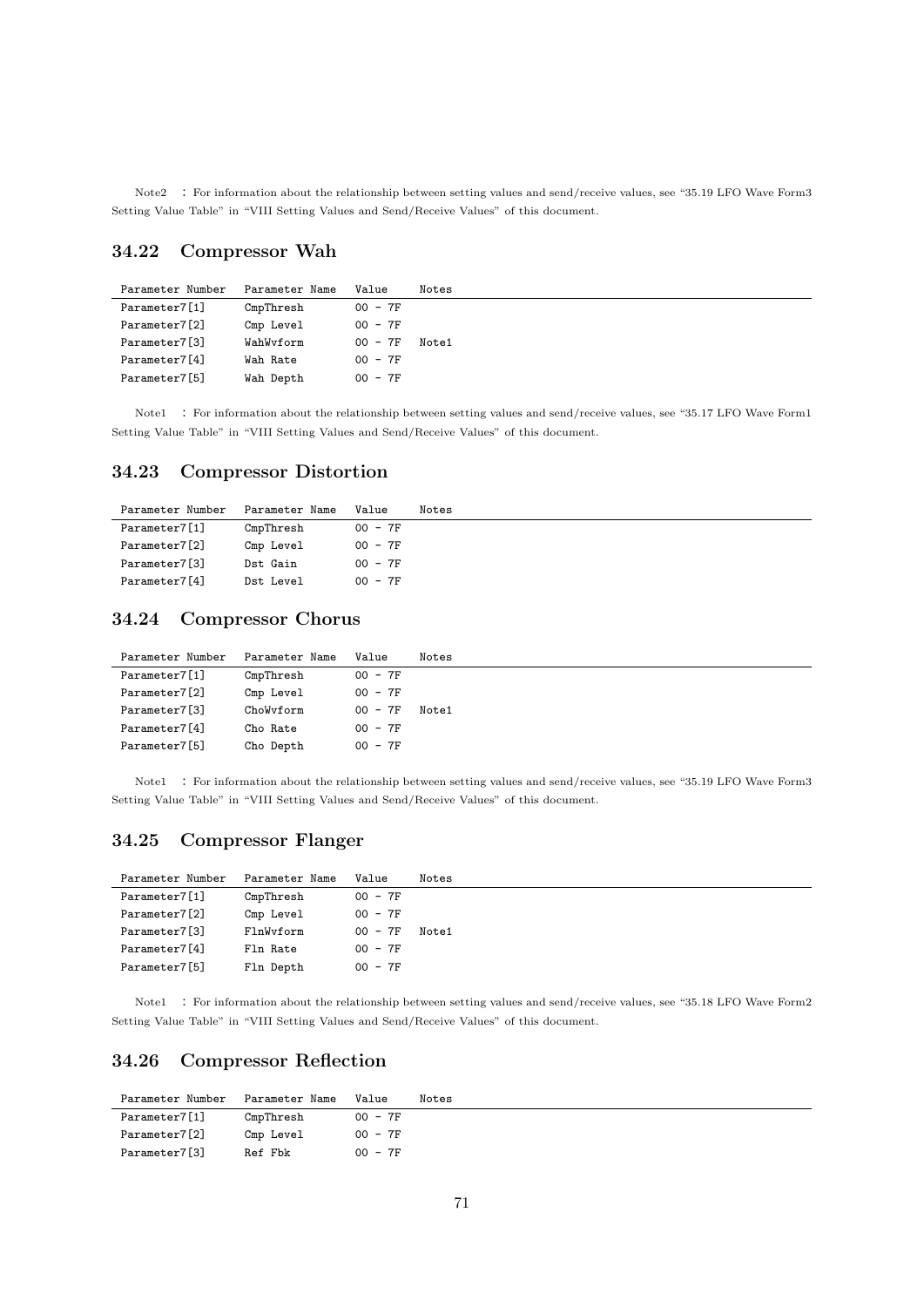Note2 ： For information about the relationship between setting values and send/receive values, see “35.19 LFO Wave Form3 Setting Value Table” in “VIII Setting Values and Send/Receive Values” of this document.

## 34.22 Compressor Wah

| Parameter Number | Parameter Name | Value | Notes |
|---|---|---|---|
| Parameter7[1] | CmpThresh | 00 - 7F | |
| Parameter7[2] | Cmp Level | 00 - 7F | |
| Parameter7[3] | WahWvform | 00 - 7F | Note1 |
| Parameter7[4] | Wah Rate | 00 - 7F | |
| Parameter7[5] | Wah Depth | 00 - 7F | |

Note1 ： For information about the relationship between setting values and send/receive values, see “35.17 LFO Wave Form1 Setting Value Table” in “VIII Setting Values and Send/Receive Values” of this document.

## 34.23 Compressor Distortion

| Parameter Number | Parameter Name | Value | Notes |
|---|---|---|---|
| Parameter7[1] | CmpThresh | 00 - 7F | |
| Parameter7[2] | Cmp Level | 00 - 7F | |
| Parameter7[3] | Dst Gain | 00 - 7F | |
| Parameter7[4] | Dst Level | 00 - 7F | |

## 34.24 Compressor Chorus

| Parameter Number | Parameter Name | Value | Notes |
|---|---|---|---|
| Parameter7[1] | CmpThresh | 00 - 7F | |
| Parameter7[2] | Cmp Level | 00 - 7F | |
| Parameter7[3] | ChoWvform | 00 - 7F | Note1 |
| Parameter7[4] | Cho Rate | 00 - 7F | |
| Parameter7[5] | Cho Depth | 00 - 7F | |

Note1 ： For information about the relationship between setting values and send/receive values, see “35.19 LFO Wave Form3 Setting Value Table” in “VIII Setting Values and Send/Receive Values” of this document.

## 34.25 Compressor Flanger

| Parameter Number | Parameter Name | Value | Notes |
|---|---|---|---|
| Parameter7[1] | CmpThresh | 00 - 7F | |
| Parameter7[2] | Cmp Level | 00 - 7F | |
| Parameter7[3] | FlnWvform | 00 - 7F | Note1 |
| Parameter7[4] | Fln Rate | 00 - 7F | |
| Parameter7[5] | Fln Depth | 00 - 7F | |

Note1 ： For information about the relationship between setting values and send/receive values, see “35.18 LFO Wave Form2 Setting Value Table” in “VIII Setting Values and Send/Receive Values” of this document.

## 34.26 Compressor Reflection

| Parameter Number | Parameter Name | Value | Notes |
|---|---|---|---|
| Parameter7[1] | CmpThresh | 00 - 7F | |
| Parameter7[2] | Cmp Level | 00 - 7F | |
| Parameter7[3] | Ref Fbk | 00 - 7F | |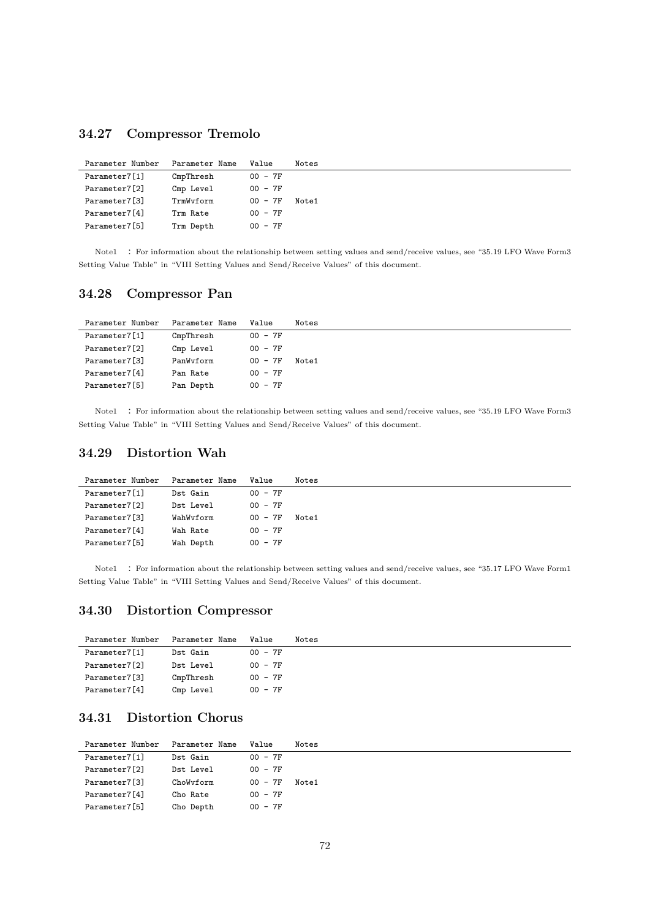## 34.27 Compressor Tremolo

| Parameter Number | Parameter Name | Value | Notes |
|---|---|---|---|
| Parameter7[1] | CmpThresh | 00 - 7F | |
| Parameter7[2] | Cmp Level | 00 - 7F | |
| Parameter7[3] | TrmWvform | 00 - 7F | Note1 |
| Parameter7[4] | Trm Rate | 00 - 7F | |
| Parameter7[5] | Trm Depth | 00 - 7F | |

Note1 ： For information about the relationship between setting values and send/receive values, see "35.19 LFO Wave Form3 Setting Value Table" in "VIII Setting Values and Send/Receive Values" of this document.

## 34.28 Compressor Pan

| Parameter Number | Parameter Name | Value | Notes |
|---|---|---|---|
| Parameter7[1] | CmpThresh | 00 - 7F | |
| Parameter7[2] | Cmp Level | 00 - 7F | |
| Parameter7[3] | PanWvform | 00 - 7F | Note1 |
| Parameter7[4] | Pan Rate | 00 - 7F | |
| Parameter7[5] | Pan Depth | 00 - 7F | |

Note1 ： For information about the relationship between setting values and send/receive values, see "35.19 LFO Wave Form3 Setting Value Table" in "VIII Setting Values and Send/Receive Values" of this document.

## 34.29 Distortion Wah

| Parameter Number | Parameter Name | Value | Notes |
|---|---|---|---|
| Parameter7[1] | Dst Gain | 00 - 7F | |
| Parameter7[2] | Dst Level | 00 - 7F | |
| Parameter7[3] | WahWvform | 00 - 7F | Note1 |
| Parameter7[4] | Wah Rate | 00 - 7F | |
| Parameter7[5] | Wah Depth | 00 - 7F | |

Note1 ： For information about the relationship between setting values and send/receive values, see "35.17 LFO Wave Form1 Setting Value Table" in "VIII Setting Values and Send/Receive Values" of this document.

## 34.30 Distortion Compressor

| Parameter Number | Parameter Name | Value | Notes |
|---|---|---|---|
| Parameter7[1] | Dst Gain | 00 - 7F | |
| Parameter7[2] | Dst Level | 00 - 7F | |
| Parameter7[3] | CmpThresh | 00 - 7F | |
| Parameter7[4] | Cmp Level | 00 - 7F | |

## 34.31 Distortion Chorus

| Parameter Number | Parameter Name | Value | Notes |
|---|---|---|---|
| Parameter7[1] | Dst Gain | 00 - 7F | |
| Parameter7[2] | Dst Level | 00 - 7F | |
| Parameter7[3] | ChoWvform | 00 - 7F | Note1 |
| Parameter7[4] | Cho Rate | 00 - 7F | |
| Parameter7[5] | Cho Depth | 00 - 7F | |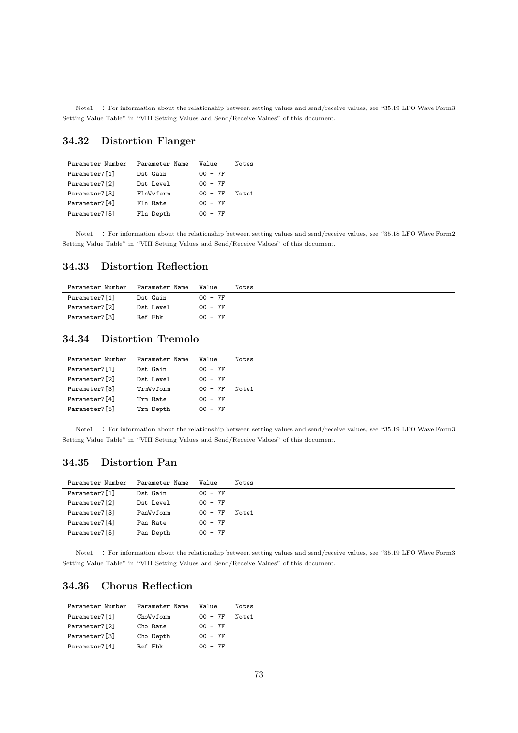Note1 : For information about the relationship between setting values and send/receive values, see "35.19 LFO Wave Form3 Setting Value Table" in "VIII Setting Values and Send/Receive Values" of this document.

## 34.32 Distortion Flanger

| Parameter Number | Parameter Name | Value | Notes |
|---|---|---|---|
| Parameter7[1] | Dst Gain | 00 - 7F | |
| Parameter7[2] | Dst Level | 00 - 7F | |
| Parameter7[3] | FlnWvform | 00 - 7F | Note1 |
| Parameter7[4] | Fln Rate | 00 - 7F | |
| Parameter7[5] | Fln Depth | 00 - 7F | |

Note1 : For information about the relationship between setting values and send/receive values, see "35.18 LFO Wave Form2 Setting Value Table" in "VIII Setting Values and Send/Receive Values" of this document.

## 34.33 Distortion Reflection

| Parameter Number | Parameter Name | Value | Notes |
|---|---|---|---|
| Parameter7[1] | Dst Gain | 00 - 7F | |
| Parameter7[2] | Dst Level | 00 - 7F | |
| Parameter7[3] | Ref Fbk | 00 - 7F | |

## 34.34 Distortion Tremolo

| Parameter Number | Parameter Name | Value | Notes |
|---|---|---|---|
| Parameter7[1] | Dst Gain | 00 - 7F | |
| Parameter7[2] | Dst Level | 00 - 7F | |
| Parameter7[3] | TrmWvform | 00 - 7F | Note1 |
| Parameter7[4] | Trm Rate | 00 - 7F | |
| Parameter7[5] | Trm Depth | 00 - 7F | |

Note1 : For information about the relationship between setting values and send/receive values, see "35.19 LFO Wave Form3 Setting Value Table" in "VIII Setting Values and Send/Receive Values" of this document.

## 34.35 Distortion Pan

| Parameter Number | Parameter Name | Value | Notes |
|---|---|---|---|
| Parameter7[1] | Dst Gain | 00 - 7F | |
| Parameter7[2] | Dst Level | 00 - 7F | |
| Parameter7[3] | PanWvform | 00 - 7F | Note1 |
| Parameter7[4] | Pan Rate | 00 - 7F | |
| Parameter7[5] | Pan Depth | 00 - 7F | |

Note1 : For information about the relationship between setting values and send/receive values, see "35.19 LFO Wave Form3 Setting Value Table" in "VIII Setting Values and Send/Receive Values" of this document.

## 34.36 Chorus Reflection

| Parameter Number | Parameter Name | Value | Notes |
|---|---|---|---|
| Parameter7[1] | ChoWvform | 00 - 7F | Note1 |
| Parameter7[2] | Cho Rate | 00 - 7F | |
| Parameter7[3] | Cho Depth | 00 - 7F | |
| Parameter7[4] | Ref Fbk | 00 - 7F | |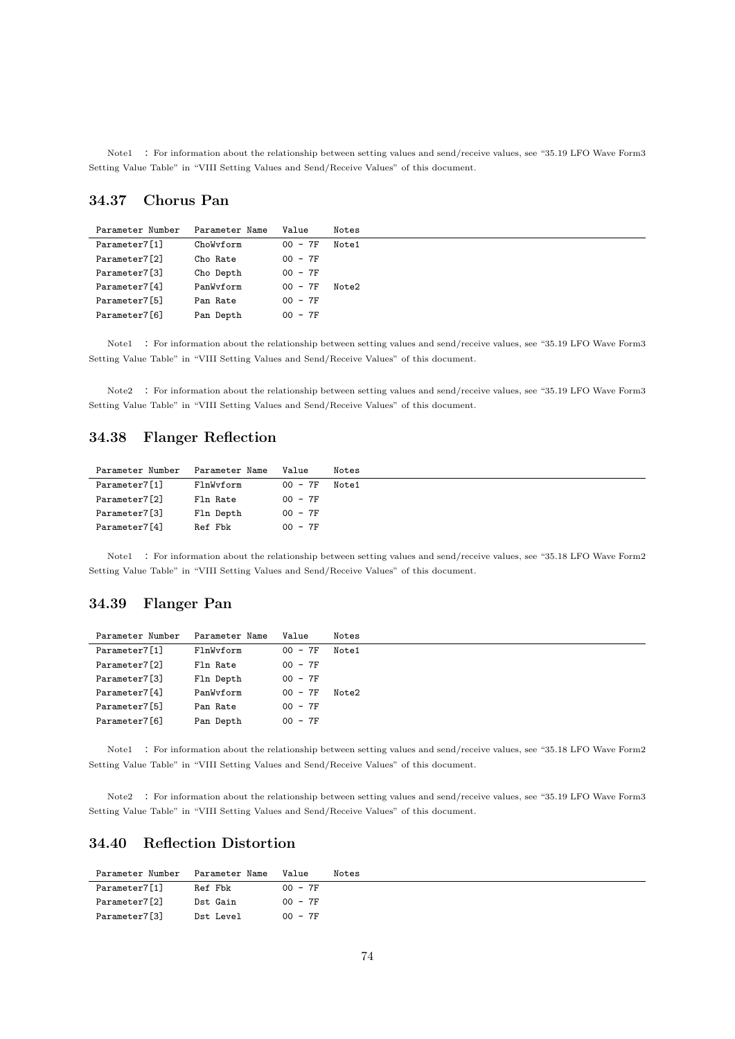Note1 : For information about the relationship between setting values and send/receive values, see “35.19 LFO Wave Form3 Setting Value Table” in “VIII Setting Values and Send/Receive Values” of this document.

## 34.37 Chorus Pan

| Parameter Number | Parameter Name | Value | Notes |
|---|---|---|---|
| Parameter7[1] | ChoWvform | 00 - 7F | Note1 |
| Parameter7[2] | Cho Rate | 00 - 7F | |
| Parameter7[3] | Cho Depth | 00 - 7F | |
| Parameter7[4] | PanWvform | 00 - 7F | Note2 |
| Parameter7[5] | Pan Rate | 00 - 7F | |
| Parameter7[6] | Pan Depth | 00 - 7F | |

Note1 : For information about the relationship between setting values and send/receive values, see “35.19 LFO Wave Form3 Setting Value Table” in “VIII Setting Values and Send/Receive Values” of this document.

Note2 : For information about the relationship between setting values and send/receive values, see “35.19 LFO Wave Form3 Setting Value Table” in “VIII Setting Values and Send/Receive Values” of this document.

## 34.38 Flanger Reflection

| Parameter Number | Parameter Name | Value | Notes |
|---|---|---|---|
| Parameter7[1] | FlnWvform | 00 - 7F | Note1 |
| Parameter7[2] | Fln Rate | 00 - 7F | |
| Parameter7[3] | Fln Depth | 00 - 7F | |
| Parameter7[4] | Ref Fbk | 00 - 7F | |

Note1 : For information about the relationship between setting values and send/receive values, see “35.18 LFO Wave Form2 Setting Value Table” in “VIII Setting Values and Send/Receive Values” of this document.

## 34.39 Flanger Pan

| Parameter Number | Parameter Name | Value | Notes |
|---|---|---|---|
| Parameter7[1] | FlnWvform | 00 - 7F | Note1 |
| Parameter7[2] | Fln Rate | 00 - 7F | |
| Parameter7[3] | Fln Depth | 00 - 7F | |
| Parameter7[4] | PanWvform | 00 - 7F | Note2 |
| Parameter7[5] | Pan Rate | 00 - 7F | |
| Parameter7[6] | Pan Depth | 00 - 7F | |

Note1 : For information about the relationship between setting values and send/receive values, see “35.18 LFO Wave Form2 Setting Value Table” in “VIII Setting Values and Send/Receive Values” of this document.

Note2 : For information about the relationship between setting values and send/receive values, see “35.19 LFO Wave Form3 Setting Value Table” in “VIII Setting Values and Send/Receive Values” of this document.

## 34.40 Reflection Distortion

| Parameter Number | Parameter Name | Value | Notes |
|---|---|---|---|
| Parameter7[1] | Ref Fbk | 00 - 7F | |
| Parameter7[2] | Dst Gain | 00 - 7F | |
| Parameter7[3] | Dst Level | 00 - 7F | |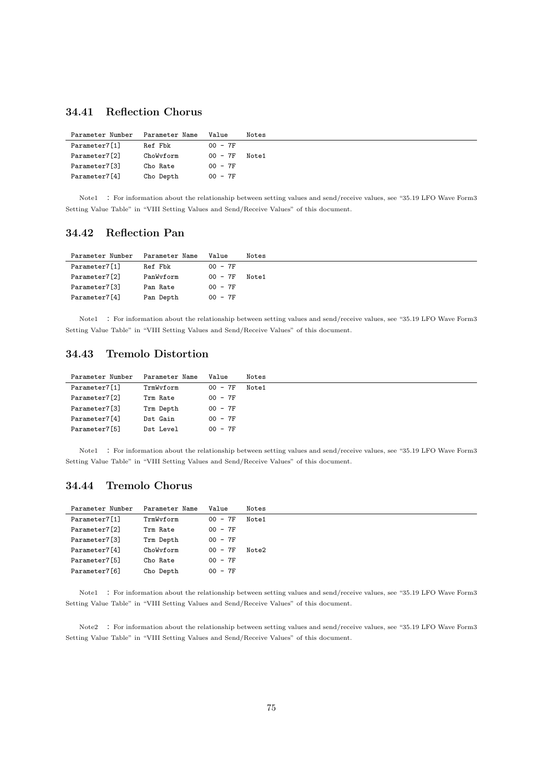## 34.41 Reflection Chorus

| Parameter Number | Parameter Name | Value | Notes |
|---|---|---|---|
| Parameter7[1] | Ref Fbk | 00 - 7F | |
| Parameter7[2] | ChoWvform | 00 - 7F | Note1 |
| Parameter7[3] | Cho Rate | 00 - 7F | |
| Parameter7[4] | Cho Depth | 00 - 7F | |

Note1 : For information about the relationship between setting values and send/receive values, see "35.19 LFO Wave Form3 Setting Value Table" in "VIII Setting Values and Send/Receive Values" of this document.

## 34.42 Reflection Pan

| Parameter Number | Parameter Name | Value | Notes |
|---|---|---|---|
| Parameter7[1] | Ref Fbk | 00 - 7F | |
| Parameter7[2] | PanWvform | 00 - 7F | Note1 |
| Parameter7[3] | Pan Rate | 00 - 7F | |
| Parameter7[4] | Pan Depth | 00 - 7F | |

Note1 : For information about the relationship between setting values and send/receive values, see "35.19 LFO Wave Form3 Setting Value Table" in "VIII Setting Values and Send/Receive Values" of this document.

## 34.43 Tremolo Distortion

| Parameter Number | Parameter Name | Value | Notes |
|---|---|---|---|
| Parameter7[1] | TrmWvform | 00 - 7F | Note1 |
| Parameter7[2] | Trm Rate | 00 - 7F | |
| Parameter7[3] | Trm Depth | 00 - 7F | |
| Parameter7[4] | Dst Gain | 00 - 7F | |
| Parameter7[5] | Dst Level | 00 - 7F | |

Note1 : For information about the relationship between setting values and send/receive values, see "35.19 LFO Wave Form3 Setting Value Table" in "VIII Setting Values and Send/Receive Values" of this document.

## 34.44 Tremolo Chorus

| Parameter Number | Parameter Name | Value | Notes |
|---|---|---|---|
| Parameter7[1] | TrmWvform | 00 - 7F | Note1 |
| Parameter7[2] | Trm Rate | 00 - 7F | |
| Parameter7[3] | Trm Depth | 00 - 7F | |
| Parameter7[4] | ChoWvform | 00 - 7F | Note2 |
| Parameter7[5] | Cho Rate | 00 - 7F | |
| Parameter7[6] | Cho Depth | 00 - 7F | |

Note1 : For information about the relationship between setting values and send/receive values, see "35.19 LFO Wave Form3 Setting Value Table" in "VIII Setting Values and Send/Receive Values" of this document.

Note2 : For information about the relationship between setting values and send/receive values, see "35.19 LFO Wave Form3 Setting Value Table" in "VIII Setting Values and Send/Receive Values" of this document.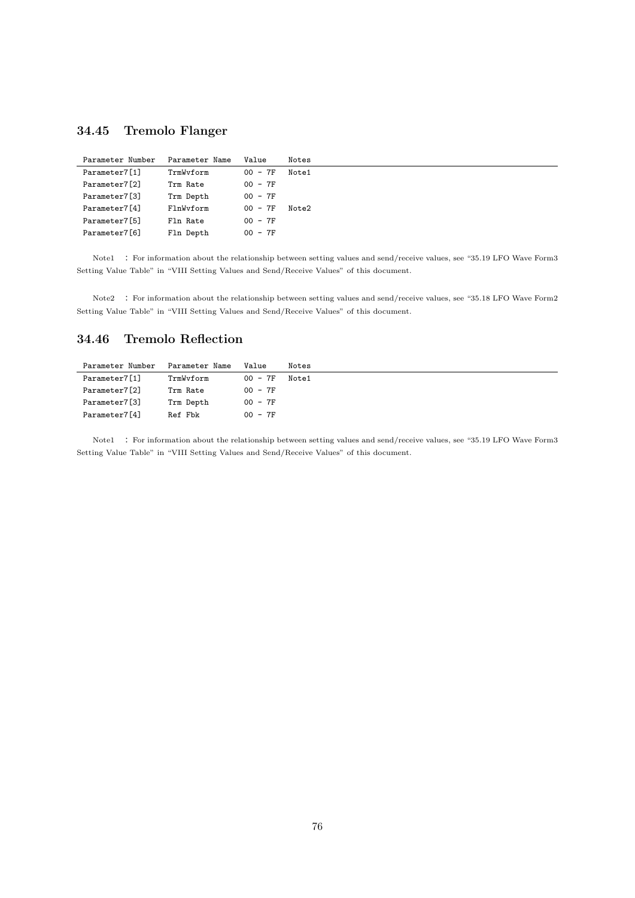## 34.45 Tremolo Flanger

| Parameter Number | Parameter Name | Value | Notes |
|---|---|---|---|
| Parameter7[1] | TrmWvform | 00 - 7F | Note1 |
| Parameter7[2] | Trm Rate | 00 - 7F | |
| Parameter7[3] | Trm Depth | 00 - 7F | |
| Parameter7[4] | FlnWvform | 00 - 7F | Note2 |
| Parameter7[5] | Fln Rate | 00 - 7F | |
| Parameter7[6] | Fln Depth | 00 - 7F | |

Note1 : For information about the relationship between setting values and send/receive values, see “35.19 LFO Wave Form3 Setting Value Table” in “VIII Setting Values and Send/Receive Values” of this document.

Note2 : For information about the relationship between setting values and send/receive values, see “35.18 LFO Wave Form2 Setting Value Table” in “VIII Setting Values and Send/Receive Values” of this document.

## 34.46 Tremolo Reflection

| Parameter Number | Parameter Name | Value | Notes |
|---|---|---|---|
| Parameter7[1] | TrmWvform | 00 - 7F | Note1 |
| Parameter7[2] | Trm Rate | 00 - 7F | |
| Parameter7[3] | Trm Depth | 00 - 7F | |
| Parameter7[4] | Ref Fbk | 00 - 7F | |

Note1 : For information about the relationship between setting values and send/receive values, see “35.19 LFO Wave Form3 Setting Value Table” in “VIII Setting Values and Send/Receive Values” of this document.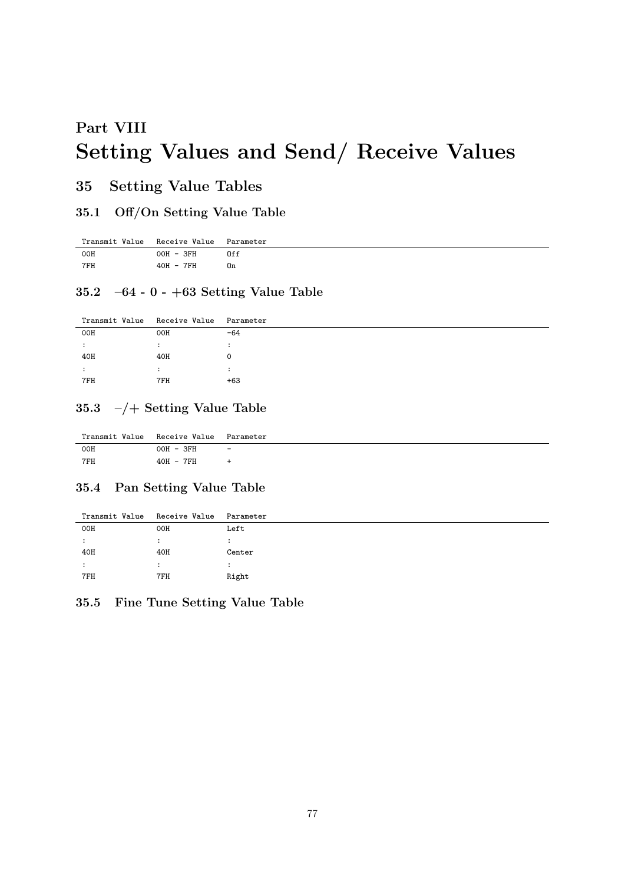# Part VIII
# Setting Values and Send/ Receive Values

## 35 Setting Value Tables

### 35.1 Off/On Setting Value Table

| Transmit Value | Receive Value | Parameter |
|---|---|---|
| 00H | 00H - 3FH | Off |
| 7FH | 40H - 7FH | On |

### 35.2 –64 - 0 - +63 Setting Value Table

| Transmit Value | Receive Value | Parameter |
|---|---|---|
| 00H | 00H | -64 |
| : | : | : |
| 40H | 40H | 0 |
| : | : | : |
| 7FH | 7FH | +63 |

### 35.3 –/+ Setting Value Table

| Transmit Value | Receive Value | Parameter |
|---|---|---|
| 00H | 00H - 3FH | - |
| 7FH | 40H - 7FH | + |

### 35.4 Pan Setting Value Table

| Transmit Value | Receive Value | Parameter |
|---|---|---|
| 00H | 00H | Left |
| : | : | : |
| 40H | 40H | Center |
| : | : | : |
| 7FH | 7FH | Right |

### 35.5 Fine Tune Setting Value Table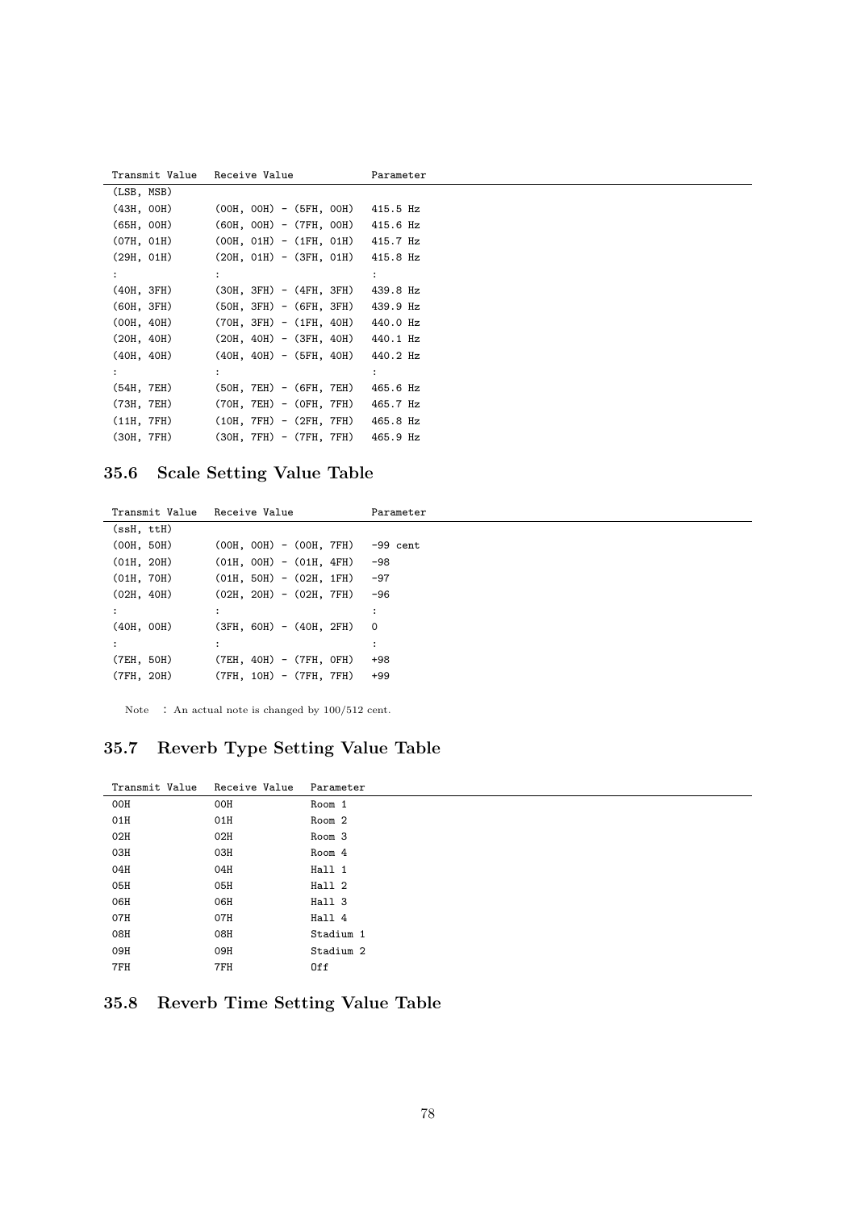| Transmit Value | Receive Value | Parameter |
|---|---|---|
| (LSB, MSB) | | |
| (43H, 00H) | (00H, 00H) - (5FH, 00H) | 415.5 Hz |
| (65H, 00H) | (60H, 00H) - (7FH, 00H) | 415.6 Hz |
| (07H, 01H) | (00H, 01H) - (1FH, 01H) | 415.7 Hz |
| (29H, 01H) | (20H, 01H) - (3FH, 01H) | 415.8 Hz |
| : | : | : |
| (40H, 3FH) | (30H, 3FH) - (4FH, 3FH) | 439.8 Hz |
| (60H, 3FH) | (50H, 3FH) - (6FH, 3FH) | 439.9 Hz |
| (00H, 40H) | (70H, 3FH) - (1FH, 40H) | 440.0 Hz |
| (20H, 40H) | (20H, 40H) - (3FH, 40H) | 440.1 Hz |
| (40H, 40H) | (40H, 40H) - (5FH, 40H) | 440.2 Hz |
| : | : | : |
| (54H, 7EH) | (50H, 7EH) - (6FH, 7EH) | 465.6 Hz |
| (73H, 7EH) | (70H, 7EH) - (0FH, 7FH) | 465.7 Hz |
| (11H, 7FH) | (10H, 7FH) - (2FH, 7FH) | 465.8 Hz |
| (30H, 7FH) | (30H, 7FH) - (7FH, 7FH) | 465.9 Hz |

## 35.6 Scale Setting Value Table

| Transmit Value | Receive Value | Parameter |
|---|---|---|
| (ssH, ttH) | | |
| (00H, 50H) | (00H, 00H) - (00H, 7FH) | -99 cent |
| (01H, 20H) | (01H, 00H) - (01H, 4FH) | -98 |
| (01H, 70H) | (01H, 50H) - (02H, 1FH) | -97 |
| (02H, 40H) | (02H, 20H) - (02H, 7FH) | -96 |
| : | : | : |
| (40H, 00H) | (3FH, 60H) - (40H, 2FH) | 0 |
| : | : | : |
| (7EH, 50H) | (7EH, 40H) - (7FH, 0FH) | +98 |
| (7FH, 20H) | (7FH, 10H) - (7FH, 7FH) | +99 |

Note : An actual note is changed by 100/512 cent.

## 35.7 Reverb Type Setting Value Table

| Transmit Value | Receive Value | Parameter |
|---|---|---|
| 00H | 00H | Room 1 |
| 01H | 01H | Room 2 |
| 02H | 02H | Room 3 |
| 03H | 03H | Room 4 |
| 04H | 04H | Hall 1 |
| 05H | 05H | Hall 2 |
| 06H | 06H | Hall 3 |
| 07H | 07H | Hall 4 |
| 08H | 08H | Stadium 1 |
| 09H | 09H | Stadium 2 |
| 7FH | 7FH | Off |

## 35.8 Reverb Time Setting Value Table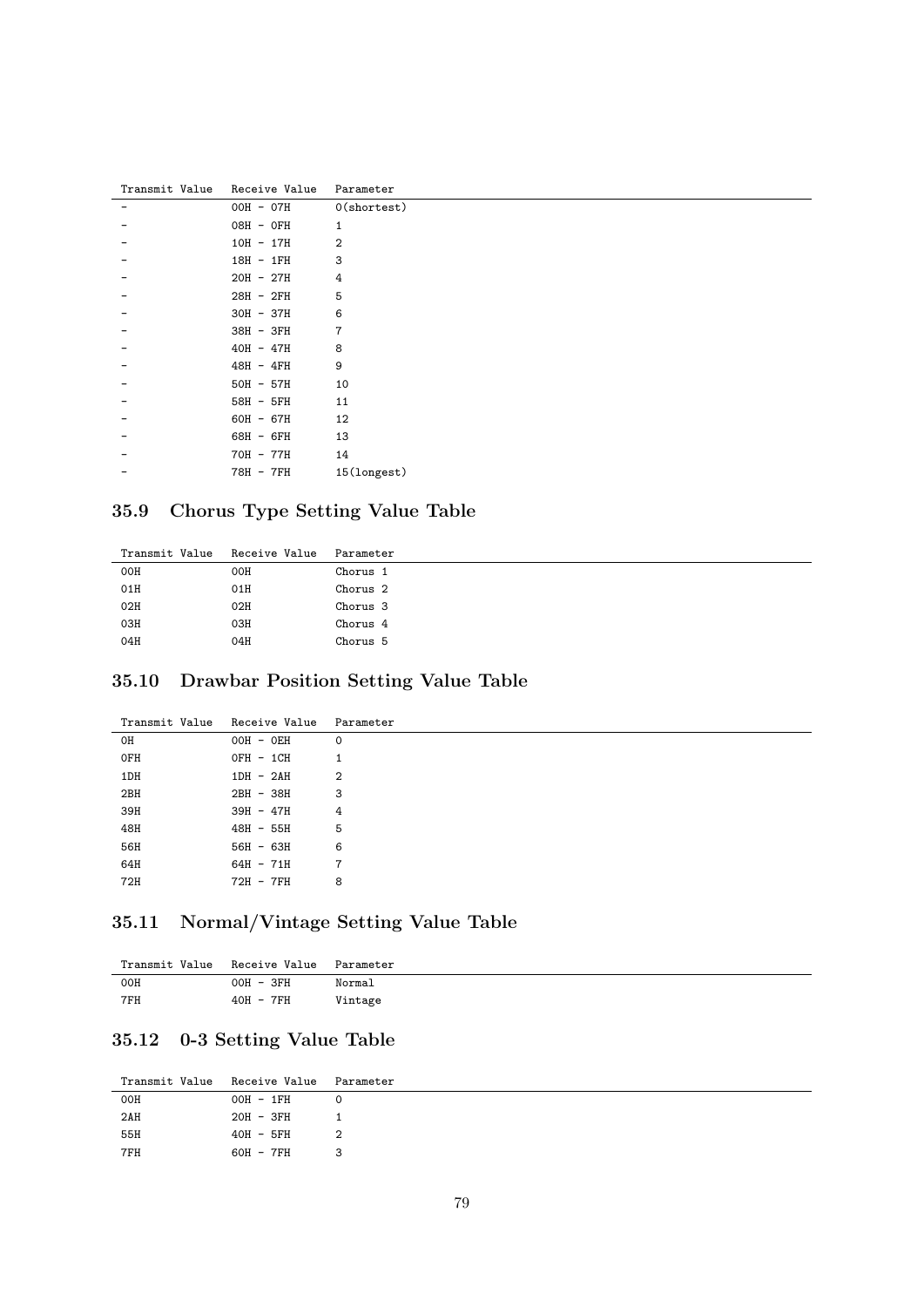| Transmit Value | Receive Value | Parameter |
|---|---|---|
| - | 00H - 07H | 0(shortest) |
| - | 08H - 0FH | 1 |
| - | 10H - 17H | 2 |
| - | 18H - 1FH | 3 |
| - | 20H - 27H | 4 |
| - | 28H - 2FH | 5 |
| - | 30H - 37H | 6 |
| - | 38H - 3FH | 7 |
| - | 40H - 47H | 8 |
| - | 48H - 4FH | 9 |
| - | 50H - 57H | 10 |
| - | 58H - 5FH | 11 |
| - | 60H - 67H | 12 |
| - | 68H - 6FH | 13 |
| - | 70H - 77H | 14 |
| - | 78H - 7FH | 15(longest) |

## 35.9 Chorus Type Setting Value Table

| Transmit Value | Receive Value | Parameter |
|---|---|---|
| 00H | 00H | Chorus 1 |
| 01H | 01H | Chorus 2 |
| 02H | 02H | Chorus 3 |
| 03H | 03H | Chorus 4 |
| 04H | 04H | Chorus 5 |

## 35.10 Drawbar Position Setting Value Table

| Transmit Value | Receive Value | Parameter |
|---|---|---|
| 0H | 00H - 0EH | 0 |
| 0FH | 0FH - 1CH | 1 |
| 1DH | 1DH - 2AH | 2 |
| 2BH | 2BH - 38H | 3 |
| 39H | 39H - 47H | 4 |
| 48H | 48H - 55H | 5 |
| 56H | 56H - 63H | 6 |
| 64H | 64H - 71H | 7 |
| 72H | 72H - 7FH | 8 |

## 35.11 Normal/Vintage Setting Value Table

| Transmit Value | Receive Value | Parameter |
|---|---|---|
| 00H | 00H - 3FH | Normal |
| 7FH | 40H - 7FH | Vintage |

## 35.12 0-3 Setting Value Table

| Transmit Value | Receive Value | Parameter |
|---|---|---|
| 00H | 00H - 1FH | 0 |
| 2AH | 20H - 3FH | 1 |
| 55H | 40H - 5FH | 2 |
| 7FH | 60H - 7FH | 3 |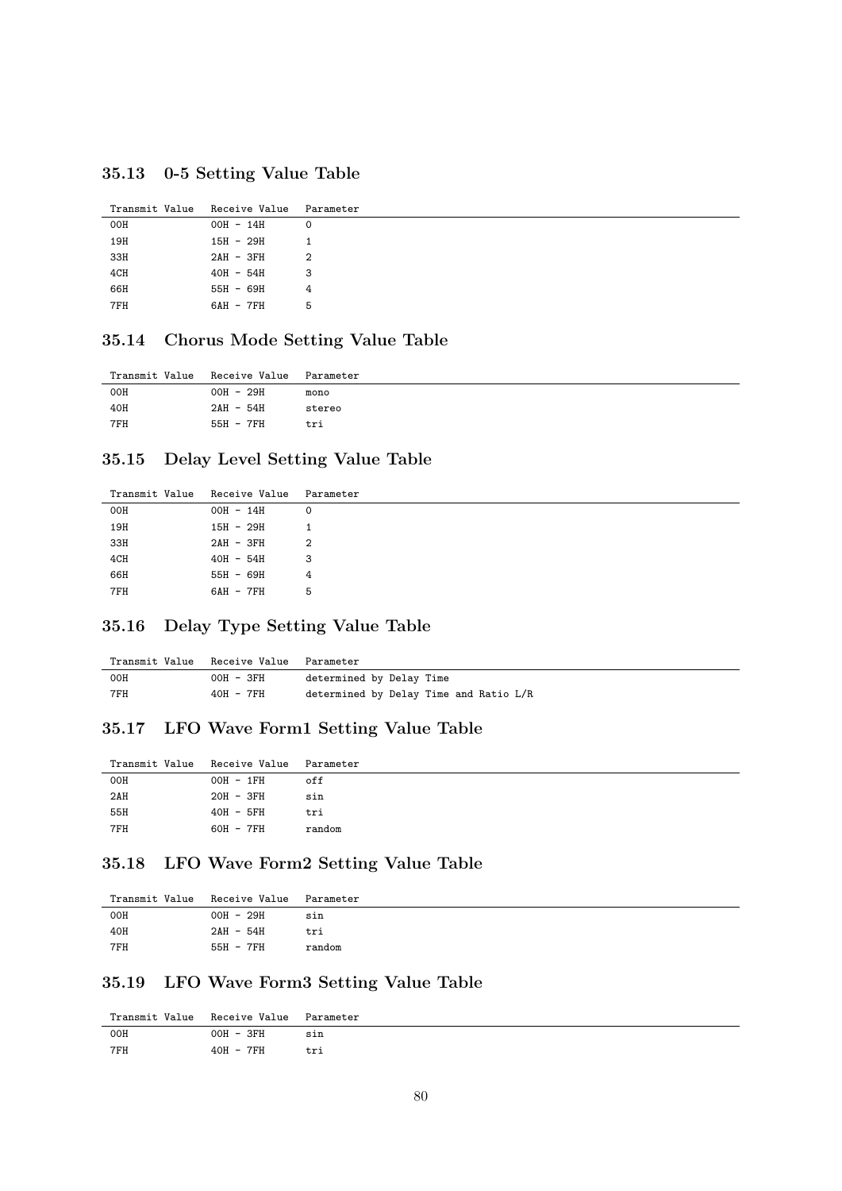### 35.13 0-5 Setting Value Table

| Transmit Value | Receive Value | Parameter |
|---|---|---|
| 00H | 00H - 14H | 0 |
| 19H | 15H - 29H | 1 |
| 33H | 2AH - 3FH | 2 |
| 4CH | 40H - 54H | 3 |
| 66H | 55H - 69H | 4 |
| 7FH | 6AH - 7FH | 5 |

### 35.14 Chorus Mode Setting Value Table

| Transmit Value | Receive Value | Parameter |
|---|---|---|
| 00H | 00H - 29H | mono |
| 40H | 2AH - 54H | stereo |
| 7FH | 55H - 7FH | tri |

### 35.15 Delay Level Setting Value Table

| Transmit Value | Receive Value | Parameter |
|---|---|---|
| 00H | 00H - 14H | 0 |
| 19H | 15H - 29H | 1 |
| 33H | 2AH - 3FH | 2 |
| 4CH | 40H - 54H | 3 |
| 66H | 55H - 69H | 4 |
| 7FH | 6AH - 7FH | 5 |

### 35.16 Delay Type Setting Value Table

| Transmit Value | Receive Value | Parameter |
|---|---|---|
| 00H | 00H - 3FH | determined by Delay Time |
| 7FH | 40H - 7FH | determined by Delay Time and Ratio L/R |

### 35.17 LFO Wave Form1 Setting Value Table

| Transmit Value | Receive Value | Parameter |
|---|---|---|
| 00H | 00H - 1FH | off |
| 2AH | 20H - 3FH | sin |
| 55H | 40H - 5FH | tri |
| 7FH | 60H - 7FH | random |

### 35.18 LFO Wave Form2 Setting Value Table

| Transmit Value | Receive Value | Parameter |
|---|---|---|
| 00H | 00H - 29H | sin |
| 40H | 2AH - 54H | tri |
| 7FH | 55H - 7FH | random |

### 35.19 LFO Wave Form3 Setting Value Table

| Transmit Value | Receive Value | Parameter |
|---|---|---|
| 00H | 00H - 3FH | sin |
| 7FH | 40H - 7FH | tri |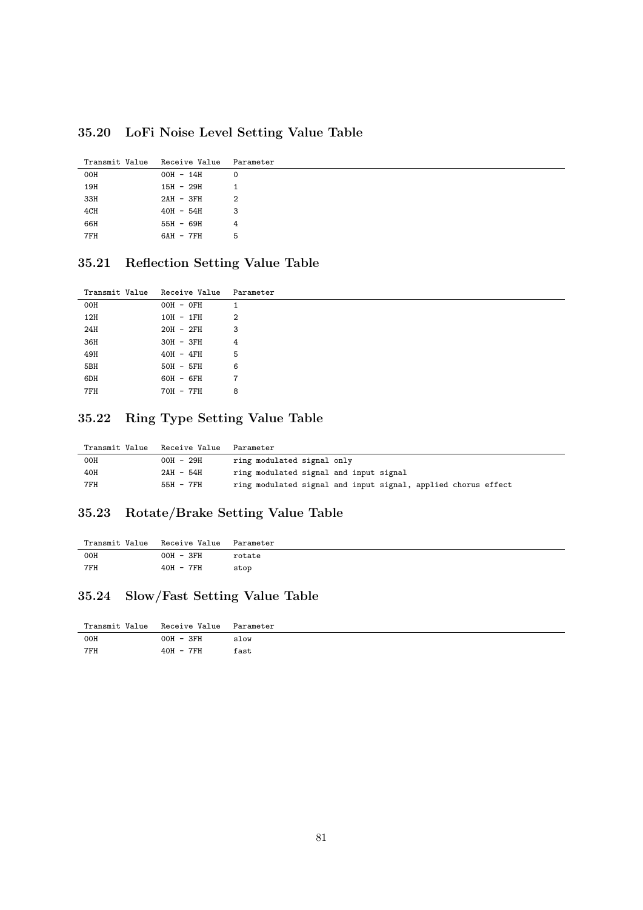## 35.20 LoFi Noise Level Setting Value Table

| Transmit Value | Receive Value | Parameter |
|---|---|---|
| 00H | 00H - 14H | 0 |
| 19H | 15H - 29H | 1 |
| 33H | 2AH - 3FH | 2 |
| 4CH | 40H - 54H | 3 |
| 66H | 55H - 69H | 4 |
| 7FH | 6AH - 7FH | 5 |

## 35.21 Reflection Setting Value Table

| Transmit Value | Receive Value | Parameter |
|---|---|---|
| 00H | 00H - 0FH | 1 |
| 12H | 10H - 1FH | 2 |
| 24H | 20H - 2FH | 3 |
| 36H | 30H - 3FH | 4 |
| 49H | 40H - 4FH | 5 |
| 5BH | 50H - 5FH | 6 |
| 6DH | 60H - 6FH | 7 |
| 7FH | 70H - 7FH | 8 |

## 35.22 Ring Type Setting Value Table

| Transmit Value | Receive Value | Parameter |
|---|---|---|
| 00H | 00H - 29H | ring modulated signal only |
| 40H | 2AH - 54H | ring modulated signal and input signal |
| 7FH | 55H - 7FH | ring modulated signal and input signal, applied chorus effect |

## 35.23 Rotate/Brake Setting Value Table

| Transmit Value | Receive Value | Parameter |
|---|---|---|
| 00H | 00H - 3FH | rotate |
| 7FH | 40H - 7FH | stop |

## 35.24 Slow/Fast Setting Value Table

| Transmit Value | Receive Value | Parameter |
|---|---|---|
| 00H | 00H - 3FH | slow |
| 7FH | 40H - 7FH | fast |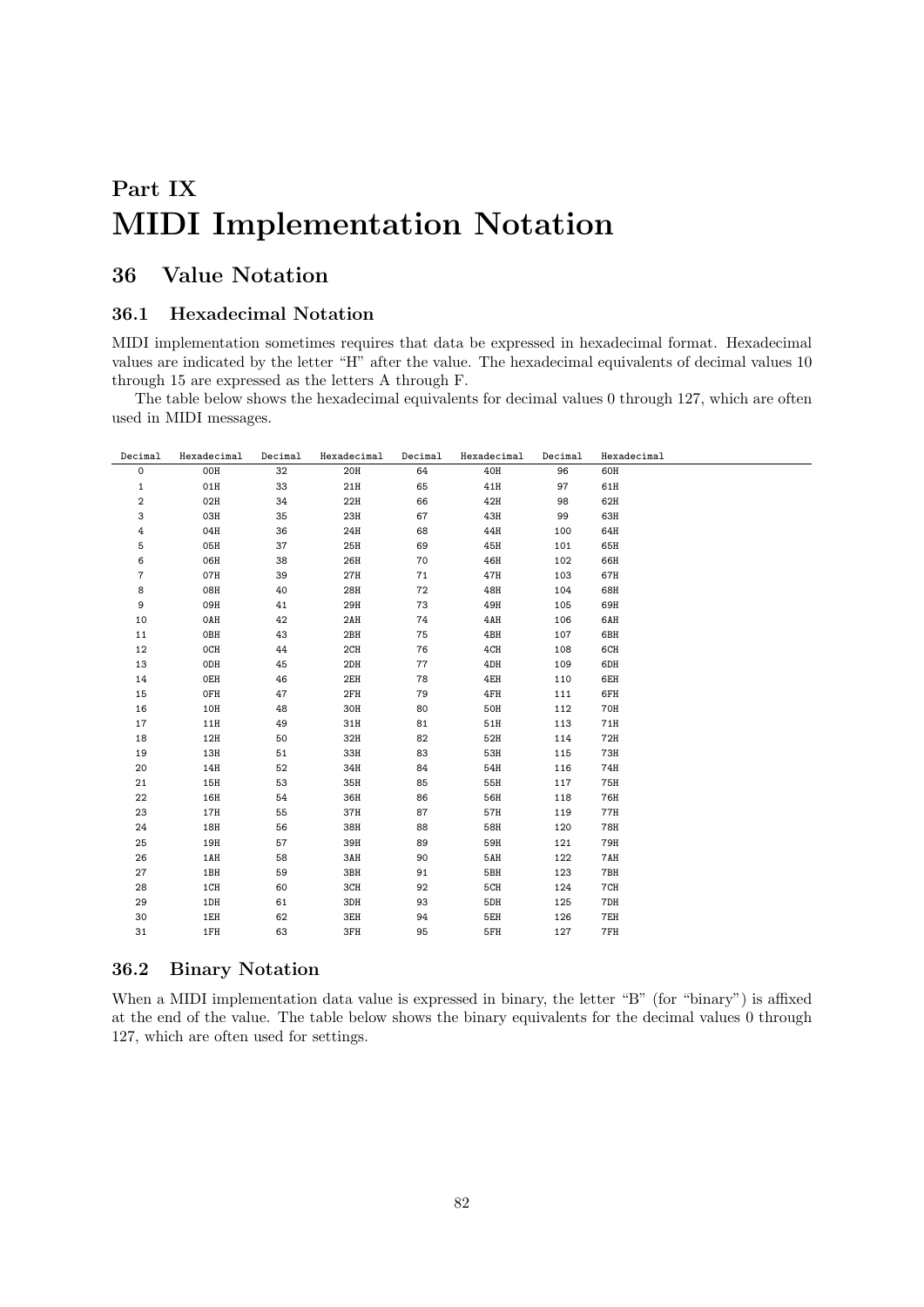# Part IX
# MIDI Implementation Notation

## 36 Value Notation

### 36.1 Hexadecimal Notation

MIDI implementation sometimes requires that data be expressed in hexadecimal format. Hexadecimal values are indicated by the letter "H" after the value. The hexadecimal equivalents of decimal values 10 through 15 are expressed as the letters A through F.

The table below shows the hexadecimal equivalents for decimal values 0 through 127, which are often used in MIDI messages.

| Decimal | Hexadecimal | Decimal | Hexadecimal | Decimal | Hexadecimal | Decimal | Hexadecimal |
|---|---|---|---|---|---|---|---|
| 0 | 00H | 32 | 20H | 64 | 40H | 96 | 60H |
| 1 | 01H | 33 | 21H | 65 | 41H | 97 | 61H |
| 2 | 02H | 34 | 22H | 66 | 42H | 98 | 62H |
| 3 | 03H | 35 | 23H | 67 | 43H | 99 | 63H |
| 4 | 04H | 36 | 24H | 68 | 44H | 100 | 64H |
| 5 | 05H | 37 | 25H | 69 | 45H | 101 | 65H |
| 6 | 06H | 38 | 26H | 70 | 46H | 102 | 66H |
| 7 | 07H | 39 | 27H | 71 | 47H | 103 | 67H |
| 8 | 08H | 40 | 28H | 72 | 48H | 104 | 68H |
| 9 | 09H | 41 | 29H | 73 | 49H | 105 | 69H |
| 10 | 0AH | 42 | 2AH | 74 | 4AH | 106 | 6AH |
| 11 | 0BH | 43 | 2BH | 75 | 4BH | 107 | 6BH |
| 12 | 0CH | 44 | 2CH | 76 | 4CH | 108 | 6CH |
| 13 | 0DH | 45 | 2DH | 77 | 4DH | 109 | 6DH |
| 14 | 0EH | 46 | 2EH | 78 | 4EH | 110 | 6EH |
| 15 | 0FH | 47 | 2FH | 79 | 4FH | 111 | 6FH |
| 16 | 10H | 48 | 30H | 80 | 50H | 112 | 70H |
| 17 | 11H | 49 | 31H | 81 | 51H | 113 | 71H |
| 18 | 12H | 50 | 32H | 82 | 52H | 114 | 72H |
| 19 | 13H | 51 | 33H | 83 | 53H | 115 | 73H |
| 20 | 14H | 52 | 34H | 84 | 54H | 116 | 74H |
| 21 | 15H | 53 | 35H | 85 | 55H | 117 | 75H |
| 22 | 16H | 54 | 36H | 86 | 56H | 118 | 76H |
| 23 | 17H | 55 | 37H | 87 | 57H | 119 | 77H |
| 24 | 18H | 56 | 38H | 88 | 58H | 120 | 78H |
| 25 | 19H | 57 | 39H | 89 | 59H | 121 | 79H |
| 26 | 1AH | 58 | 3AH | 90 | 5AH | 122 | 7AH |
| 27 | 1BH | 59 | 3BH | 91 | 5BH | 123 | 7BH |
| 28 | 1CH | 60 | 3CH | 92 | 5CH | 124 | 7CH |
| 29 | 1DH | 61 | 3DH | 93 | 5DH | 125 | 7DH |
| 30 | 1EH | 62 | 3EH | 94 | 5EH | 126 | 7EH |
| 31 | 1FH | 63 | 3FH | 95 | 5FH | 127 | 7FH |

### 36.2 Binary Notation

When a MIDI implementation data value is expressed in binary, the letter "B" (for "binary") is affixed at the end of the value. The table below shows the binary equivalents for the decimal values 0 through 127, which are often used for settings.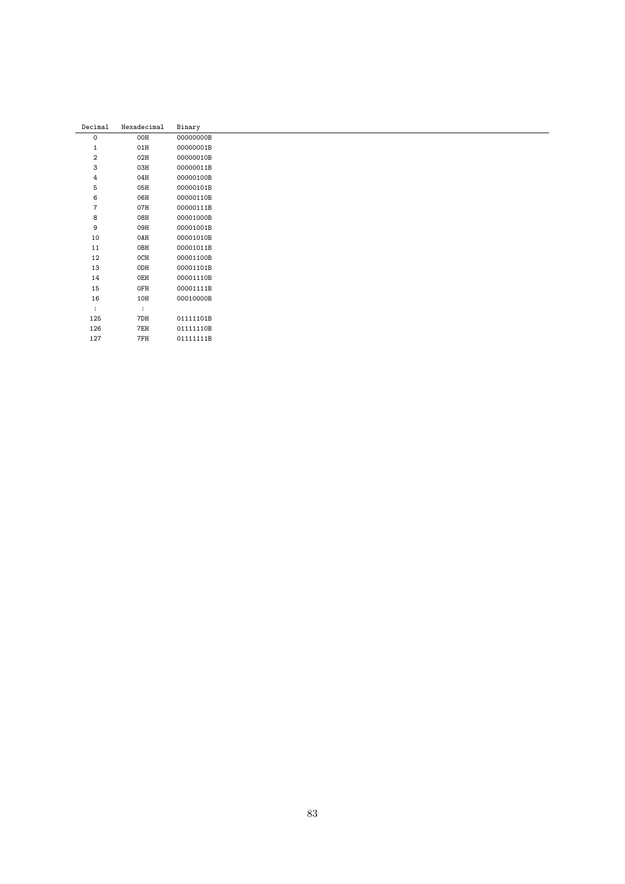| Decimal | Hexadecimal | Binary |
|---|---|---|
| 0 | 00H | 00000000B |
| 1 | 01H | 00000001B |
| 2 | 02H | 00000010B |
| 3 | 03H | 00000011B |
| 4 | 04H | 00000100B |
| 5 | 05H | 00000101B |
| 6 | 06H | 00000110B |
| 7 | 07H | 00000111B |
| 8 | 08H | 00001000B |
| 9 | 09H | 00001001B |
| 10 | 0AH | 00001010B |
| 11 | 0BH | 00001011B |
| 12 | 0CH | 00001100B |
| 13 | 0DH | 00001101B |
| 14 | 0EH | 00001110B |
| 15 | 0FH | 00001111B |
| 16 | 10H | 00010000B |
| : | : | |
| 125 | 7DH | 01111101B |
| 126 | 7EH | 01111110B |
| 127 | 7FH | 01111111B |